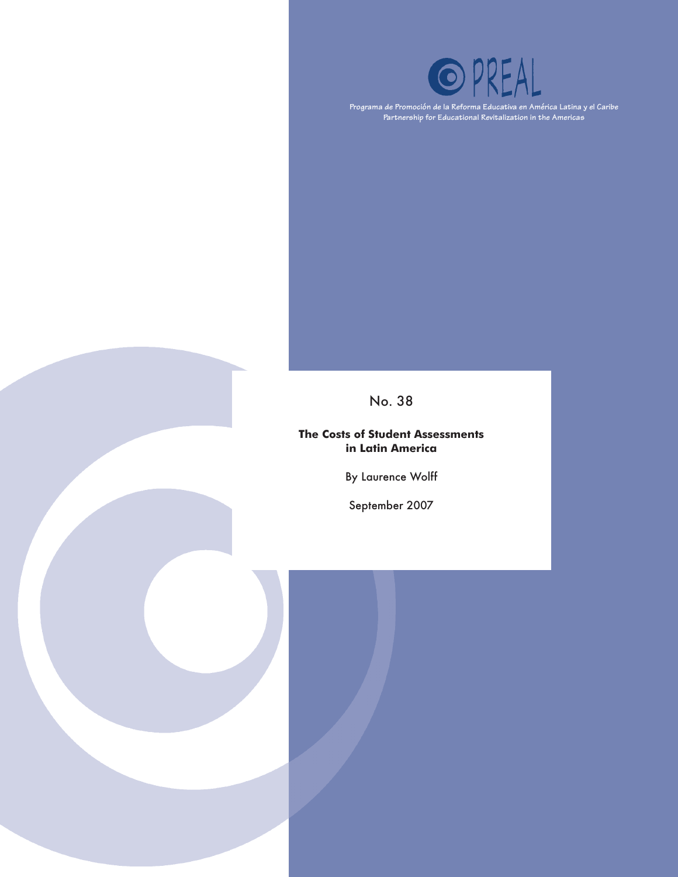PREAL

Programa de Promoción de la Reforma Educativa en América Latina y el Caribe
Partnership for Educational Revitalization in the Americas

No. 38

# The Costs of Student Assessments in Latin America

By Laurence Wolff

September 2007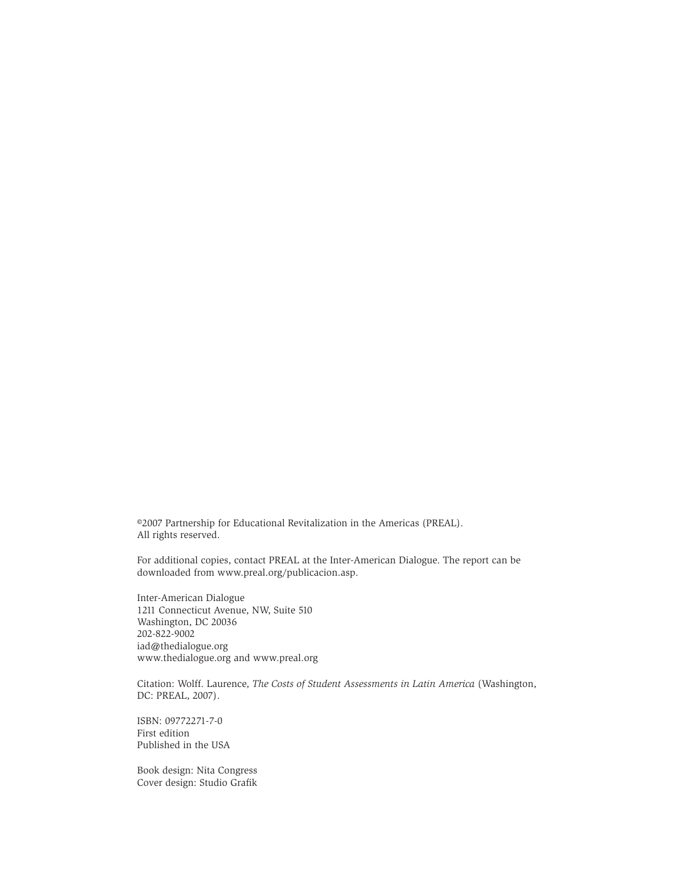©2007 Partnership for Educational Revitalization in the Americas (PREAL).
All rights reserved.

For additional copies, contact PREAL at the Inter-American Dialogue. The report can be downloaded from www.preal.org/publicacion.asp.

Inter-American Dialogue
1211 Connecticut Avenue, NW, Suite 510
Washington, DC 20036
202-822-9002
iad@thedialogue.org
www.thedialogue.org and www.preal.org

Citation: Wolff. Laurence, *The Costs of Student Assessments in Latin America* (Washington, DC: PREAL, 2007).

ISBN: 09772271-7-0
First edition
Published in the USA

Book design: Nita Congress
Cover design: Studio Grafik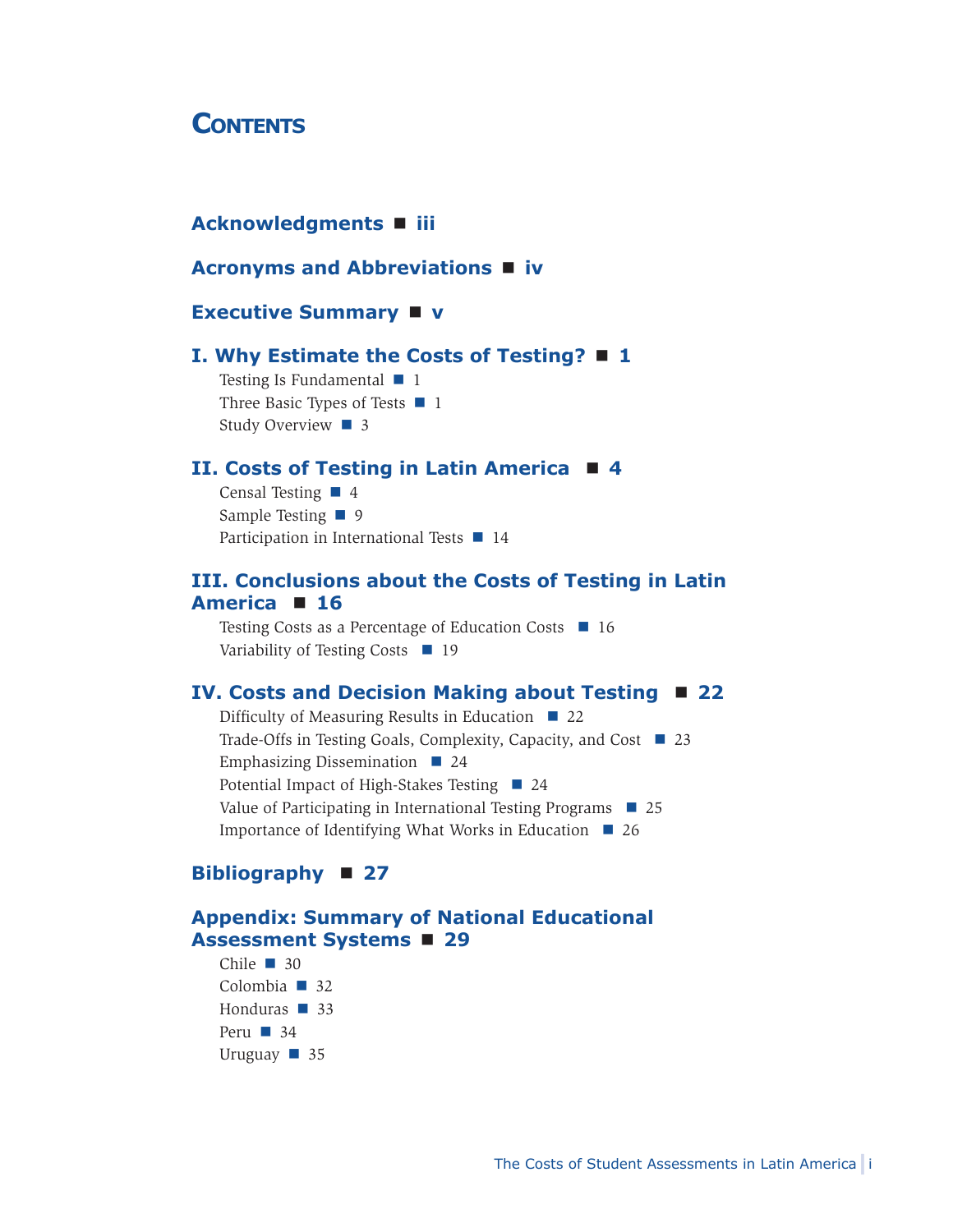# Contents

**Acknowledgments ■ iii**

**Acronyms and Abbreviations ■ iv**

**Executive Summary ■ v**

**I. Why Estimate the Costs of Testing? ■ 1**

- Testing Is Fundamental ■ 1
- Three Basic Types of Tests ■ 1
- Study Overview ■ 3

**II. Costs of Testing in Latin America ■ 4**

- Censal Testing ■ 4
- Sample Testing ■ 9
- Participation in International Tests ■ 14

**III. Conclusions about the Costs of Testing in Latin America ■ 16**

- Testing Costs as a Percentage of Education Costs ■ 16
- Variability of Testing Costs ■ 19

**IV. Costs and Decision Making about Testing ■ 22**

- Difficulty of Measuring Results in Education ■ 22
- Trade-Offs in Testing Goals, Complexity, Capacity, and Cost ■ 23
- Emphasizing Dissemination ■ 24
- Potential Impact of High-Stakes Testing ■ 24
- Value of Participating in International Testing Programs ■ 25
- Importance of Identifying What Works in Education ■ 26

**Bibliography ■ 27**

**Appendix: Summary of National Educational Assessment Systems ■ 29**

- Chile ■ 30
- Colombia ■ 32
- Honduras ■ 33
- Peru ■ 34
- Uruguay ■ 35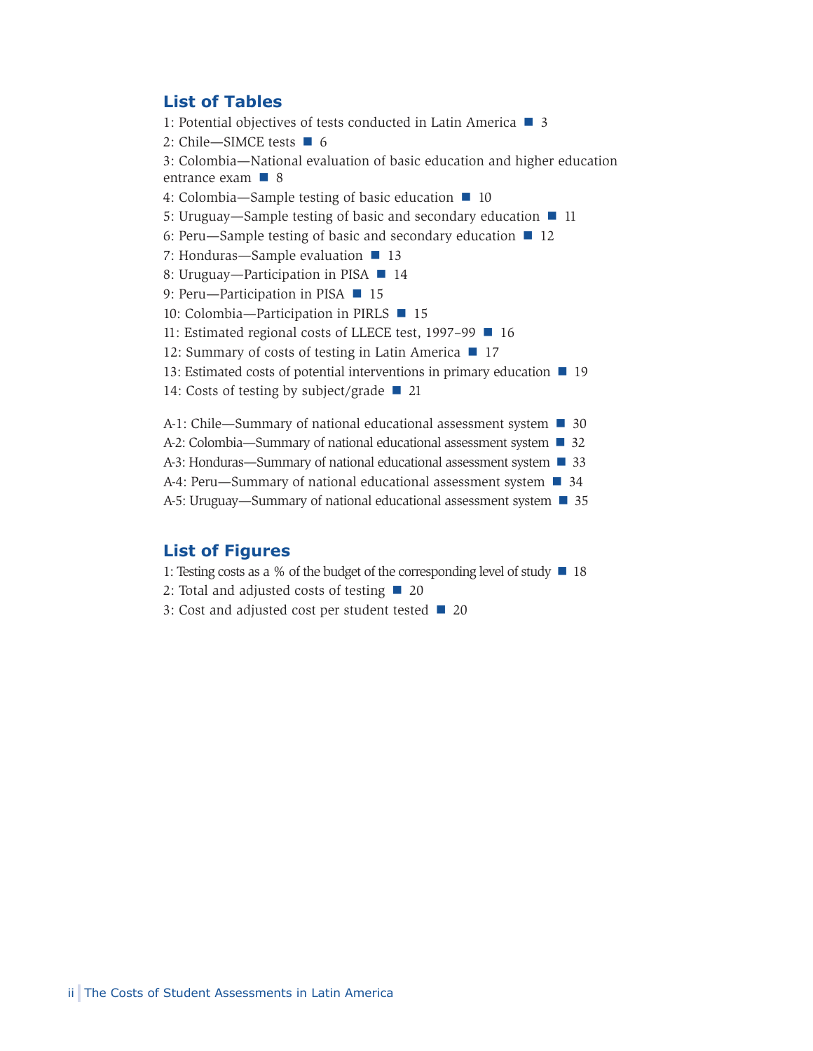## List of Tables

1: Potential objectives of tests conducted in Latin America ■ 3
2: Chile—SIMCE tests ■ 6
3: Colombia—National evaluation of basic education and higher education entrance exam ■ 8
4: Colombia—Sample testing of basic education ■ 10
5: Uruguay—Sample testing of basic and secondary education ■ 11
6: Peru—Sample testing of basic and secondary education ■ 12
7: Honduras—Sample evaluation ■ 13
8: Uruguay—Participation in PISA ■ 14
9: Peru—Participation in PISA ■ 15
10: Colombia—Participation in PIRLS ■ 15
11: Estimated regional costs of LLECE test, 1997–99 ■ 16
12: Summary of costs of testing in Latin America ■ 17
13: Estimated costs of potential interventions in primary education ■ 19
14: Costs of testing by subject/grade ■ 21

A-1: Chile—Summary of national educational assessment system ■ 30
A-2: Colombia—Summary of national educational assessment system ■ 32
A-3: Honduras—Summary of national educational assessment system ■ 33
A-4: Peru—Summary of national educational assessment system ■ 34
A-5: Uruguay—Summary of national educational assessment system ■ 35

## List of Figures

1: Testing costs as a % of the budget of the corresponding level of study ■ 18
2: Total and adjusted costs of testing ■ 20
3: Cost and adjusted cost per student tested ■ 20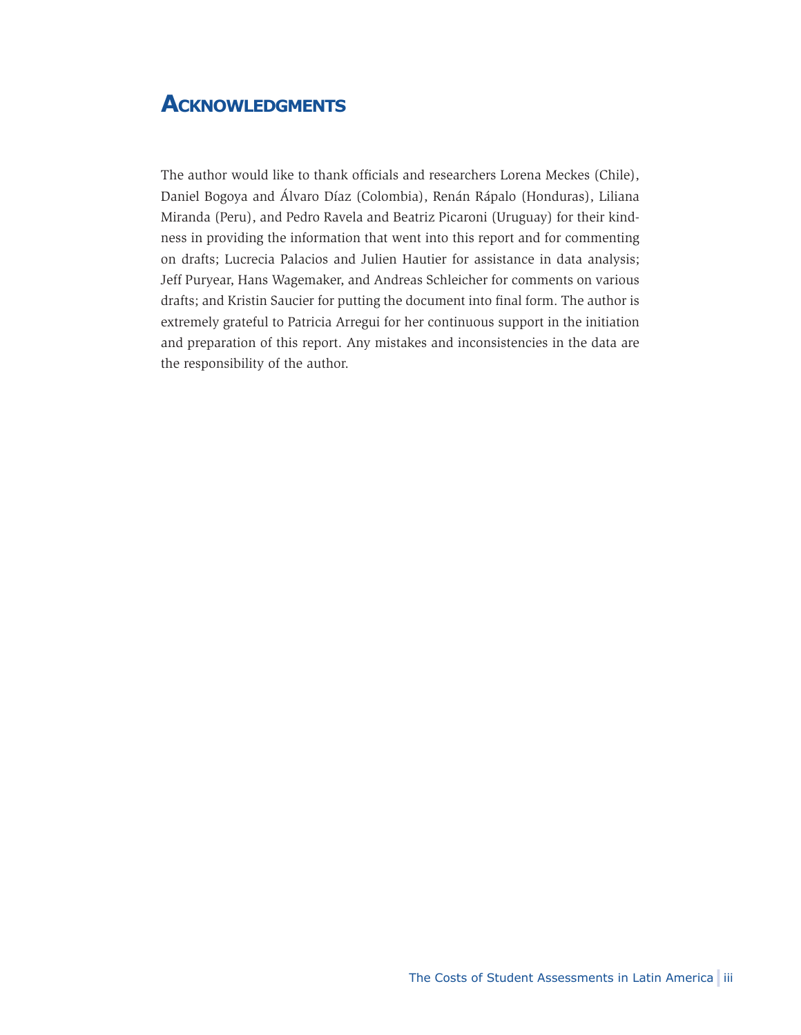# Acknowledgments

The author would like to thank officials and researchers Lorena Meckes (Chile), Daniel Bogoya and Álvaro Díaz (Colombia), Renán Rápalo (Honduras), Liliana Miranda (Peru), and Pedro Ravela and Beatriz Picaroni (Uruguay) for their kindness in providing the information that went into this report and for commenting on drafts; Lucrecia Palacios and Julien Hautier for assistance in data analysis; Jeff Puryear, Hans Wagemaker, and Andreas Schleicher for comments on various drafts; and Kristin Saucier for putting the document into final form. The author is extremely grateful to Patricia Arregui for her continuous support in the initiation and preparation of this report. Any mistakes and inconsistencies in the data are the responsibility of the author.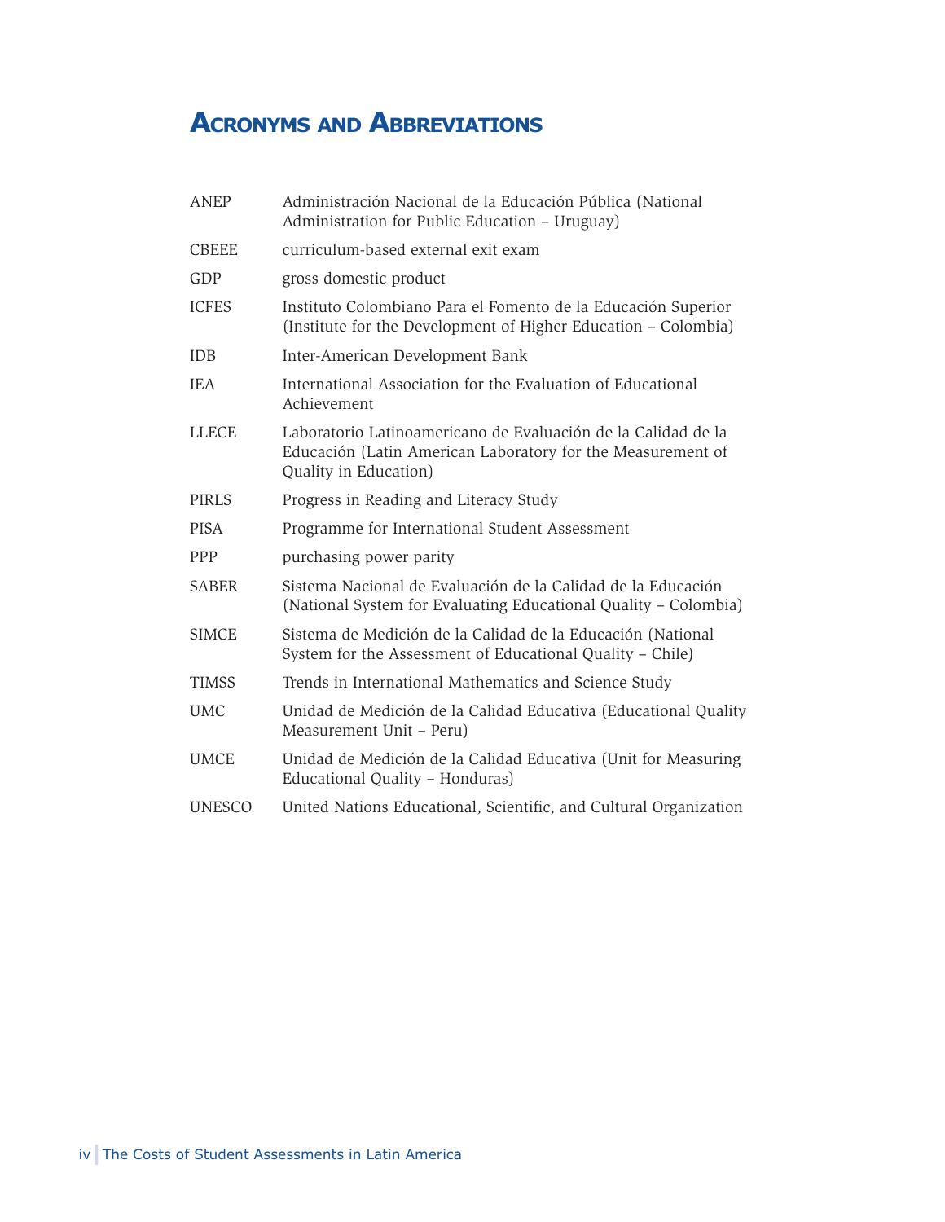# Acronyms and Abbreviations

| | |
|---|---|
| ANEP | Administración Nacional de la Educación Pública (National Administration for Public Education – Uruguay) |
| CBEEE | curriculum-based external exit exam |
| GDP | gross domestic product |
| ICFES | Instituto Colombiano Para el Fomento de la Educación Superior (Institute for the Development of Higher Education – Colombia) |
| IDB | Inter-American Development Bank |
| IEA | International Association for the Evaluation of Educational Achievement |
| LLECE | Laboratorio Latinoamericano de Evaluación de la Calidad de la Educación (Latin American Laboratory for the Measurement of Quality in Education) |
| PIRLS | Progress in Reading and Literacy Study |
| PISA | Programme for International Student Assessment |
| PPP | purchasing power parity |
| SABER | Sistema Nacional de Evaluación de la Calidad de la Educación (National System for Evaluating Educational Quality – Colombia) |
| SIMCE | Sistema de Medición de la Calidad de la Educación (National System for the Assessment of Educational Quality – Chile) |
| TIMSS | Trends in International Mathematics and Science Study |
| UMC | Unidad de Medición de la Calidad Educativa (Educational Quality Measurement Unit – Peru) |
| UMCE | Unidad de Medición de la Calidad Educativa (Unit for Measuring Educational Quality – Honduras) |
| UNESCO | United Nations Educational, Scientific, and Cultural Organization |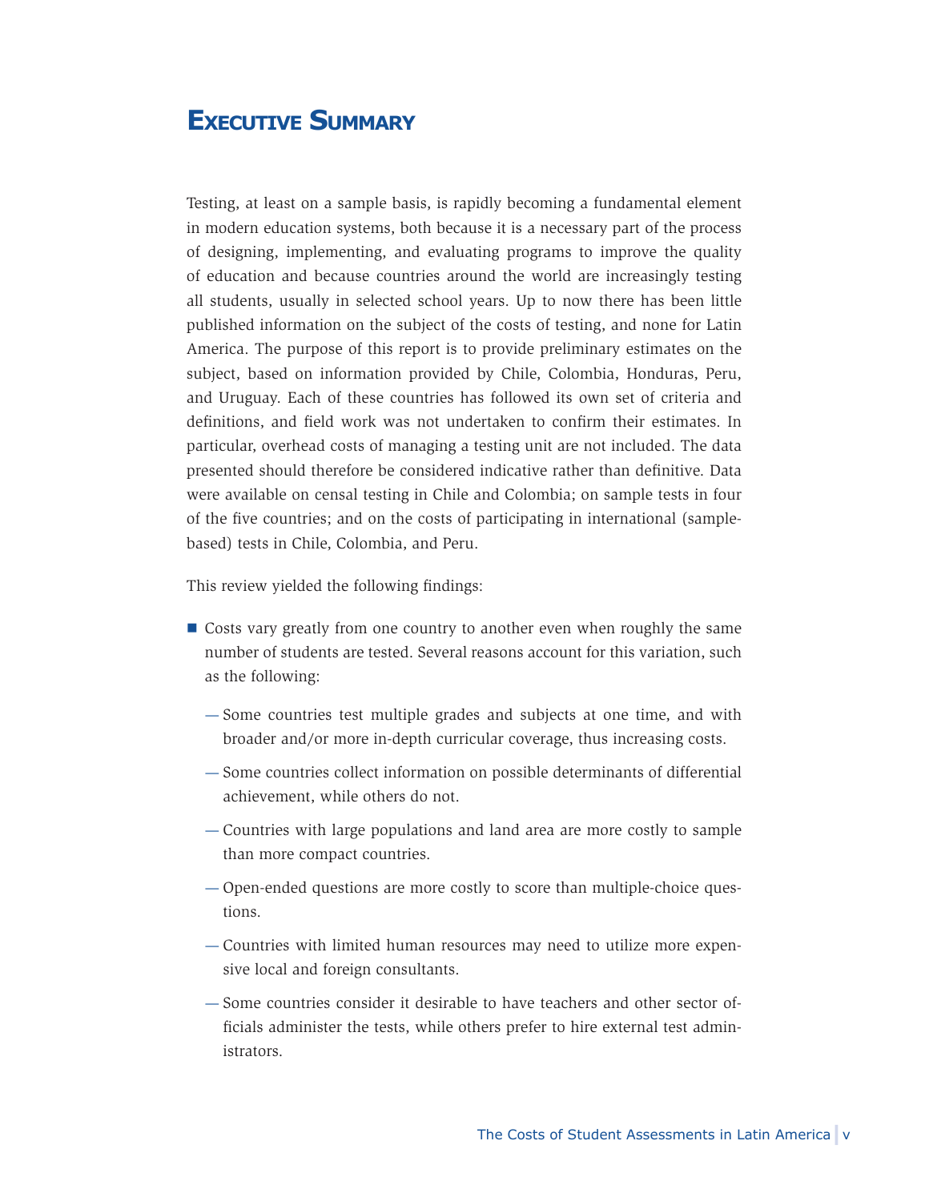# Executive Summary

Testing, at least on a sample basis, is rapidly becoming a fundamental element in modern education systems, both because it is a necessary part of the process of designing, implementing, and evaluating programs to improve the quality of education and because countries around the world are increasingly testing all students, usually in selected school years. Up to now there has been little published information on the subject of the costs of testing, and none for Latin America. The purpose of this report is to provide preliminary estimates on the subject, based on information provided by Chile, Colombia, Honduras, Peru, and Uruguay. Each of these countries has followed its own set of criteria and definitions, and field work was not undertaken to confirm their estimates. In particular, overhead costs of managing a testing unit are not included. The data presented should therefore be considered indicative rather than definitive. Data were available on censal testing in Chile and Colombia; on sample tests in four of the five countries; and on the costs of participating in international (sample-based) tests in Chile, Colombia, and Peru.

This review yielded the following findings:

- Costs vary greatly from one country to another even when roughly the same number of students are tested. Several reasons account for this variation, such as the following:
  - Some countries test multiple grades and subjects at one time, and with broader and/or more in-depth curricular coverage, thus increasing costs.
  - Some countries collect information on possible determinants of differential achievement, while others do not.
  - Countries with large populations and land area are more costly to sample than more compact countries.
  - Open-ended questions are more costly to score than multiple-choice questions.
  - Countries with limited human resources may need to utilize more expensive local and foreign consultants.
  - Some countries consider it desirable to have teachers and other sector officials administer the tests, while others prefer to hire external test administrators.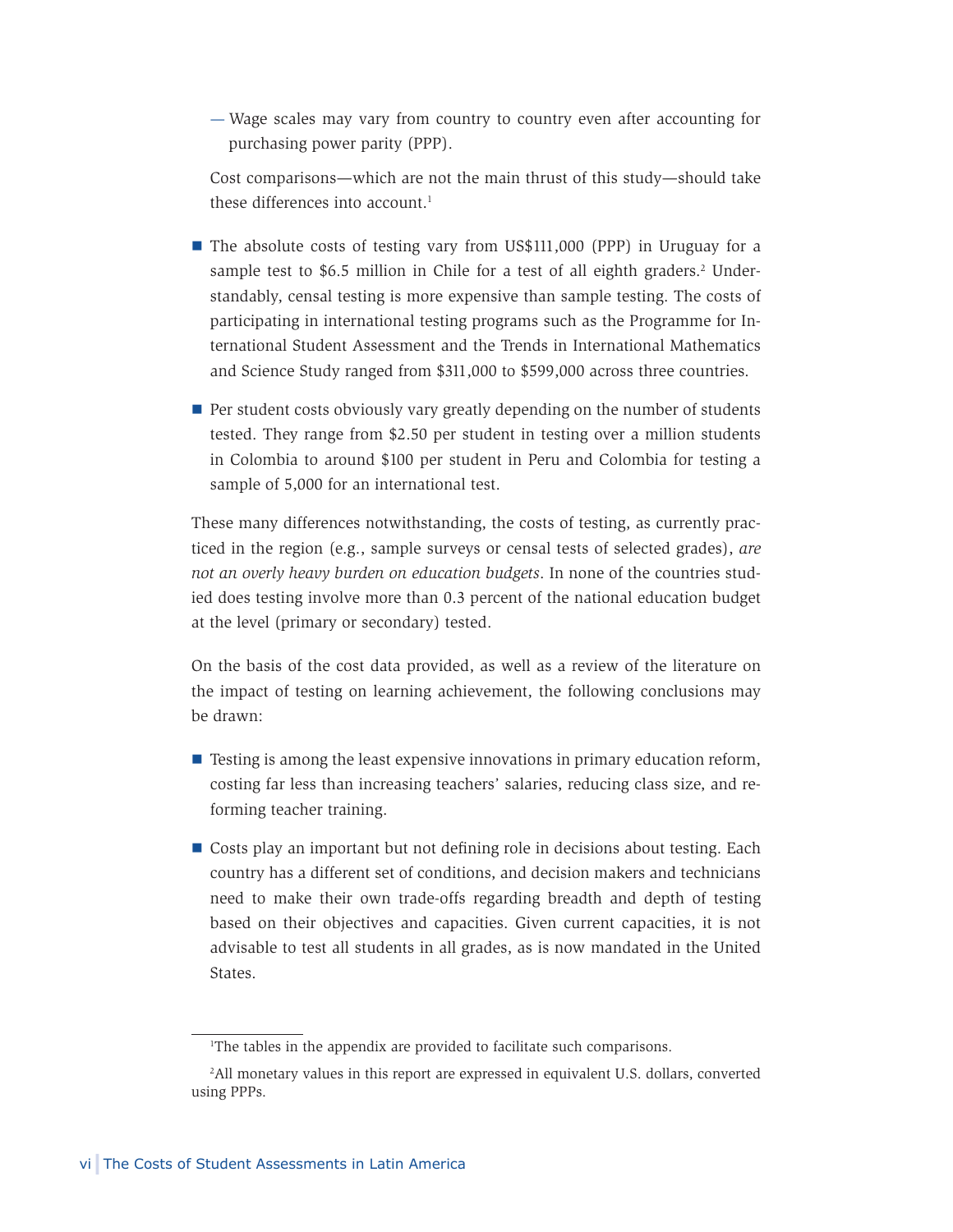— Wage scales may vary from country to country even after accounting for purchasing power parity (PPP).

Cost comparisons—which are not the main thrust of this study—should take these differences into account.[1]

- The absolute costs of testing vary from US$111,000 (PPP) in Uruguay for a sample test to $6.5 million in Chile for a test of all eighth graders.[2] Understandably, censal testing is more expensive than sample testing. The costs of participating in international testing programs such as the Programme for International Student Assessment and the Trends in International Mathematics and Science Study ranged from $311,000 to $599,000 across three countries.

- Per student costs obviously vary greatly depending on the number of students tested. They range from $2.50 per student in testing over a million students in Colombia to around $100 per student in Peru and Colombia for testing a sample of 5,000 for an international test.

These many differences notwithstanding, the costs of testing, as currently practiced in the region (e.g., sample surveys or censal tests of selected grades), *are not an overly heavy burden on education budgets*. In none of the countries studied does testing involve more than 0.3 percent of the national education budget at the level (primary or secondary) tested.

On the basis of the cost data provided, as well as a review of the literature on the impact of testing on learning achievement, the following conclusions may be drawn:

- Testing is among the least expensive innovations in primary education reform, costing far less than increasing teachers' salaries, reducing class size, and reforming teacher training.

- Costs play an important but not defining role in decisions about testing. Each country has a different set of conditions, and decision makers and technicians need to make their own trade-offs regarding breadth and depth of testing based on their objectives and capacities. Given current capacities, it is not advisable to test all students in all grades, as is now mandated in the United States.

---

[1] The tables in the appendix are provided to facilitate such comparisons.

[2] All monetary values in this report are expressed in equivalent U.S. dollars, converted using PPPs.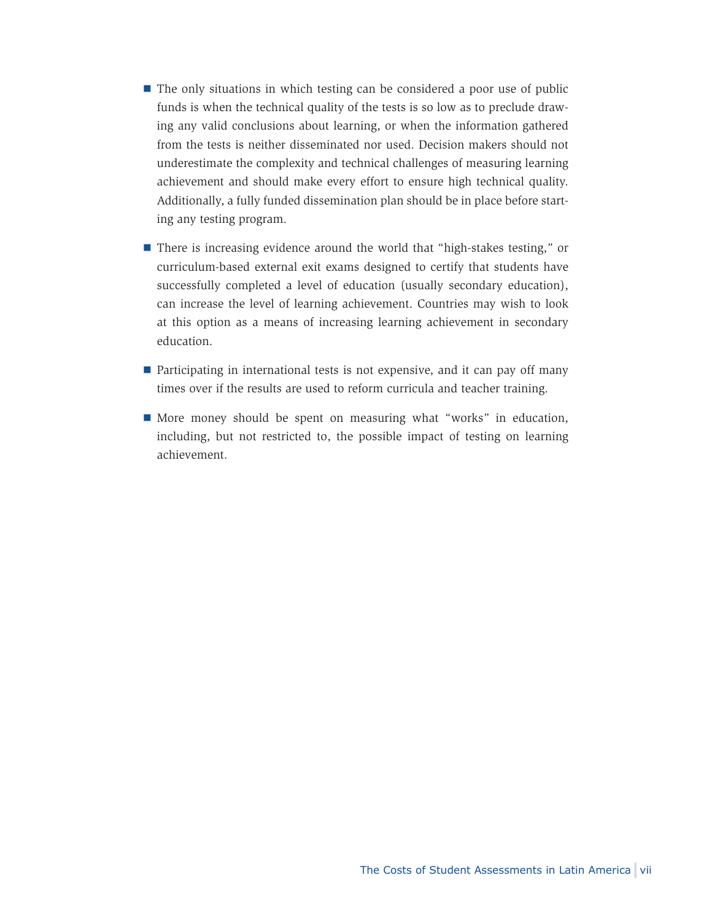- The only situations in which testing can be considered a poor use of public funds is when the technical quality of the tests is so low as to preclude drawing any valid conclusions about learning, or when the information gathered from the tests is neither disseminated nor used. Decision makers should not underestimate the complexity and technical challenges of measuring learning achievement and should make every effort to ensure high technical quality. Additionally, a fully funded dissemination plan should be in place before starting any testing program.

- There is increasing evidence around the world that "high-stakes testing," or curriculum-based external exit exams designed to certify that students have successfully completed a level of education (usually secondary education), can increase the level of learning achievement. Countries may wish to look at this option as a means of increasing learning achievement in secondary education.

- Participating in international tests is not expensive, and it can pay off many times over if the results are used to reform curricula and teacher training.

- More money should be spent on measuring what "works" in education, including, but not restricted to, the possible impact of testing on learning achievement.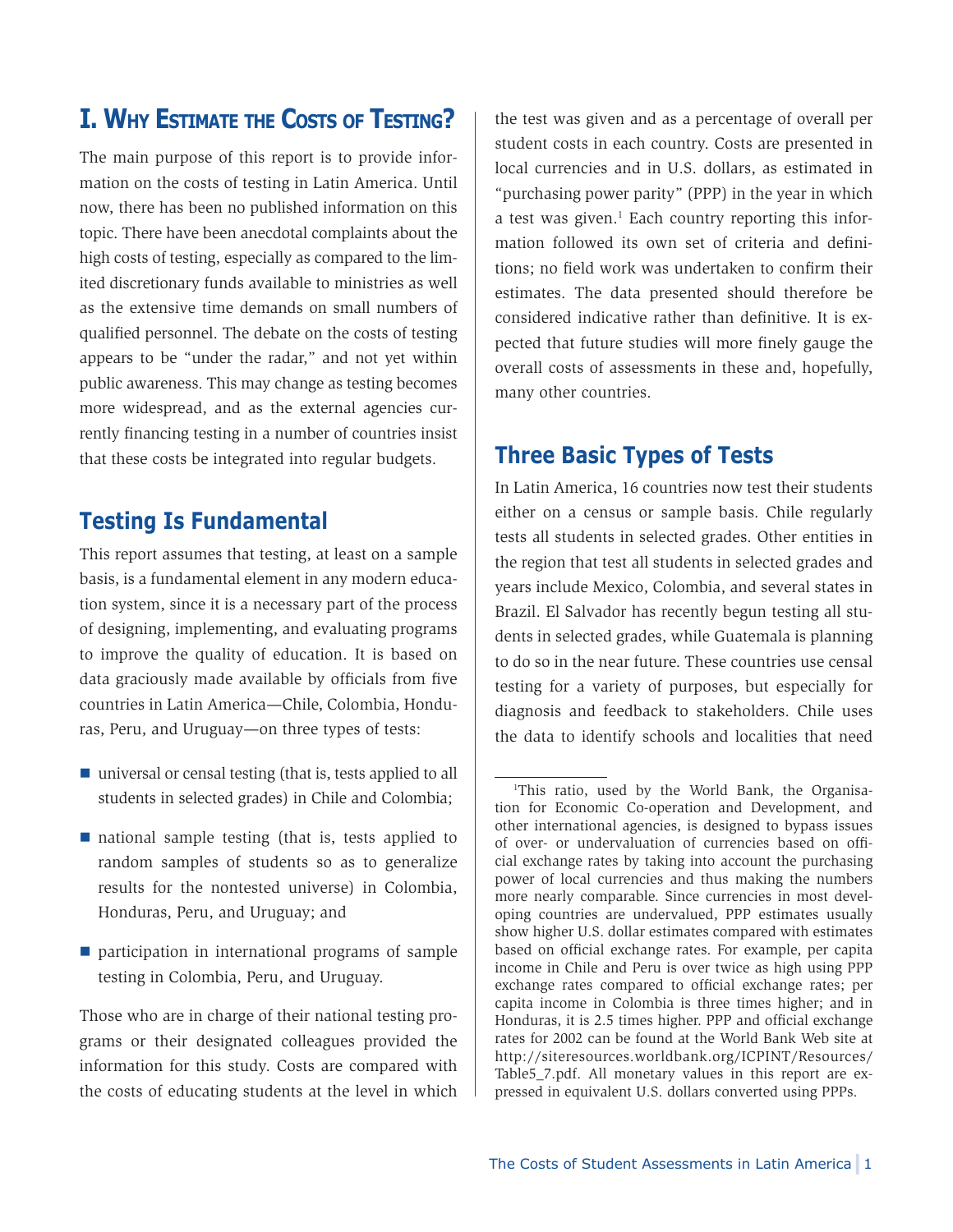# I. Why Estimate the Costs of Testing?

The main purpose of this report is to provide information on the costs of testing in Latin America. Until now, there has been no published information on this topic. There have been anecdotal complaints about the high costs of testing, especially as compared to the limited discretionary funds available to ministries as well as the extensive time demands on small numbers of qualified personnel. The debate on the costs of testing appears to be "under the radar," and not yet within public awareness. This may change as testing becomes more widespread, and as the external agencies currently financing testing in a number of countries insist that these costs be integrated into regular budgets.

## Testing Is Fundamental

This report assumes that testing, at least on a sample basis, is a fundamental element in any modern education system, since it is a necessary part of the process of designing, implementing, and evaluating programs to improve the quality of education. It is based on data graciously made available by officials from five countries in Latin America—Chile, Colombia, Honduras, Peru, and Uruguay—on three types of tests:

- universal or censal testing (that is, tests applied to all students in selected grades) in Chile and Colombia;
- national sample testing (that is, tests applied to random samples of students so as to generalize results for the nontested universe) in Colombia, Honduras, Peru, and Uruguay; and
- participation in international programs of sample testing in Colombia, Peru, and Uruguay.

Those who are in charge of their national testing programs or their designated colleagues provided the information for this study. Costs are compared with the costs of educating students at the level in which the test was given and as a percentage of overall per student costs in each country. Costs are presented in local currencies and in U.S. dollars, as estimated in "purchasing power parity" (PPP) in the year in which a test was given.[1] Each country reporting this information followed its own set of criteria and definitions; no field work was undertaken to confirm their estimates. The data presented should therefore be considered indicative rather than definitive. It is expected that future studies will more finely gauge the overall costs of assessments in these and, hopefully, many other countries.

## Three Basic Types of Tests

In Latin America, 16 countries now test their students either on a census or sample basis. Chile regularly tests all students in selected grades. Other entities in the region that test all students in selected grades and years include Mexico, Colombia, and several states in Brazil. El Salvador has recently begun testing all students in selected grades, while Guatemala is planning to do so in the near future. These countries use censal testing for a variety of purposes, but especially for diagnosis and feedback to stakeholders. Chile uses the data to identify schools and localities that need

[1]This ratio, used by the World Bank, the Organisation for Economic Co-operation and Development, and other international agencies, is designed to bypass issues of over- or undervaluation of currencies based on official exchange rates by taking into account the purchasing power of local currencies and thus making the numbers more nearly comparable. Since currencies in most developing countries are undervalued, PPP estimates usually show higher U.S. dollar estimates compared with estimates based on official exchange rates. For example, per capita income in Chile and Peru is over twice as high using PPP exchange rates compared to official exchange rates; per capita income in Colombia is three times higher; and in Honduras, it is 2.5 times higher. PPP and official exchange rates for 2002 can be found at the World Bank Web site at http://siteresources.worldbank.org/ICPINT/Resources/Table5_7.pdf. All monetary values in this report are expressed in equivalent U.S. dollars converted using PPPs.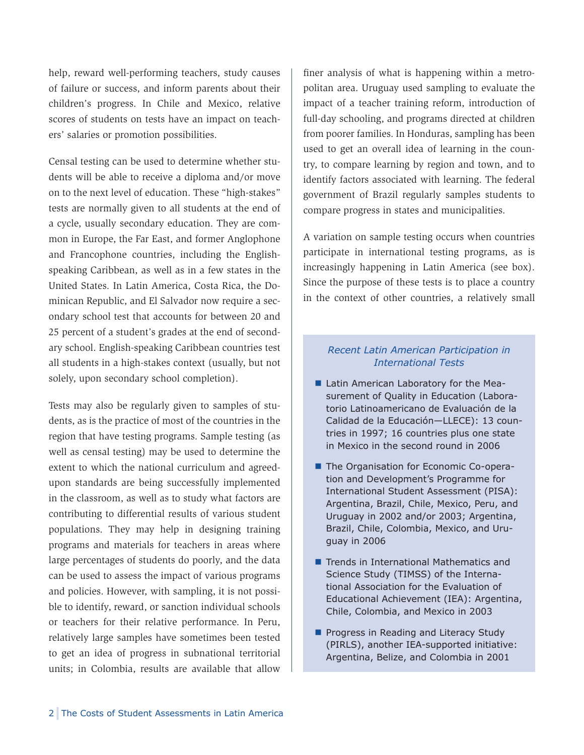help, reward well-performing teachers, study causes of failure or success, and inform parents about their children's progress. In Chile and Mexico, relative scores of students on tests have an impact on teachers' salaries or promotion possibilities.

Censal testing can be used to determine whether students will be able to receive a diploma and/or move on to the next level of education. These "high-stakes" tests are normally given to all students at the end of a cycle, usually secondary education. They are common in Europe, the Far East, and former Anglophone and Francophone countries, including the English-speaking Caribbean, as well as in a few states in the United States. In Latin America, Costa Rica, the Dominican Republic, and El Salvador now require a secondary school test that accounts for between 20 and 25 percent of a student's grades at the end of secondary school. English-speaking Caribbean countries test all students in a high-stakes context (usually, but not solely, upon secondary school completion).

Tests may also be regularly given to samples of students, as is the practice of most of the countries in the region that have testing programs. Sample testing (as well as censal testing) may be used to determine the extent to which the national curriculum and agreed-upon standards are being successfully implemented in the classroom, as well as to study what factors are contributing to differential results of various student populations. They may help in designing training programs and materials for teachers in areas where large percentages of students do poorly, and the data can be used to assess the impact of various programs and policies. However, with sampling, it is not possible to identify, reward, or sanction individual schools or teachers for their relative performance. In Peru, relatively large samples have sometimes been tested to get an idea of progress in subnational territorial units; in Colombia, results are available that allow finer analysis of what is happening within a metropolitan area. Uruguay used sampling to evaluate the impact of a teacher training reform, introduction of full-day schooling, and programs directed at children from poorer families. In Honduras, sampling has been used to get an overall idea of learning in the country, to compare learning by region and town, and to identify factors associated with learning. The federal government of Brazil regularly samples students to compare progress in states and municipalities.

A variation on sample testing occurs when countries participate in international testing programs, as is increasingly happening in Latin America (see box). Since the purpose of these tests is to place a country in the context of other countries, a relatively small

### *Recent Latin American Participation in International Tests*

- Latin American Laboratory for the Measurement of Quality in Education (Laboratorio Latinoamericano de Evaluación de la Calidad de la Educación—LLECE): 13 countries in 1997; 16 countries plus one state in Mexico in the second round in 2006
- The Organisation for Economic Co-operation and Development's Programme for International Student Assessment (PISA): Argentina, Brazil, Chile, Mexico, Peru, and Uruguay in 2002 and/or 2003; Argentina, Brazil, Chile, Colombia, Mexico, and Uruguay in 2006
- Trends in International Mathematics and Science Study (TIMSS) of the International Association for the Evaluation of Educational Achievement (IEA): Argentina, Chile, Colombia, and Mexico in 2003
- Progress in Reading and Literacy Study (PIRLS), another IEA-supported initiative: Argentina, Belize, and Colombia in 2001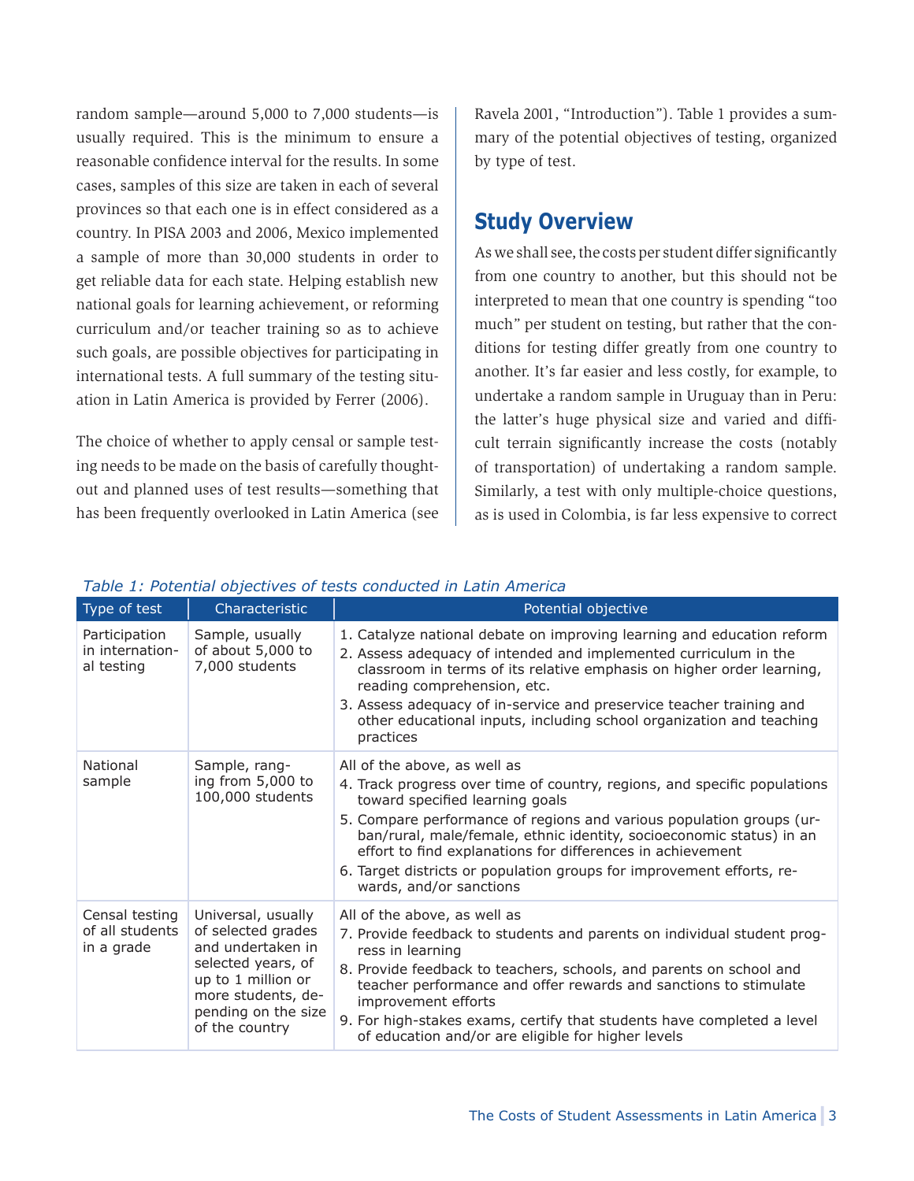random sample—around 5,000 to 7,000 students—is usually required. This is the minimum to ensure a reasonable confidence interval for the results. In some cases, samples of this size are taken in each of several provinces so that each one is in effect considered as a country. In PISA 2003 and 2006, Mexico implemented a sample of more than 30,000 students in order to get reliable data for each state. Helping establish new national goals for learning achievement, or reforming curriculum and/or teacher training so as to achieve such goals, are possible objectives for participating in international tests. A full summary of the testing situation in Latin America is provided by Ferrer (2006).

The choice of whether to apply censal or sample testing needs to be made on the basis of carefully thought-out and planned uses of test results—something that has been frequently overlooked in Latin America (see Ravela 2001, "Introduction"). Table 1 provides a summary of the potential objectives of testing, organized by type of test.

## Study Overview

As we shall see, the costs per student differ significantly from one country to another, but this should not be interpreted to mean that one country is spending "too much" per student on testing, but rather that the conditions for testing differ greatly from one country to another. It's far easier and less costly, for example, to undertake a random sample in Uruguay than in Peru: the latter's huge physical size and varied and difficult terrain significantly increase the costs (notably of transportation) of undertaking a random sample. Similarly, a test with only multiple-choice questions, as is used in Colombia, is far less expensive to correct

*Table 1: Potential objectives of tests conducted in Latin America*

| Type of test | Characteristic | Potential objective |
|---|---|---|
| Participation in international testing | Sample, usually of about 5,000 to 7,000 students | 1. Catalyze national debate on improving learning and education reform<br>2. Assess adequacy of intended and implemented curriculum in the classroom in terms of its relative emphasis on higher order learning, reading comprehension, etc.<br>3. Assess adequacy of in-service and preservice teacher training and other educational inputs, including school organization and teaching practices |
| National sample | Sample, ranging from 5,000 to 100,000 students | All of the above, as well as<br>4. Track progress over time of country, regions, and specific populations toward specified learning goals<br>5. Compare performance of regions and various population groups (urban/rural, male/female, ethnic identity, socioeconomic status) in an effort to find explanations for differences in achievement<br>6. Target districts or population groups for improvement efforts, rewards, and/or sanctions |
| Censal testing of all students in a grade | Universal, usually of selected grades and undertaken in selected years, of up to 1 million or more students, depending on the size of the country | All of the above, as well as<br>7. Provide feedback to students and parents on individual student progress in learning<br>8. Provide feedback to teachers, schools, and parents on school and teacher performance and offer rewards and sanctions to stimulate improvement efforts<br>9. For high-stakes exams, certify that students have completed a level of education and/or are eligible for higher levels |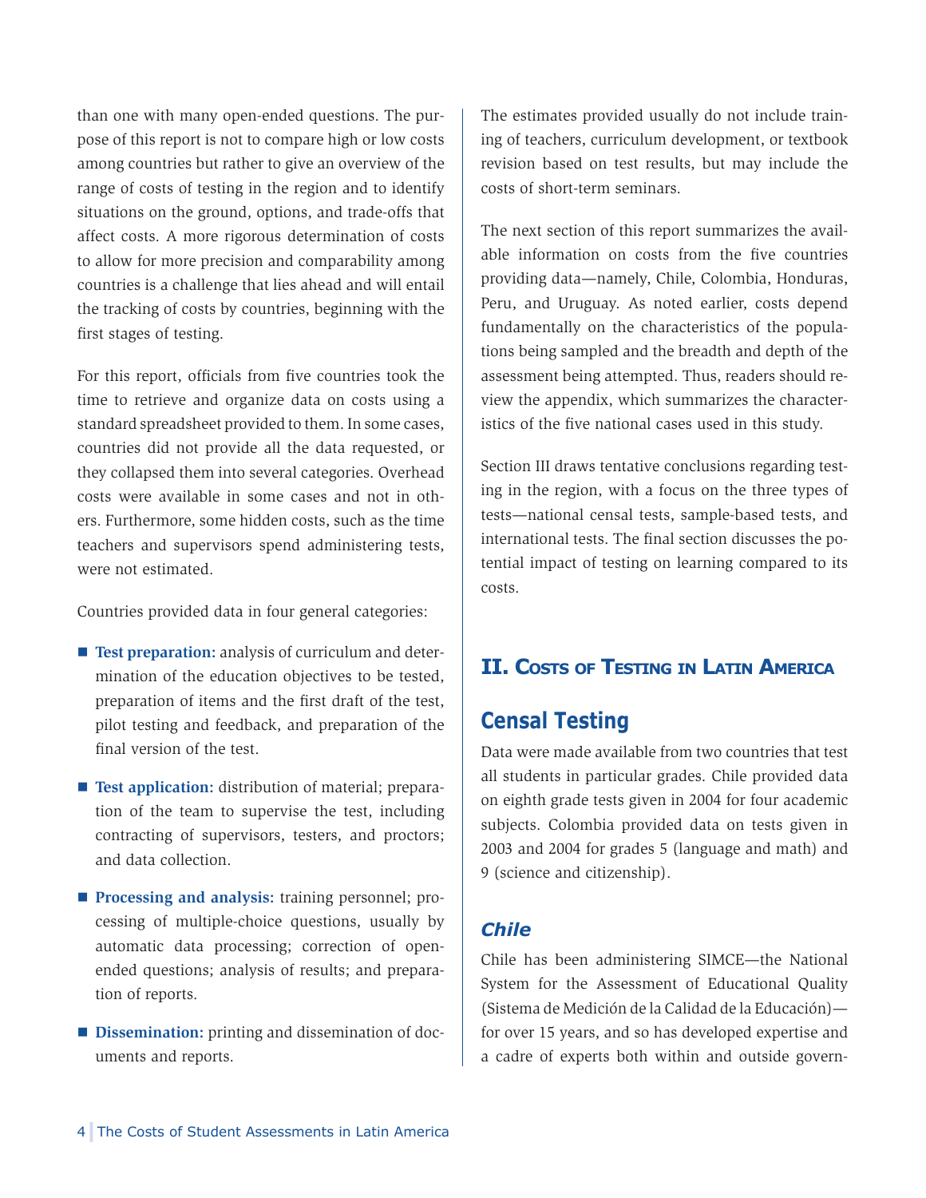than one with many open-ended questions. The purpose of this report is not to compare high or low costs among countries but rather to give an overview of the range of costs of testing in the region and to identify situations on the ground, options, and trade-offs that affect costs. A more rigorous determination of costs to allow for more precision and comparability among countries is a challenge that lies ahead and will entail the tracking of costs by countries, beginning with the first stages of testing.

For this report, officials from five countries took the time to retrieve and organize data on costs using a standard spreadsheet provided to them. In some cases, countries did not provide all the data requested, or they collapsed them into several categories. Overhead costs were available in some cases and not in others. Furthermore, some hidden costs, such as the time teachers and supervisors spend administering tests, were not estimated.

Countries provided data in four general categories:

- **Test preparation:** analysis of curriculum and determination of the education objectives to be tested, preparation of items and the first draft of the test, pilot testing and feedback, and preparation of the final version of the test.
- **Test application:** distribution of material; preparation of the team to supervise the test, including contracting of supervisors, testers, and proctors; and data collection.
- **Processing and analysis:** training personnel; processing of multiple-choice questions, usually by automatic data processing; correction of open-ended questions; analysis of results; and preparation of reports.
- **Dissemination:** printing and dissemination of documents and reports.

The estimates provided usually do not include training of teachers, curriculum development, or textbook revision based on test results, but may include the costs of short-term seminars.

The next section of this report summarizes the available information on costs from the five countries providing data—namely, Chile, Colombia, Honduras, Peru, and Uruguay. As noted earlier, costs depend fundamentally on the characteristics of the populations being sampled and the breadth and depth of the assessment being attempted. Thus, readers should review the appendix, which summarizes the characteristics of the five national cases used in this study.

Section III draws tentative conclusions regarding testing in the region, with a focus on the three types of tests—national censal tests, sample-based tests, and international tests. The final section discusses the potential impact of testing on learning compared to its costs.

## II. Costs of Testing in Latin America

### Censal Testing

Data were made available from two countries that test all students in particular grades. Chile provided data on eighth grade tests given in 2004 for four academic subjects. Colombia provided data on tests given in 2003 and 2004 for grades 5 (language and math) and 9 (science and citizenship).

#### *Chile*

Chile has been administering SIMCE—the National System for the Assessment of Educational Quality (Sistema de Medición de la Calidad de la Educación)—for over 15 years, and so has developed expertise and a cadre of experts both within and outside govern-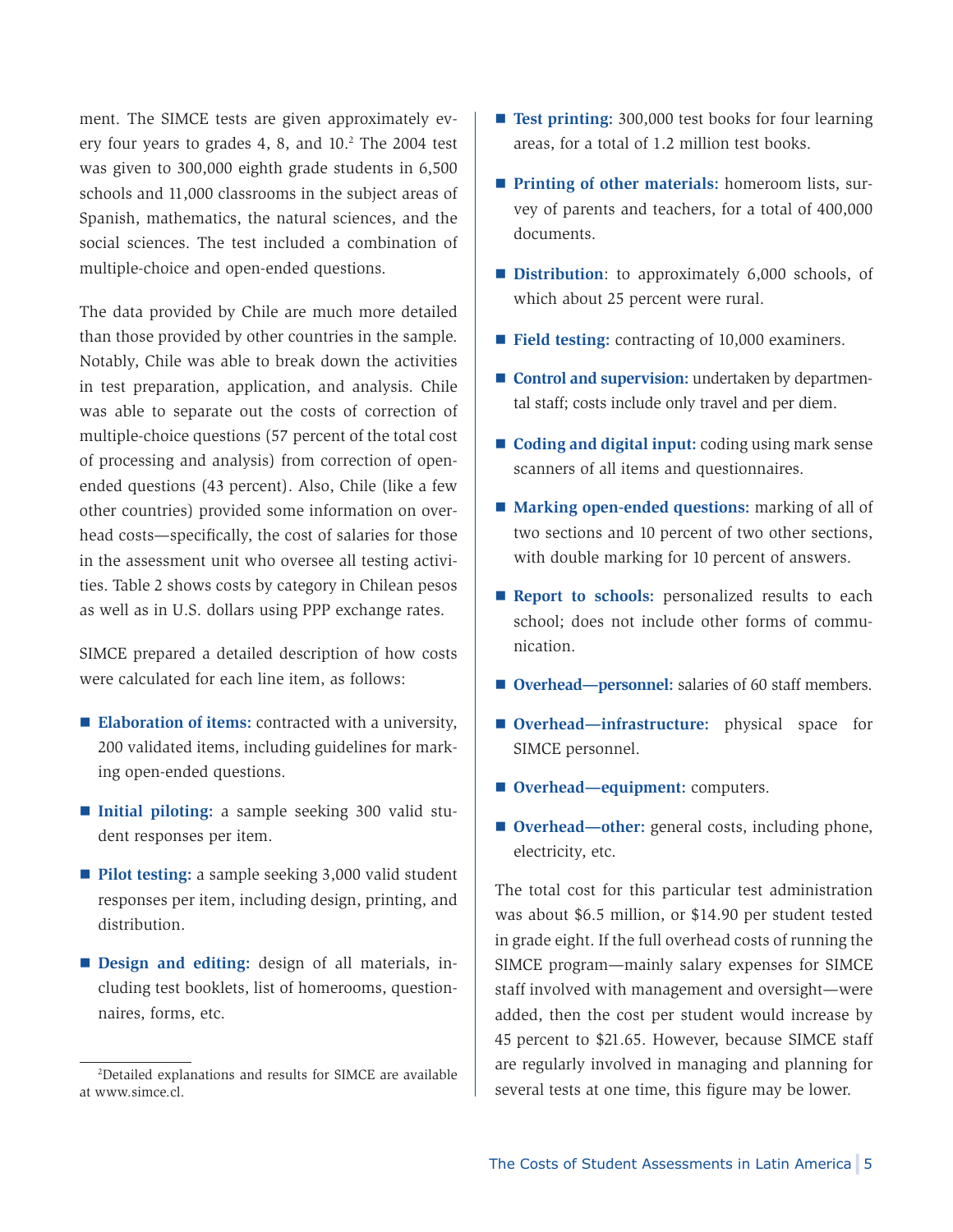ment. The SIMCE tests are given approximately every four years to grades 4, 8, and 10.[2] The 2004 test was given to 300,000 eighth grade students in 6,500 schools and 11,000 classrooms in the subject areas of Spanish, mathematics, the natural sciences, and the social sciences. The test included a combination of multiple-choice and open-ended questions.

The data provided by Chile are much more detailed than those provided by other countries in the sample. Notably, Chile was able to break down the activities in test preparation, application, and analysis. Chile was able to separate out the costs of correction of multiple-choice questions (57 percent of the total cost of processing and analysis) from correction of open-ended questions (43 percent). Also, Chile (like a few other countries) provided some information on overhead costs—specifically, the cost of salaries for those in the assessment unit who oversee all testing activities. Table 2 shows costs by category in Chilean pesos as well as in U.S. dollars using PPP exchange rates.

SIMCE prepared a detailed description of how costs were calculated for each line item, as follows:

- **Elaboration of items:** contracted with a university, 200 validated items, including guidelines for marking open-ended questions.
- **Initial piloting:** a sample seeking 300 valid student responses per item.
- **Pilot testing:** a sample seeking 3,000 valid student responses per item, including design, printing, and distribution.
- **Design and editing:** design of all materials, including test booklets, list of homerooms, questionnaires, forms, etc.
- **Test printing:** 300,000 test books for four learning areas, for a total of 1.2 million test books.
- **Printing of other materials:** homeroom lists, survey of parents and teachers, for a total of 400,000 documents.
- **Distribution**: to approximately 6,000 schools, of which about 25 percent were rural.
- **Field testing:** contracting of 10,000 examiners.
- **Control and supervision:** undertaken by departmental staff; costs include only travel and per diem.
- **Coding and digital input:** coding using mark sense scanners of all items and questionnaires.
- **Marking open-ended questions:** marking of all of two sections and 10 percent of two other sections, with double marking for 10 percent of answers.
- **Report to schools:** personalized results to each school; does not include other forms of communication.
- **Overhead—personnel:** salaries of 60 staff members.
- **Overhead—infrastructure:** physical space for SIMCE personnel.
- **Overhead—equipment:** computers.
- **Overhead—other:** general costs, including phone, electricity, etc.

The total cost for this particular test administration was about $6.5 million, or $14.90 per student tested in grade eight. If the full overhead costs of running the SIMCE program—mainly salary expenses for SIMCE staff involved with management and oversight—were added, then the cost per student would increase by 45 percent to $21.65. However, because SIMCE staff are regularly involved in managing and planning for several tests at one time, this figure may be lower.

---

[2] Detailed explanations and results for SIMCE are available at www.simce.cl.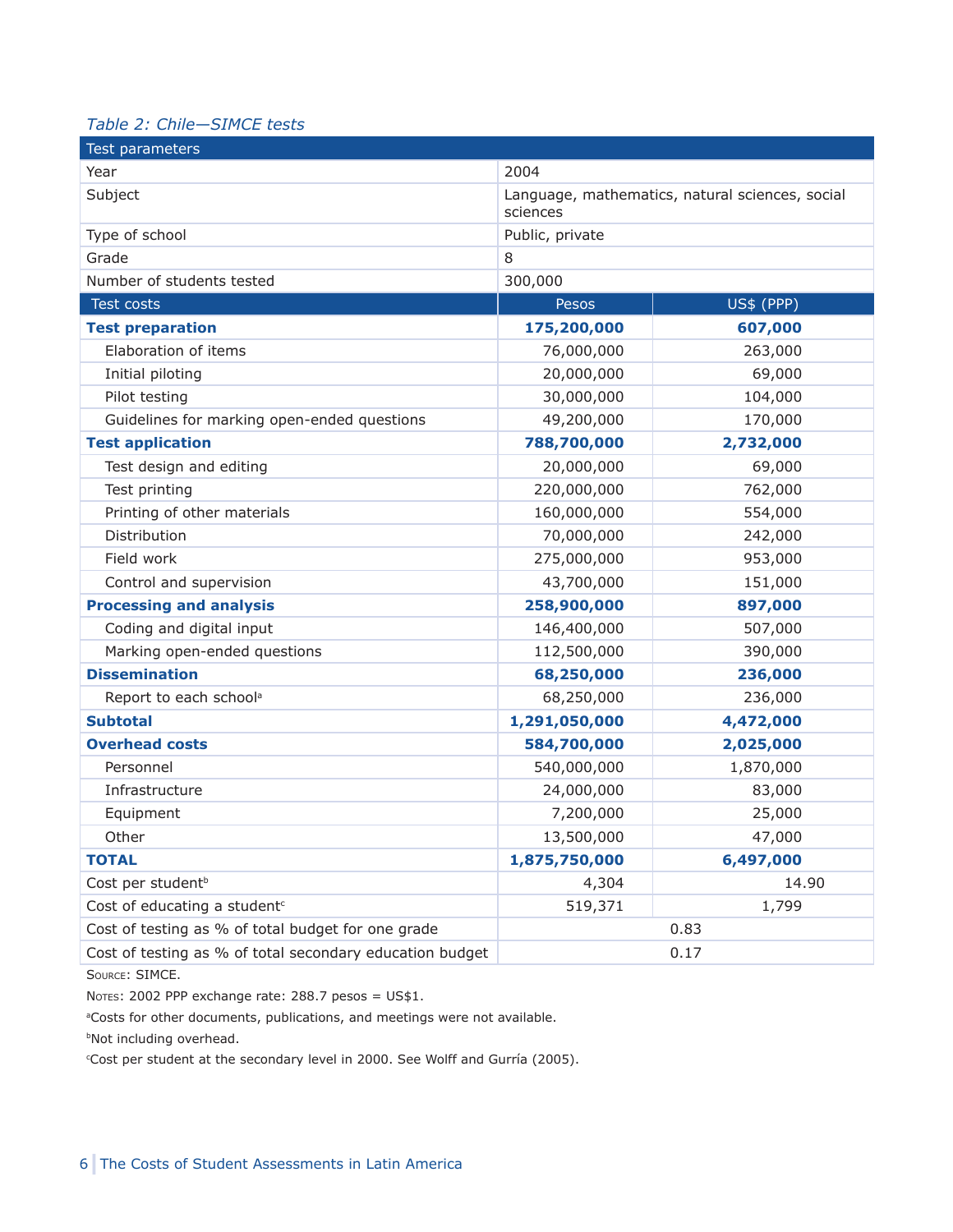*Table 2: Chile—SIMCE tests*

| Test parameters | | |
|---|---|---|
| Year | 2004 | |
| Subject | Language, mathematics, natural sciences, social sciences | |
| Type of school | Public, private | |
| Grade | 8 | |
| Number of students tested | 300,000 | |
| **Test costs** | **Pesos** | **US$ (PPP)** |
| **Test preparation** | **175,200,000** | **607,000** |
| Elaboration of items | 76,000,000 | 263,000 |
| Initial piloting | 20,000,000 | 69,000 |
| Pilot testing | 30,000,000 | 104,000 |
| Guidelines for marking open-ended questions | 49,200,000 | 170,000 |
| **Test application** | **788,700,000** | **2,732,000** |
| Test design and editing | 20,000,000 | 69,000 |
| Test printing | 220,000,000 | 762,000 |
| Printing of other materials | 160,000,000 | 554,000 |
| Distribution | 70,000,000 | 242,000 |
| Field work | 275,000,000 | 953,000 |
| Control and supervision | 43,700,000 | 151,000 |
| **Processing and analysis** | **258,900,000** | **897,000** |
| Coding and digital input | 146,400,000 | 507,000 |
| Marking open-ended questions | 112,500,000 | 390,000 |
| **Dissemination** | **68,250,000** | **236,000** |
| Report to each school[a] | 68,250,000 | 236,000 |
| **Subtotal** | **1,291,050,000** | **4,472,000** |
| **Overhead costs** | **584,700,000** | **2,025,000** |
| Personnel | 540,000,000 | 1,870,000 |
| Infrastructure | 24,000,000 | 83,000 |
| Equipment | 7,200,000 | 25,000 |
| Other | 13,500,000 | 47,000 |
| **TOTAL** | **1,875,750,000** | **6,497,000** |
| Cost per student[b] | 4,304 | 14.90 |
| Cost of educating a student[c] | 519,371 | 1,799 |
| Cost of testing as % of total budget for one grade | 0.83 | |
| Cost of testing as % of total secondary education budget | 0.17 | |

Source: SIMCE.

Notes: 2002 PPP exchange rate: 288.7 pesos = US$1.

[a]Costs for other documents, publications, and meetings were not available.

[b]Not including overhead.

[c]Cost per student at the secondary level in 2000. See Wolff and Gurría (2005).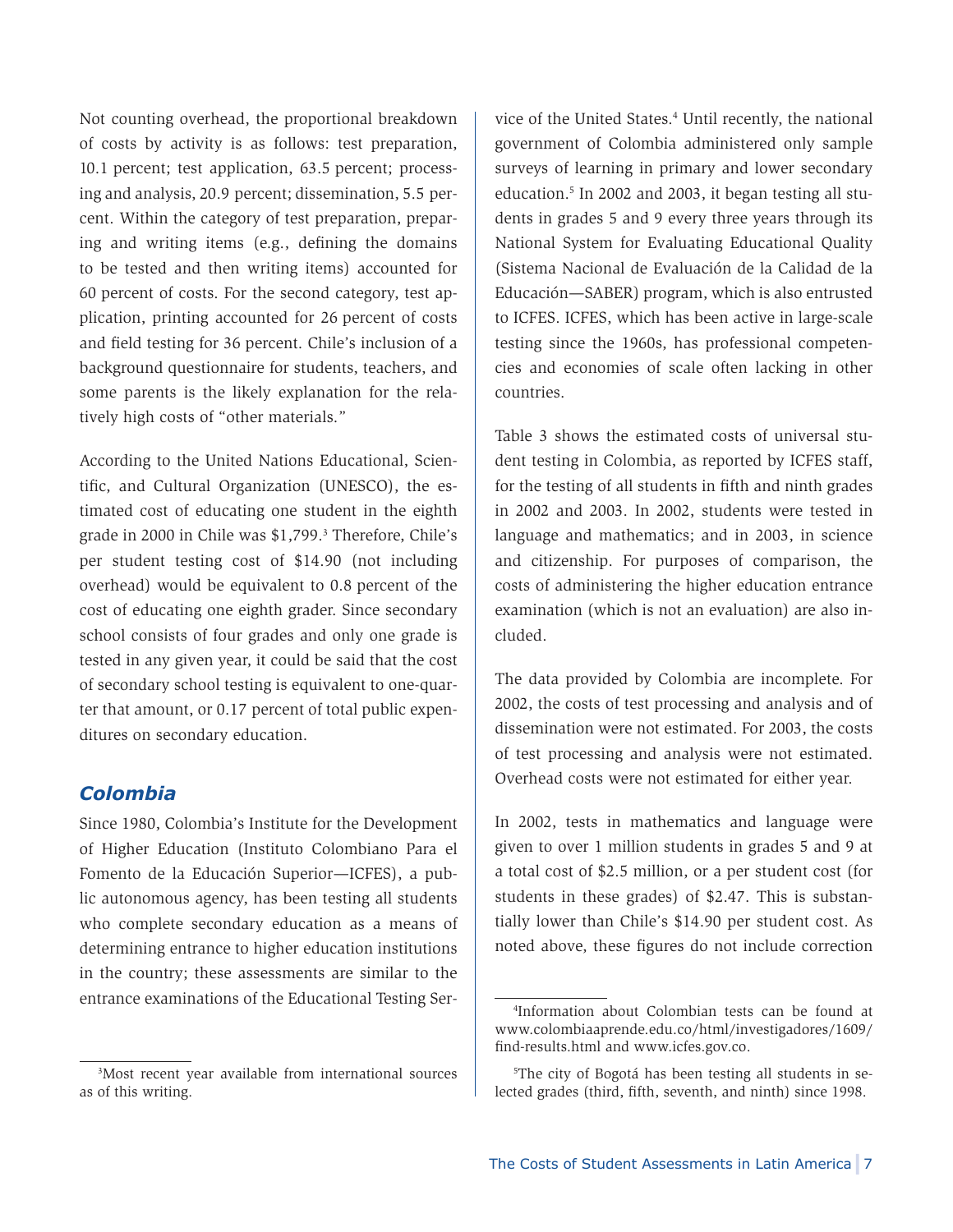Not counting overhead, the proportional breakdown of costs by activity is as follows: test preparation, 10.1 percent; test application, 63.5 percent; processing and analysis, 20.9 percent; dissemination, 5.5 percent. Within the category of test preparation, preparing and writing items (e.g., defining the domains to be tested and then writing items) accounted for 60 percent of costs. For the second category, test application, printing accounted for 26 percent of costs and field testing for 36 percent. Chile's inclusion of a background questionnaire for students, teachers, and some parents is the likely explanation for the relatively high costs of "other materials."

According to the United Nations Educational, Scientific, and Cultural Organization (UNESCO), the estimated cost of educating one student in the eighth grade in 2000 in Chile was $1,799.[3] Therefore, Chile's per student testing cost of $14.90 (not including overhead) would be equivalent to 0.8 percent of the cost of educating one eighth grader. Since secondary school consists of four grades and only one grade is tested in any given year, it could be said that the cost of secondary school testing is equivalent to one-quarter that amount, or 0.17 percent of total public expenditures on secondary education.

### *Colombia*

Since 1980, Colombia's Institute for the Development of Higher Education (Instituto Colombiano Para el Fomento de la Educación Superior—ICFES), a public autonomous agency, has been testing all students who complete secondary education as a means of determining entrance to higher education institutions in the country; these assessments are similar to the entrance examinations of the Educational Testing Service of the United States.[4] Until recently, the national government of Colombia administered only sample surveys of learning in primary and lower secondary education.[5] In 2002 and 2003, it began testing all students in grades 5 and 9 every three years through its National System for Evaluating Educational Quality (Sistema Nacional de Evaluación de la Calidad de la Educación—SABER) program, which is also entrusted to ICFES. ICFES, which has been active in large-scale testing since the 1960s, has professional competencies and economies of scale often lacking in other countries.

Table 3 shows the estimated costs of universal student testing in Colombia, as reported by ICFES staff, for the testing of all students in fifth and ninth grades in 2002 and 2003. In 2002, students were tested in language and mathematics; and in 2003, in science and citizenship. For purposes of comparison, the costs of administering the higher education entrance examination (which is not an evaluation) are also included.

The data provided by Colombia are incomplete. For 2002, the costs of test processing and analysis and of dissemination were not estimated. For 2003, the costs of test processing and analysis were not estimated. Overhead costs were not estimated for either year.

In 2002, tests in mathematics and language were given to over 1 million students in grades 5 and 9 at a total cost of $2.5 million, or a per student cost (for students in these grades) of $2.47. This is substantially lower than Chile's $14.90 per student cost. As noted above, these figures do not include correction

---

[3] Most recent year available from international sources as of this writing.

[4] Information about Colombian tests can be found at www.colombiaaprende.edu.co/html/investigadores/1609/find-results.html and www.icfes.gov.co.

[5] The city of Bogotá has been testing all students in selected grades (third, fifth, seventh, and ninth) since 1998.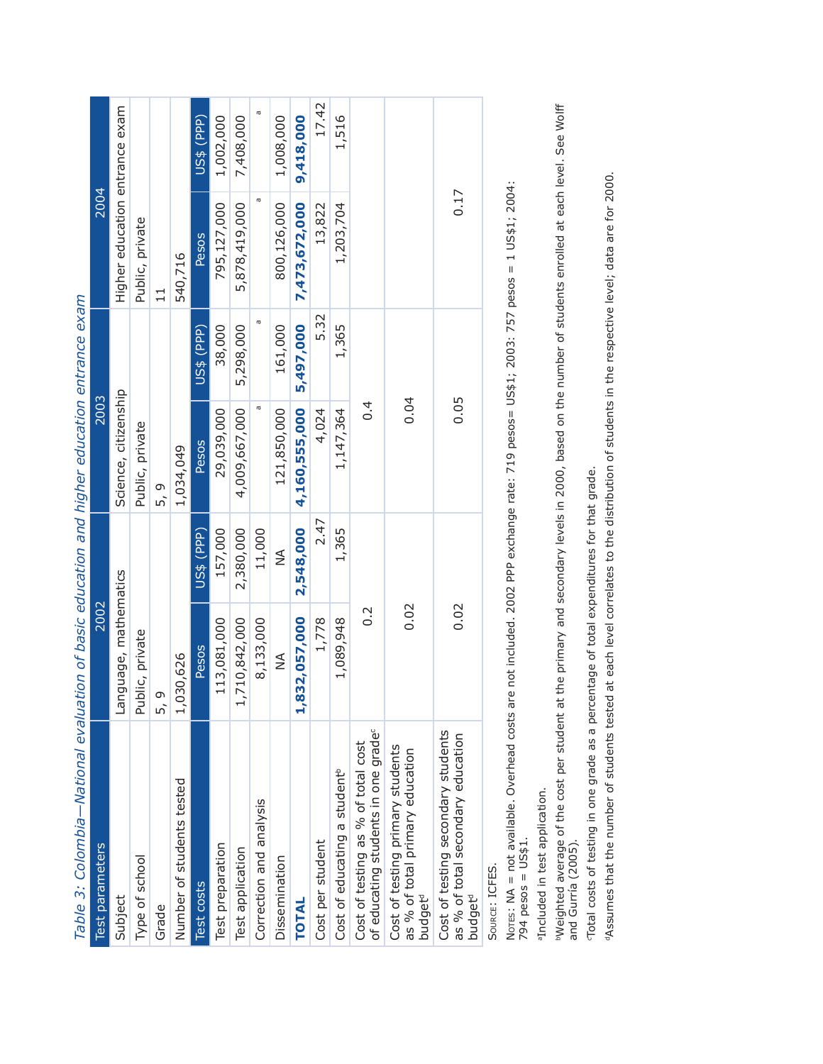*Table 3: Colombia—National evaluation of basic education and higher education entrance exam*

| Test parameters | 2002 | | 2003 | | 2004 | |
|---|---|---|---|---|---|---|
| Subject | Language, mathematics | | Science, citizenship | | Higher education entrance exam | |
| Type of school | Public, private | | Public, private | | Public, private | |
| Grade | 5, 9 | | 5, 9 | | 11 | |
| Number of students tested | 1,030,626 | | 1,034,049 | | 540,716 | |
| **Test costs** | **Pesos** | **US$ (PPP)** | **Pesos** | **US$ (PPP)** | **Pesos** | **US$ (PPP)** |
| Test preparation | 113,081,000 | 157,000 | 29,039,000 | 38,000 | 795,127,000 | 1,002,000 |
| Test application | 1,710,842,000 | 2,380,000 | 4,009,667,000 | 5,298,000 | 5,878,419,000 | 7,408,000 |
| Correction and analysis | 8,133,000 | 11,000 | [a] | [a] | [a] | [a] |
| Dissemination | NA | NA | 121,850,000 | 161,000 | 800,126,000 | 1,008,000 |
| **TOTAL** | **1,832,057,000** | **2,548,000** | **4,160,555,000** | **5,497,000** | **7,473,672,000** | **9,418,000** |
| Cost per student | 1,778 | 2.47 | 4,024 | 5.32 | 13,822 | 17.42 |
| Cost of educating a student[b] | 1,089,948 | 1,365 | 1,147,364 | 1,365 | 1,203,704 | 1,516 |
| Cost of testing as % of total cost of educating students in one grade[c] | 0.2 | | 0.4 | | | |
| Cost of testing primary students as % of total primary education budget[d] | 0.02 | | 0.04 | | | |
| Cost of testing secondary students as % of total secondary education budget[d] | 0.02 | | 0.05 | | 0.17 | |

Source: ICFES.

Notes: NA = not available. Overhead costs are not included. 2002 PPP exchange rate: 719 pesos= US$1; 2003: 757 pesos = 1 US$1; 2004: 794 pesos = US$1.

[a]Included in test application.

[b]Weighted average of the cost per student at the primary and secondary levels in 2000, based on the number of students enrolled at each level. See Wolff and Gurría (2005).

[c]Total costs of testing in one grade as a percentage of total expenditures for that grade.

[d]Assumes that the number of students tested at each level correlates to the distribution of students in the respective level; data are for 2000.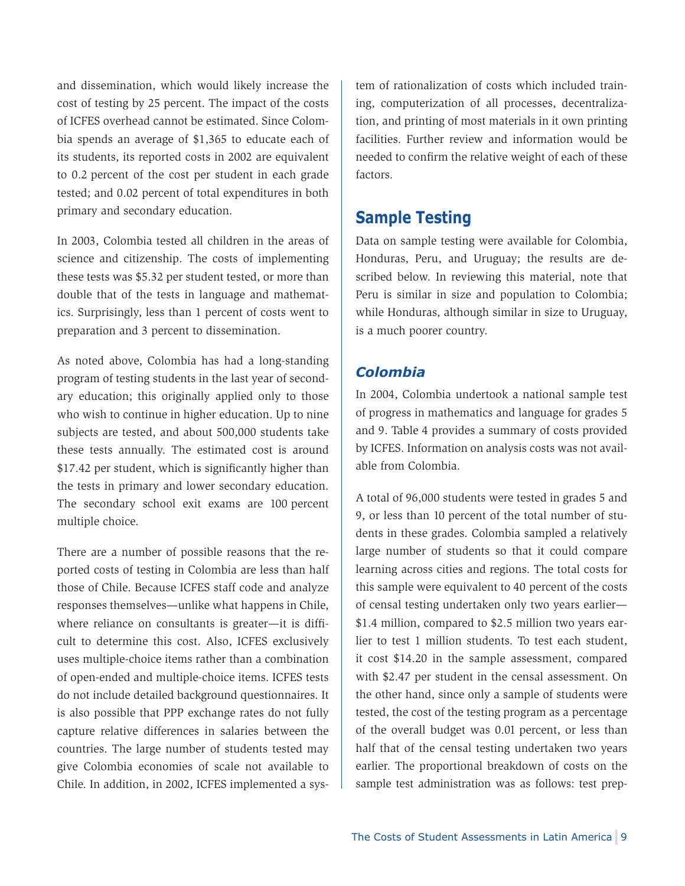and dissemination, which would likely increase the cost of testing by 25 percent. The impact of the costs of ICFES overhead cannot be estimated. Since Colombia spends an average of $1,365 to educate each of its students, its reported costs in 2002 are equivalent to 0.2 percent of the cost per student in each grade tested; and 0.02 percent of total expenditures in both primary and secondary education.

In 2003, Colombia tested all children in the areas of science and citizenship. The costs of implementing these tests was $5.32 per student tested, or more than double that of the tests in language and mathematics. Surprisingly, less than 1 percent of costs went to preparation and 3 percent to dissemination.

As noted above, Colombia has had a long-standing program of testing students in the last year of secondary education; this originally applied only to those who wish to continue in higher education. Up to nine subjects are tested, and about 500,000 students take these tests annually. The estimated cost is around $17.42 per student, which is significantly higher than the tests in primary and lower secondary education. The secondary school exit exams are 100 percent multiple choice.

There are a number of possible reasons that the reported costs of testing in Colombia are less than half those of Chile. Because ICFES staff code and analyze responses themselves—unlike what happens in Chile, where reliance on consultants is greater—it is difficult to determine this cost. Also, ICFES exclusively uses multiple-choice items rather than a combination of open-ended and multiple-choice items. ICFES tests do not include detailed background questionnaires. It is also possible that PPP exchange rates do not fully capture relative differences in salaries between the countries. The large number of students tested may give Colombia economies of scale not available to Chile. In addition, in 2002, ICFES implemented a system of rationalization of costs which included training, computerization of all processes, decentralization, and printing of most materials in it own printing facilities. Further review and information would be needed to confirm the relative weight of each of these factors.

## Sample Testing

Data on sample testing were available for Colombia, Honduras, Peru, and Uruguay; the results are described below. In reviewing this material, note that Peru is similar in size and population to Colombia; while Honduras, although similar in size to Uruguay, is a much poorer country.

### *Colombia*

In 2004, Colombia undertook a national sample test of progress in mathematics and language for grades 5 and 9. Table 4 provides a summary of costs provided by ICFES. Information on analysis costs was not available from Colombia.

A total of 96,000 students were tested in grades 5 and 9, or less than 10 percent of the total number of students in these grades. Colombia sampled a relatively large number of students so that it could compare learning across cities and regions. The total costs for this sample were equivalent to 40 percent of the costs of censal testing undertaken only two years earlier—$1.4 million, compared to $2.5 million two years earlier to test 1 million students. To test each student, it cost $14.20 in the sample assessment, compared with $2.47 per student in the censal assessment. On the other hand, since only a sample of students were tested, the cost of the testing program as a percentage of the overall budget was 0.01 percent, or less than half that of the censal testing undertaken two years earlier. The proportional breakdown of costs on the sample test administration was as follows: test prep-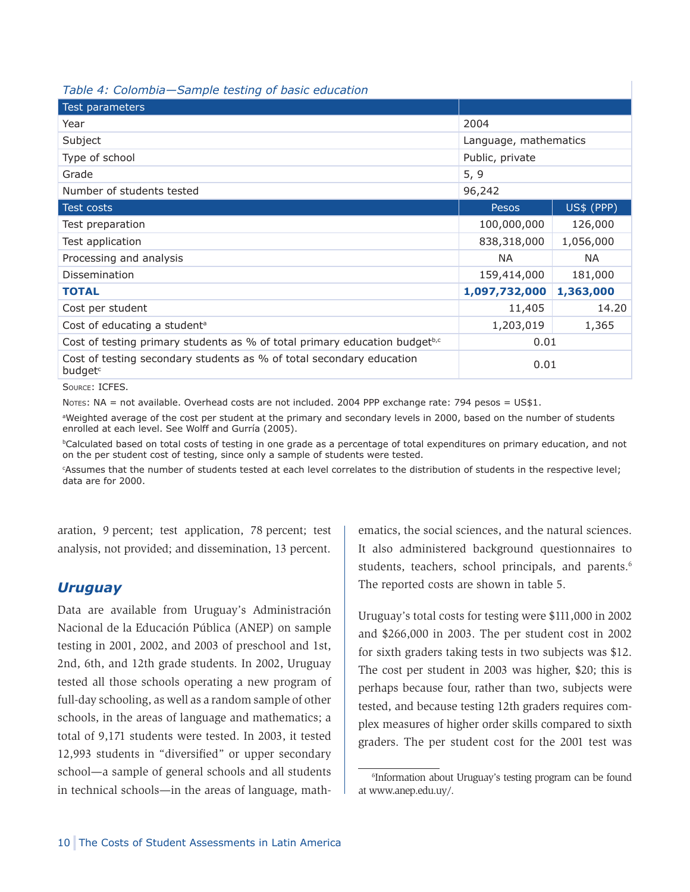*Table 4: Colombia—Sample testing of basic education*

| Test parameters | | |
|---|---|---|
| Year | 2004 | |
| Subject | Language, mathematics | |
| Type of school | Public, private | |
| Grade | 5, 9 | |
| Number of students tested | 96,242 | |
| **Test costs** | **Pesos** | **US$ (PPP)** |
| Test preparation | 100,000,000 | 126,000 |
| Test application | 838,318,000 | 1,056,000 |
| Processing and analysis | NA | NA |
| Dissemination | 159,414,000 | 181,000 |
| **TOTAL** | **1,097,732,000** | **1,363,000** |
| Cost per student | 11,405 | 14.20 |
| Cost of educating a student[a] | 1,203,019 | 1,365 |
| Cost of testing primary students as % of total primary education budget[b,c] | 0.01 | |
| Cost of testing secondary students as % of total secondary education budget[c] | 0.01 | |

Source: ICFES.

Notes: NA = not available. Overhead costs are not included. 2004 PPP exchange rate: 794 pesos = US$1.

[a]Weighted average of the cost per student at the primary and secondary levels in 2000, based on the number of students enrolled at each level. See Wolff and Gurría (2005).

[b]Calculated based on total costs of testing in one grade as a percentage of total expenditures on primary education, and not on the per student cost of testing, since only a sample of students were tested.

[c]Assumes that the number of students tested at each level correlates to the distribution of students in the respective level; data are for 2000.

aration, 9 percent; test application, 78 percent; test analysis, not provided; and dissemination, 13 percent.

## *Uruguay*

Data are available from Uruguay's Administración Nacional de la Educación Pública (ANEP) on sample testing in 2001, 2002, and 2003 of preschool and 1st, 2nd, 6th, and 12th grade students. In 2002, Uruguay tested all those schools operating a new program of full-day schooling, as well as a random sample of other schools, in the areas of language and mathematics; a total of 9,171 students were tested. In 2003, it tested 12,993 students in "diversified" or upper secondary school—a sample of general schools and all students in technical schools—in the areas of language, mathematics, the social sciences, and the natural sciences. It also administered background questionnaires to students, teachers, school principals, and parents.[6] The reported costs are shown in table 5.

Uruguay's total costs for testing were $111,000 in 2002 and $266,000 in 2003. The per student cost in 2002 for sixth graders taking tests in two subjects was $12. The cost per student in 2003 was higher, $20; this is perhaps because four, rather than two, subjects were tested, and because testing 12th graders requires complex measures of higher order skills compared to sixth graders. The per student cost for the 2001 test was

[6]Information about Uruguay's testing program can be found at www.anep.edu.uy/.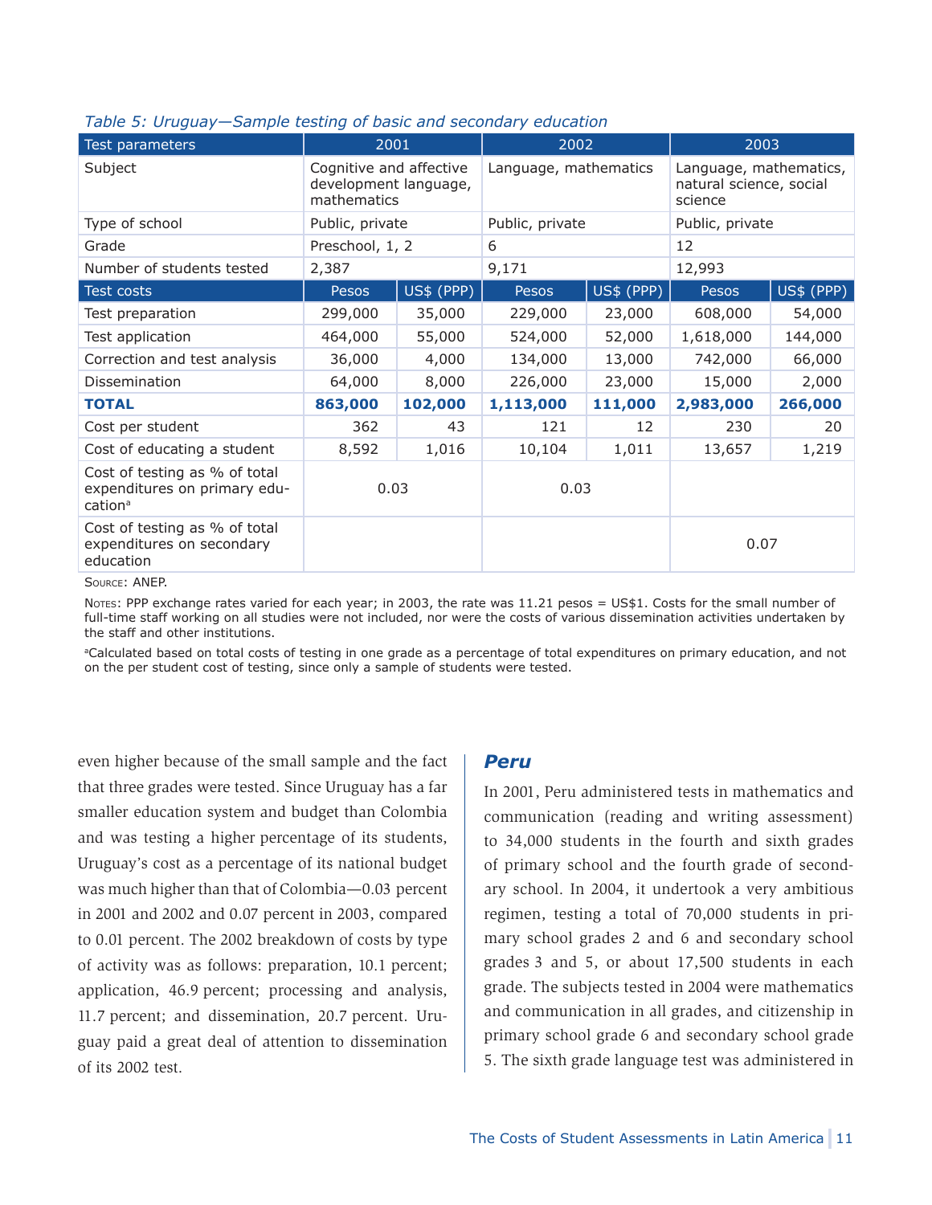*Table 5: Uruguay—Sample testing of basic and secondary education*

| Test parameters | 2001 | | 2002 | | 2003 | |
|---|---|---|---|---|---|---|
| Subject | Cognitive and affective development language, mathematics | | Language, mathematics | | Language, mathematics, natural science, social science | |
| Type of school | Public, private | | Public, private | | Public, private | |
| Grade | Preschool, 1, 2 | | 6 | | 12 | |
| Number of students tested | 2,387 | | 9,171 | | 12,993 | |
| **Test costs** | **Pesos** | **US$ (PPP)** | **Pesos** | **US$ (PPP)** | **Pesos** | **US$ (PPP)** |
| Test preparation | 299,000 | 35,000 | 229,000 | 23,000 | 608,000 | 54,000 |
| Test application | 464,000 | 55,000 | 524,000 | 52,000 | 1,618,000 | 144,000 |
| Correction and test analysis | 36,000 | 4,000 | 134,000 | 13,000 | 742,000 | 66,000 |
| Dissemination | 64,000 | 8,000 | 226,000 | 23,000 | 15,000 | 2,000 |
| **TOTAL** | **863,000** | **102,000** | **1,113,000** | **111,000** | **2,983,000** | **266,000** |
| Cost per student | 362 | 43 | 121 | 12 | 230 | 20 |
| Cost of educating a student | 8,592 | 1,016 | 10,104 | 1,011 | 13,657 | 1,219 |
| Cost of testing as % of total expenditures on primary education[a] | 0.03 | | 0.03 | | | |
| Cost of testing as % of total expenditures on secondary education | | | | | 0.07 | |

Source: ANEP.

Notes: PPP exchange rates varied for each year; in 2003, the rate was 11.21 pesos = US$1. Costs for the small number of full-time staff working on all studies were not included, nor were the costs of various dissemination activities undertaken by the staff and other institutions.

[a]Calculated based on total costs of testing in one grade as a percentage of total expenditures on primary education, and not on the per student cost of testing, since only a sample of students were tested.

even higher because of the small sample and the fact that three grades were tested. Since Uruguay has a far smaller education system and budget than Colombia and was testing a higher percentage of its students, Uruguay's cost as a percentage of its national budget was much higher than that of Colombia—0.03 percent in 2001 and 2002 and 0.07 percent in 2003, compared to 0.01 percent. The 2002 breakdown of costs by type of activity was as follows: preparation, 10.1 percent; application, 46.9 percent; processing and analysis, 11.7 percent; and dissemination, 20.7 percent. Uruguay paid a great deal of attention to dissemination of its 2002 test.

### *Peru*

In 2001, Peru administered tests in mathematics and communication (reading and writing assessment) to 34,000 students in the fourth and sixth grades of primary school and the fourth grade of secondary school. In 2004, it undertook a very ambitious regimen, testing a total of 70,000 students in primary school grades 2 and 6 and secondary school grades 3 and 5, or about 17,500 students in each grade. The subjects tested in 2004 were mathematics and communication in all grades, and citizenship in primary school grade 6 and secondary school grade 5. The sixth grade language test was administered in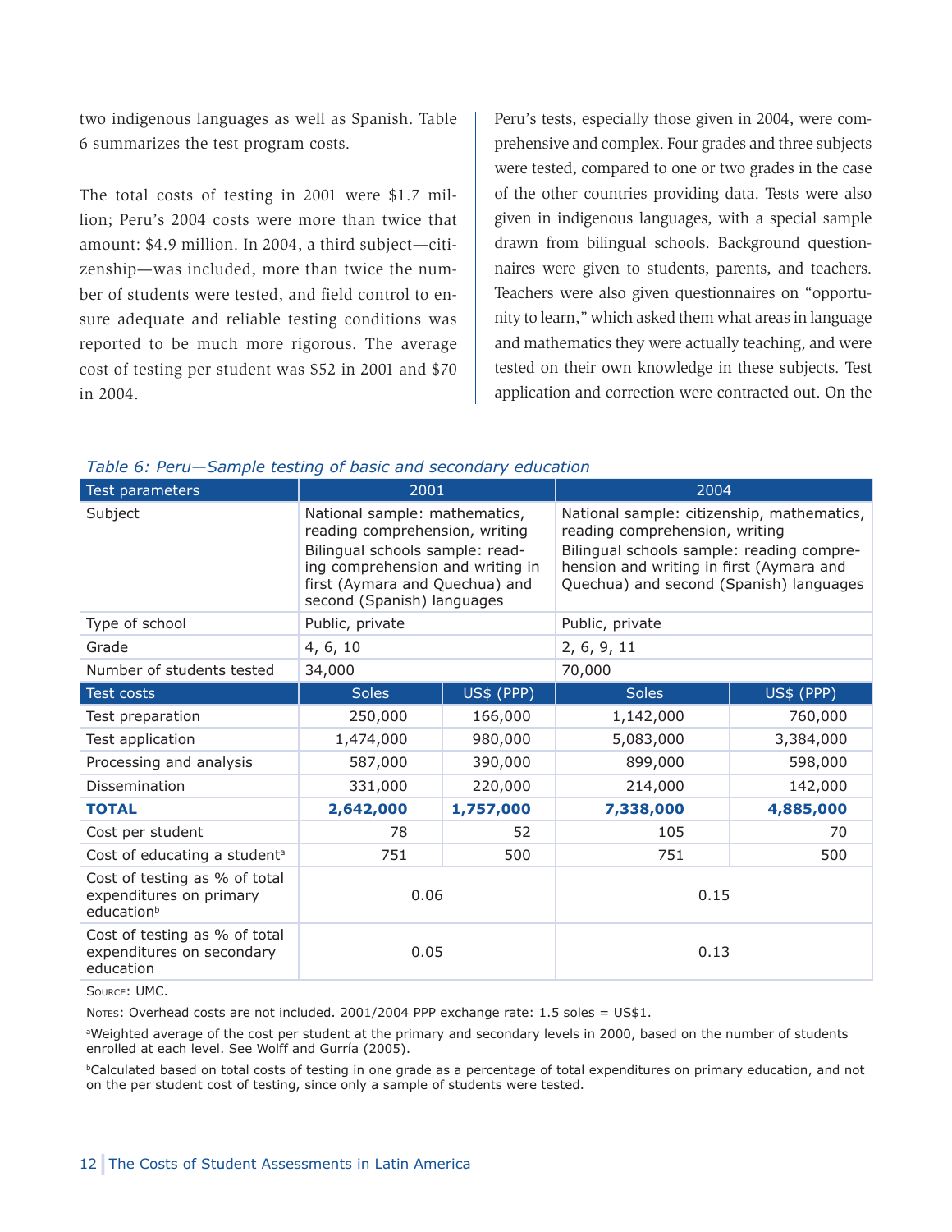two indigenous languages as well as Spanish. Table 6 summarizes the test program costs.

The total costs of testing in 2001 were $1.7 million; Peru's 2004 costs were more than twice that amount: $4.9 million. In 2004, a third subject—citizenship—was included, more than twice the number of students were tested, and field control to ensure adequate and reliable testing conditions was reported to be much more rigorous. The average cost of testing per student was $52 in 2001 and $70 in 2004.

Peru's tests, especially those given in 2004, were comprehensive and complex. Four grades and three subjects were tested, compared to one or two grades in the case of the other countries providing data. Tests were also given in indigenous languages, with a special sample drawn from bilingual schools. Background questionnaires were given to students, parents, and teachers. Teachers were also given questionnaires on "opportunity to learn," which asked them what areas in language and mathematics they were actually teaching, and were tested on their own knowledge in these subjects. Test application and correction were contracted out. On the

*Table 6: Peru—Sample testing of basic and secondary education*

| Test parameters | 2001 | | 2004 | |
|---|---|---|---|---|
| Subject | National sample: mathematics, reading comprehension, writing Bilingual schools sample: reading comprehension and writing in first (Aymara and Quechua) and second (Spanish) languages | | National sample: citizenship, mathematics, reading comprehension, writing Bilingual schools sample: reading comprehension and writing in first (Aymara and Quechua) and second (Spanish) languages | |
| Type of school | Public, private | | Public, private | |
| Grade | 4, 6, 10 | | 2, 6, 9, 11 | |
| Number of students tested | 34,000 | | 70,000 | |
| **Test costs** | **Soles** | **US$ (PPP)** | **Soles** | **US$ (PPP)** |
| Test preparation | 250,000 | 166,000 | 1,142,000 | 760,000 |
| Test application | 1,474,000 | 980,000 | 5,083,000 | 3,384,000 |
| Processing and analysis | 587,000 | 390,000 | 899,000 | 598,000 |
| Dissemination | 331,000 | 220,000 | 214,000 | 142,000 |
| **TOTAL** | **2,642,000** | **1,757,000** | **7,338,000** | **4,885,000** |
| Cost per student | 78 | 52 | 105 | 70 |
| Cost of educating a student[a] | 751 | 500 | 751 | 500 |
| Cost of testing as % of total expenditures on primary education[b] | 0.06 | | 0.15 | |
| Cost of testing as % of total expenditures on secondary education | 0.05 | | 0.13 | |

Source: UMC.

Notes: Overhead costs are not included. 2001/2004 PPP exchange rate: 1.5 soles = US$1.

[a]Weighted average of the cost per student at the primary and secondary levels in 2000, based on the number of students enrolled at each level. See Wolff and Gurría (2005).

[b]Calculated based on total costs of testing in one grade as a percentage of total expenditures on primary education, and not on the per student cost of testing, since only a sample of students were tested.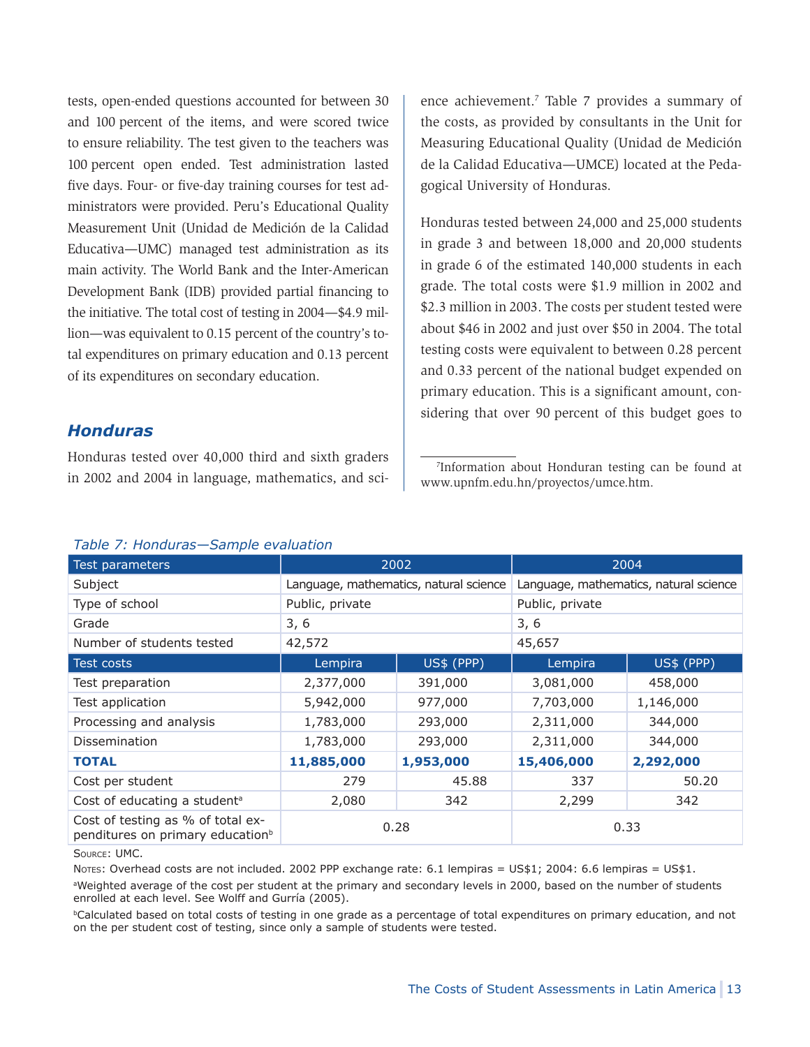tests, open-ended questions accounted for between 30 and 100 percent of the items, and were scored twice to ensure reliability. The test given to the teachers was 100 percent open ended. Test administration lasted five days. Four- or five-day training courses for test administrators were provided. Peru's Educational Quality Measurement Unit (Unidad de Medición de la Calidad Educativa—UMC) managed test administration as its main activity. The World Bank and the Inter-American Development Bank (IDB) provided partial financing to the initiative. The total cost of testing in 2004—$4.9 million—was equivalent to 0.15 percent of the country's total expenditures on primary education and 0.13 percent of its expenditures on secondary education.

### *Honduras*

Honduras tested over 40,000 third and sixth graders in 2002 and 2004 in language, mathematics, and science achievement.[7] Table 7 provides a summary of the costs, as provided by consultants in the Unit for Measuring Educational Quality (Unidad de Medición de la Calidad Educativa—UMCE) located at the Pedagogical University of Honduras.

Honduras tested between 24,000 and 25,000 students in grade 3 and between 18,000 and 20,000 students in grade 6 of the estimated 140,000 students in each grade. The total costs were $1.9 million in 2002 and $2.3 million in 2003. The costs per student tested were about $46 in 2002 and just over $50 in 2004. The total testing costs were equivalent to between 0.28 percent and 0.33 percent of the national budget expended on primary education. This is a significant amount, considering that over 90 percent of this budget goes to

[7]Information about Honduran testing can be found at www.upnfm.edu.hn/proyectos/umce.htm.

*Table 7: Honduras—Sample evaluation*

| Test parameters | 2002 | | 2004 | |
|---|---|---|---|---|
| Subject | Language, mathematics, natural science | | Language, mathematics, natural science | |
| Type of school | Public, private | | Public, private | |
| Grade | 3, 6 | | 3, 6 | |
| Number of students tested | 42,572 | | 45,657 | |
| **Test costs** | **Lempira** | **US$ (PPP)** | **Lempira** | **US$ (PPP)** |
| Test preparation | 2,377,000 | 391,000 | 3,081,000 | 458,000 |
| Test application | 5,942,000 | 977,000 | 7,703,000 | 1,146,000 |
| Processing and analysis | 1,783,000 | 293,000 | 2,311,000 | 344,000 |
| Dissemination | 1,783,000 | 293,000 | 2,311,000 | 344,000 |
| **TOTAL** | **11,885,000** | **1,953,000** | **15,406,000** | **2,292,000** |
| Cost per student | 279 | 45.88 | 337 | 50.20 |
| Cost of educating a student[a] | 2,080 | 342 | 2,299 | 342 |
| Cost of testing as % of total expenditures on primary education[b] | 0.28 | | 0.33 | |

Source: UMC.

Notes: Overhead costs are not included. 2002 PPP exchange rate: 6.1 lempiras = US$1; 2004: 6.6 lempiras = US$1.

[a]Weighted average of the cost per student at the primary and secondary levels in 2000, based on the number of students enrolled at each level. See Wolff and Gurría (2005).

[b]Calculated based on total costs of testing in one grade as a percentage of total expenditures on primary education, and not on the per student cost of testing, since only a sample of students were tested.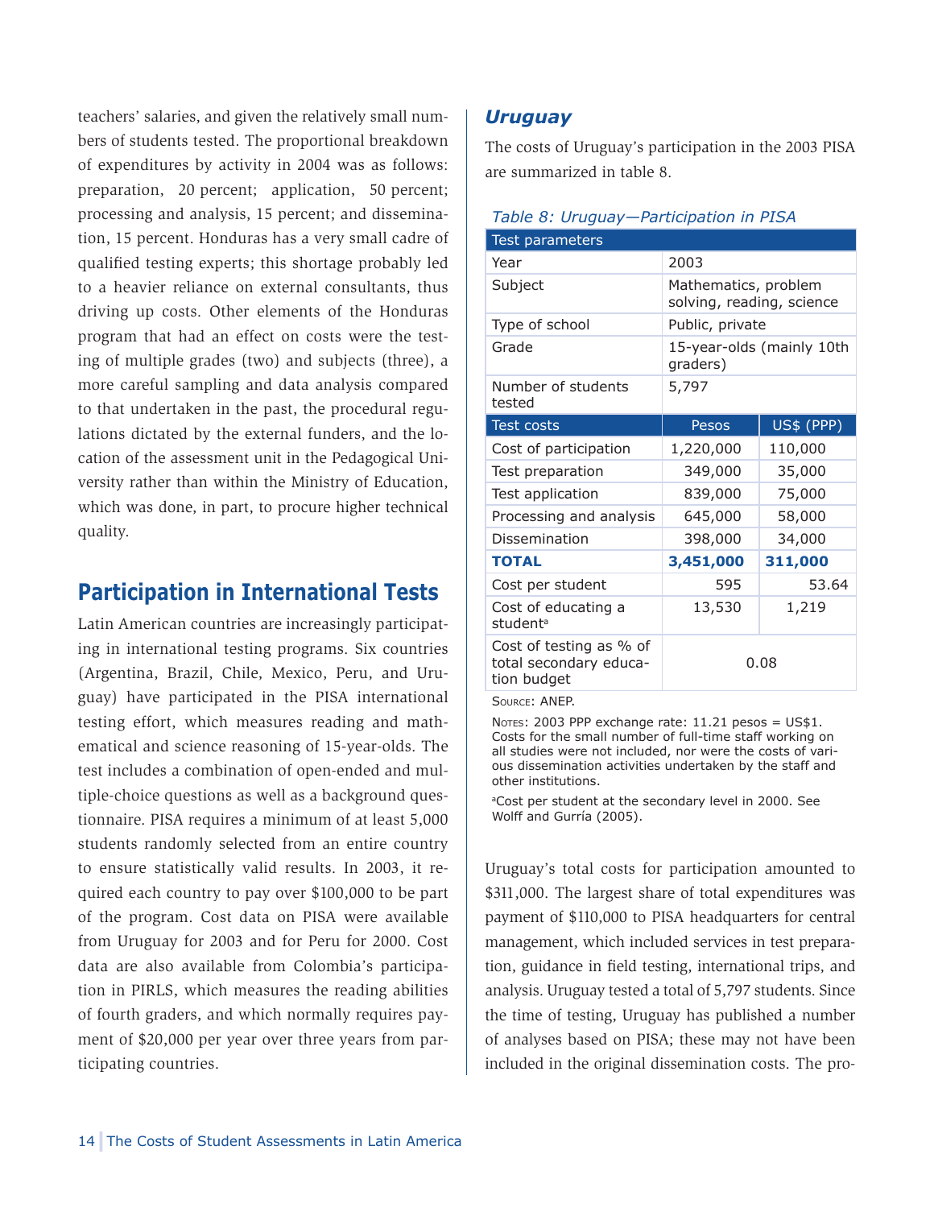teachers' salaries, and given the relatively small numbers of students tested. The proportional breakdown of expenditures by activity in 2004 was as follows: preparation, 20 percent; application, 50 percent; processing and analysis, 15 percent; and dissemination, 15 percent. Honduras has a very small cadre of qualified testing experts; this shortage probably led to a heavier reliance on external consultants, thus driving up costs. Other elements of the Honduras program that had an effect on costs were the testing of multiple grades (two) and subjects (three), a more careful sampling and data analysis compared to that undertaken in the past, the procedural regulations dictated by the external funders, and the location of the assessment unit in the Pedagogical University rather than within the Ministry of Education, which was done, in part, to procure higher technical quality.

## Participation in International Tests

Latin American countries are increasingly participating in international testing programs. Six countries (Argentina, Brazil, Chile, Mexico, Peru, and Uruguay) have participated in the PISA international testing effort, which measures reading and mathematical and science reasoning of 15-year-olds. The test includes a combination of open-ended and multiple-choice questions as well as a background questionnaire. PISA requires a minimum of at least 5,000 students randomly selected from an entire country to ensure statistically valid results. In 2003, it required each country to pay over $100,000 to be part of the program. Cost data on PISA were available from Uruguay for 2003 and for Peru for 2000. Cost data are also available from Colombia's participation in PIRLS, which measures the reading abilities of fourth graders, and which normally requires payment of $20,000 per year over three years from participating countries.

### *Uruguay*

The costs of Uruguay's participation in the 2003 PISA are summarized in table 8.

*Table 8: Uruguay—Participation in PISA*

| Test parameters | | |
|---|---|---|
| Year | 2003 | |
| Subject | Mathematics, problem solving, reading, science | |
| Type of school | Public, private | |
| Grade | 15-year-olds (mainly 10th graders) | |
| Number of students tested | 5,797 | |
| **Test costs** | **Pesos** | **US$ (PPP)** |
| Cost of participation | 1,220,000 | 110,000 |
| Test preparation | 349,000 | 35,000 |
| Test application | 839,000 | 75,000 |
| Processing and analysis | 645,000 | 58,000 |
| Dissemination | 398,000 | 34,000 |
| **TOTAL** | **3,451,000** | **311,000** |
| Cost per student | 595 | 53.64 |
| Cost of educating a student[a] | 13,530 | 1,219 |
| Cost of testing as % of total secondary education budget | 0.08 | |

Source: ANEP.

Notes: 2003 PPP exchange rate: 11.21 pesos = US$1. Costs for the small number of full-time staff working on all studies were not included, nor were the costs of various dissemination activities undertaken by the staff and other institutions.

[a]Cost per student at the secondary level in 2000. See Wolff and Gurría (2005).

Uruguay's total costs for participation amounted to $311,000. The largest share of total expenditures was payment of $110,000 to PISA headquarters for central management, which included services in test preparation, guidance in field testing, international trips, and analysis. Uruguay tested a total of 5,797 students. Since the time of testing, Uruguay has published a number of analyses based on PISA; these may not have been included in the original dissemination costs. The pro-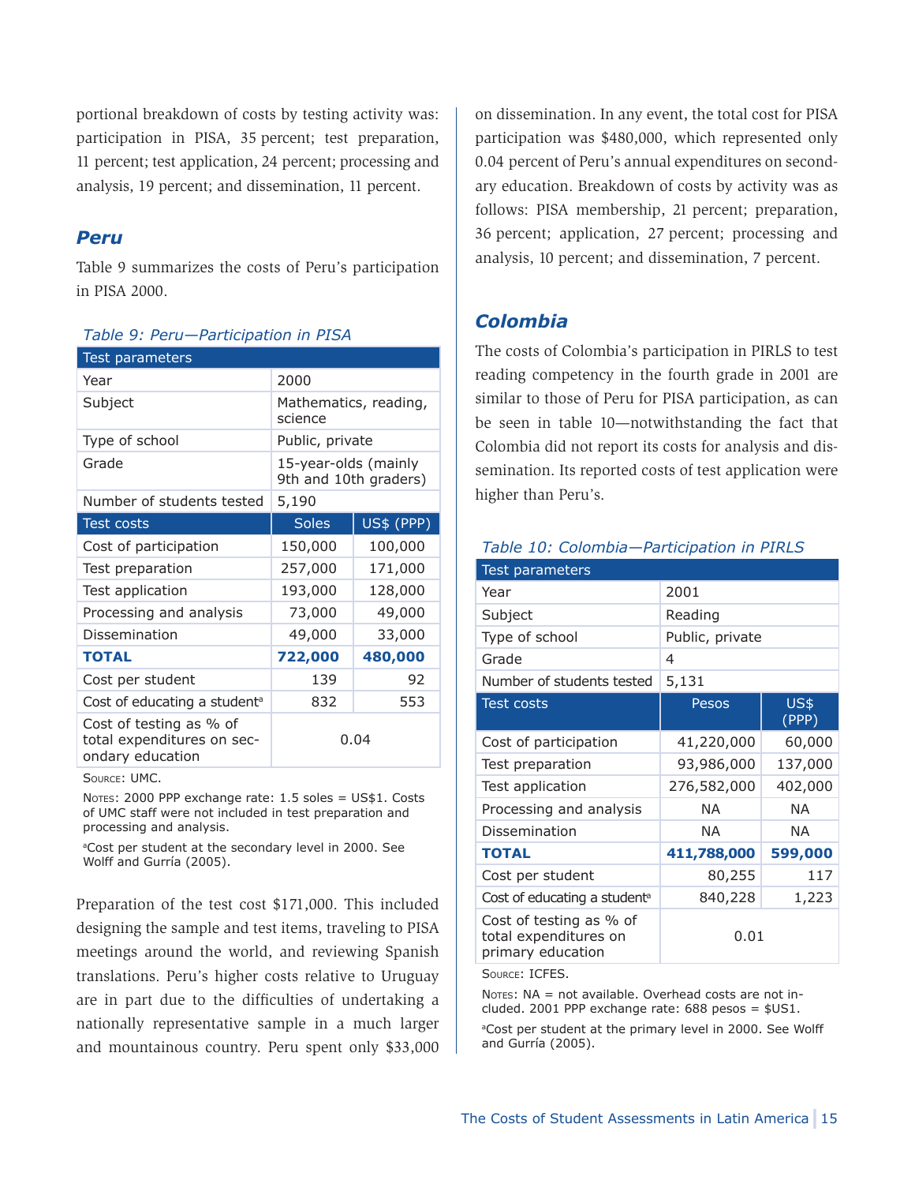portional breakdown of costs by testing activity was: participation in PISA, 35 percent; test preparation, 11 percent; test application, 24 percent; processing and analysis, 19 percent; and dissemination, 11 percent.

## Peru

Table 9 summarizes the costs of Peru's participation in PISA 2000.

*Table 9: Peru—Participation in PISA*

| Test parameters | | |
|---|---|---|
| Year | 2000 | |
| Subject | Mathematics, reading, science | |
| Type of school | Public, private | |
| Grade | 15-year-olds (mainly 9th and 10th graders) | |
| Number of students tested | 5,190 | |
| **Test costs** | **Soles** | **US$ (PPP)** |
| Cost of participation | 150,000 | 100,000 |
| Test preparation | 257,000 | 171,000 |
| Test application | 193,000 | 128,000 |
| Processing and analysis | 73,000 | 49,000 |
| Dissemination | 49,000 | 33,000 |
| **TOTAL** | **722,000** | **480,000** |
| Cost per student | 139 | 92 |
| Cost of educating a student[a] | 832 | 553 |
| Cost of testing as % of total expenditures on secondary education | 0.04 | |

Source: UMC.

Notes: 2000 PPP exchange rate: 1.5 soles = US$1. Costs of UMC staff were not included in test preparation and processing and analysis.

[a]Cost per student at the secondary level in 2000. See Wolff and Gurría (2005).

Preparation of the test cost $171,000. This included designing the sample and test items, traveling to PISA meetings around the world, and reviewing Spanish translations. Peru's higher costs relative to Uruguay are in part due to the difficulties of undertaking a nationally representative sample in a much larger and mountainous country. Peru spent only $33,000 on dissemination. In any event, the total cost for PISA participation was $480,000, which represented only 0.04 percent of Peru's annual expenditures on secondary education. Breakdown of costs by activity was as follows: PISA membership, 21 percent; preparation, 36 percent; application, 27 percent; processing and analysis, 10 percent; and dissemination, 7 percent.

## Colombia

The costs of Colombia's participation in PIRLS to test reading competency in the fourth grade in 2001 are similar to those of Peru for PISA participation, as can be seen in table 10—notwithstanding the fact that Colombia did not report its costs for analysis and dissemination. Its reported costs of test application were higher than Peru's.

*Table 10: Colombia—Participation in PIRLS*

| Test parameters | | |
|---|---|---|
| Year | 2001 | |
| Subject | Reading | |
| Type of school | Public, private | |
| Grade | 4 | |
| Number of students tested | 5,131 | |
| **Test costs** | **Pesos** | **US$ (PPP)** |
| Cost of participation | 41,220,000 | 60,000 |
| Test preparation | 93,986,000 | 137,000 |
| Test application | 276,582,000 | 402,000 |
| Processing and analysis | NA | NA |
| Dissemination | NA | NA |
| **TOTAL** | **411,788,000** | **599,000** |
| Cost per student | 80,255 | 117 |
| Cost of educating a student[a] | 840,228 | 1,223 |
| Cost of testing as % of total expenditures on primary education | 0.01 | |

Source: ICFES.

Notes: NA = not available. Overhead costs are not included. 2001 PPP exchange rate: 688 pesos = $US1.

[a]Cost per student at the primary level in 2000. See Wolff and Gurría (2005).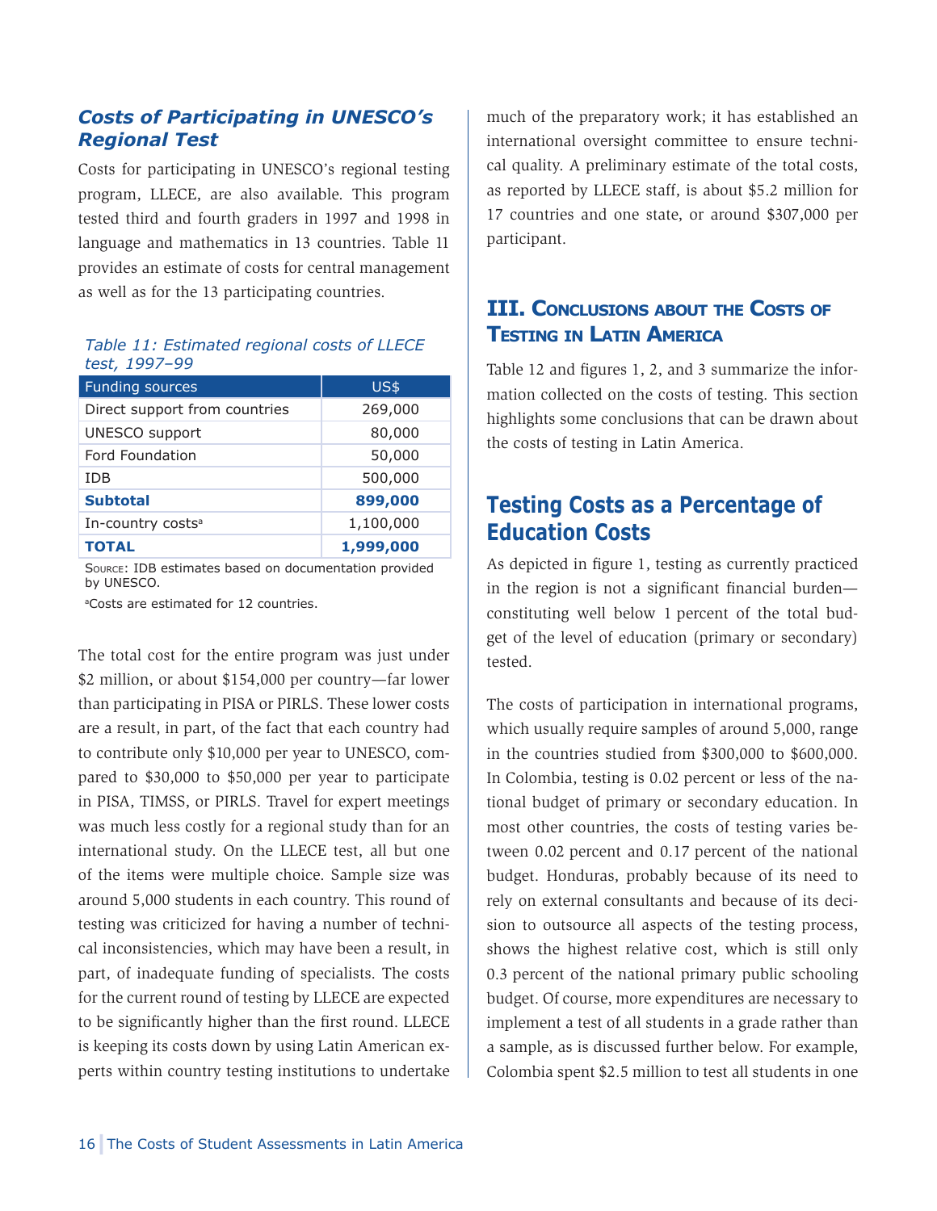### *Costs of Participating in UNESCO's Regional Test*

Costs for participating in UNESCO's regional testing program, LLECE, are also available. This program tested third and fourth graders in 1997 and 1998 in language and mathematics in 13 countries. Table 11 provides an estimate of costs for central management as well as for the 13 participating countries.

*Table 11: Estimated regional costs of LLECE test, 1997–99*

| Funding sources | US$ |
|---|---|
| Direct support from countries | 269,000 |
| UNESCO support | 80,000 |
| Ford Foundation | 50,000 |
| IDB | 500,000 |
| **Subtotal** | **899,000** |
| In-country costs[a] | 1,100,000 |
| **TOTAL** | **1,999,000** |

Source: IDB estimates based on documentation provided by UNESCO.

[a]Costs are estimated for 12 countries.

The total cost for the entire program was just under $2 million, or about $154,000 per country—far lower than participating in PISA or PIRLS. These lower costs are a result, in part, of the fact that each country had to contribute only $10,000 per year to UNESCO, compared to $30,000 to $50,000 per year to participate in PISA, TIMSS, or PIRLS. Travel for expert meetings was much less costly for a regional study than for an international study. On the LLECE test, all but one of the items were multiple choice. Sample size was around 5,000 students in each country. This round of testing was criticized for having a number of technical inconsistencies, which may have been a result, in part, of inadequate funding of specialists. The costs for the current round of testing by LLECE are expected to be significantly higher than the first round. LLECE is keeping its costs down by using Latin American experts within country testing institutions to undertake much of the preparatory work; it has established an international oversight committee to ensure technical quality. A preliminary estimate of the total costs, as reported by LLECE staff, is about $5.2 million for 17 countries and one state, or around $307,000 per participant.

## III. Conclusions about the Costs of Testing in Latin America

Table 12 and figures 1, 2, and 3 summarize the information collected on the costs of testing. This section highlights some conclusions that can be drawn about the costs of testing in Latin America.

### Testing Costs as a Percentage of Education Costs

As depicted in figure 1, testing as currently practiced in the region is not a significant financial burden—constituting well below 1 percent of the total budget of the level of education (primary or secondary) tested.

The costs of participation in international programs, which usually require samples of around 5,000, range in the countries studied from $300,000 to $600,000. In Colombia, testing is 0.02 percent or less of the national budget of primary or secondary education. In most other countries, the costs of testing varies between 0.02 percent and 0.17 percent of the national budget. Honduras, probably because of its need to rely on external consultants and because of its decision to outsource all aspects of the testing process, shows the highest relative cost, which is still only 0.3 percent of the national primary public schooling budget. Of course, more expenditures are necessary to implement a test of all students in a grade rather than a sample, as is discussed further below. For example, Colombia spent $2.5 million to test all students in one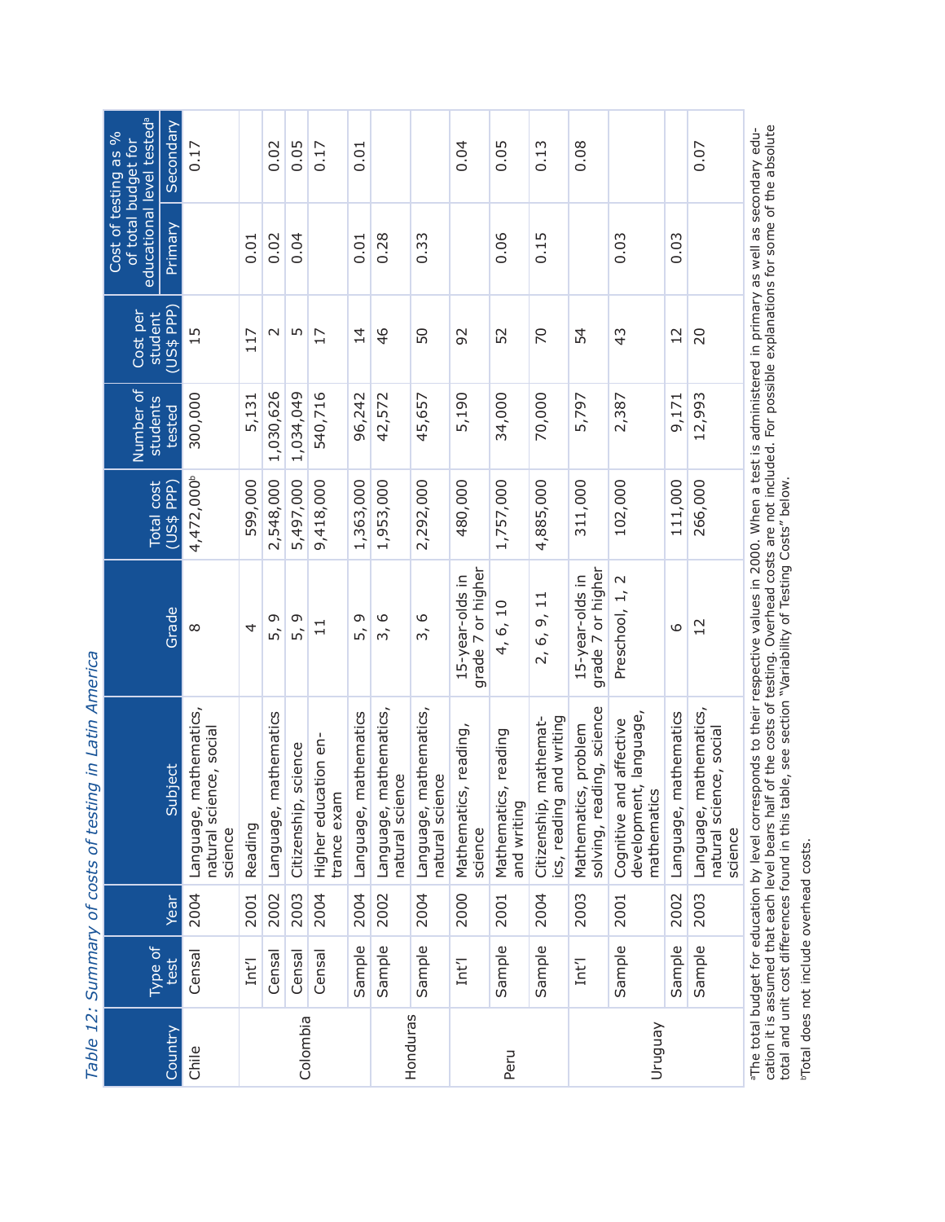*Table 12: Summary of costs of testing in Latin America*

| Country | Type of test | Year | Subject | Grade | Total cost (US$ PPP) | Number of students tested | Cost per student (US$ PPP) | Cost of testing as % of total budget for educational level tested[a] | |
|---|---|---|---|---|---|---|---|---|---|
| | | | | | | | | Primary | Secondary |
| Chile | Censal | 2004 | Language, mathematics, natural science, social science | 8 | 4,472,000[b] | 300,000 | 15 | | 0.17 |
| Colombia | Int'l | 2001 | Reading | 4 | 599,000 | 5,131 | 117 | 0.01 | |
| | Censal | 2002 | Language, mathematics | 5, 9 | 2,548,000 | 1,030,626 | 2 | 0.02 | 0.02 |
| | Censal | 2003 | Citizenship, science | 5, 9 | 5,497,000 | 1,034,049 | 5 | 0.04 | 0.05 |
| | Censal | 2004 | Higher education entrance exam | 11 | 9,418,000 | 540,716 | 17 | | 0.17 |
| | Sample | 2004 | Language, mathematics | 5, 9 | 1,363,000 | 96,242 | 14 | 0.01 | 0.01 |
| Honduras | Sample | 2002 | Language, mathematics, natural science | 3, 6 | 1,953,000 | 42,572 | 46 | 0.28 | |
| | Sample | 2004 | Language, mathematics, natural science | 3, 6 | 2,292,000 | 45,657 | 50 | 0.33 | |
| Peru | Int'l | 2000 | Mathematics, reading, science | 15-year-olds in grade 7 or higher | 480,000 | 5,190 | 92 | | 0.04 |
| | Sample | 2001 | Mathematics, reading and writing | 4, 6, 10 | 1,757,000 | 34,000 | 52 | 0.06 | 0.05 |
| | Sample | 2004 | Citizenship, mathematics, reading and writing | 2, 6, 9, 11 | 4,885,000 | 70,000 | 70 | 0.15 | 0.13 |
| Uruguay | Int'l | 2003 | Mathematics, problem solving, reading, science | 15-year-olds in grade 7 or higher | 311,000 | 5,797 | 54 | | 0.08 |
| | Sample | 2001 | Cognitive and affective development, language, mathematics | Preschool, 1, 2 | 102,000 | 2,387 | 43 | 0.03 | |
| | Sample | 2002 | Language, mathematics | 6 | 111,000 | 9,171 | 12 | 0.03 | |
| | Sample | 2003 | Language, mathematics, natural science, social science | 12 | 266,000 | 12,993 | 20 | | 0.07 |

[a]The total budget for education by level corresponds to their respective values in 2000. When a test is administered in primary as well as secondary education it is assumed that each level bears half of the costs of testing. Overhead costs are not included. For possible explanations for some of the absolute total and unit cost differences found in this table, see section "Variability of Testing Costs" below.

[b]Total does not include overhead costs.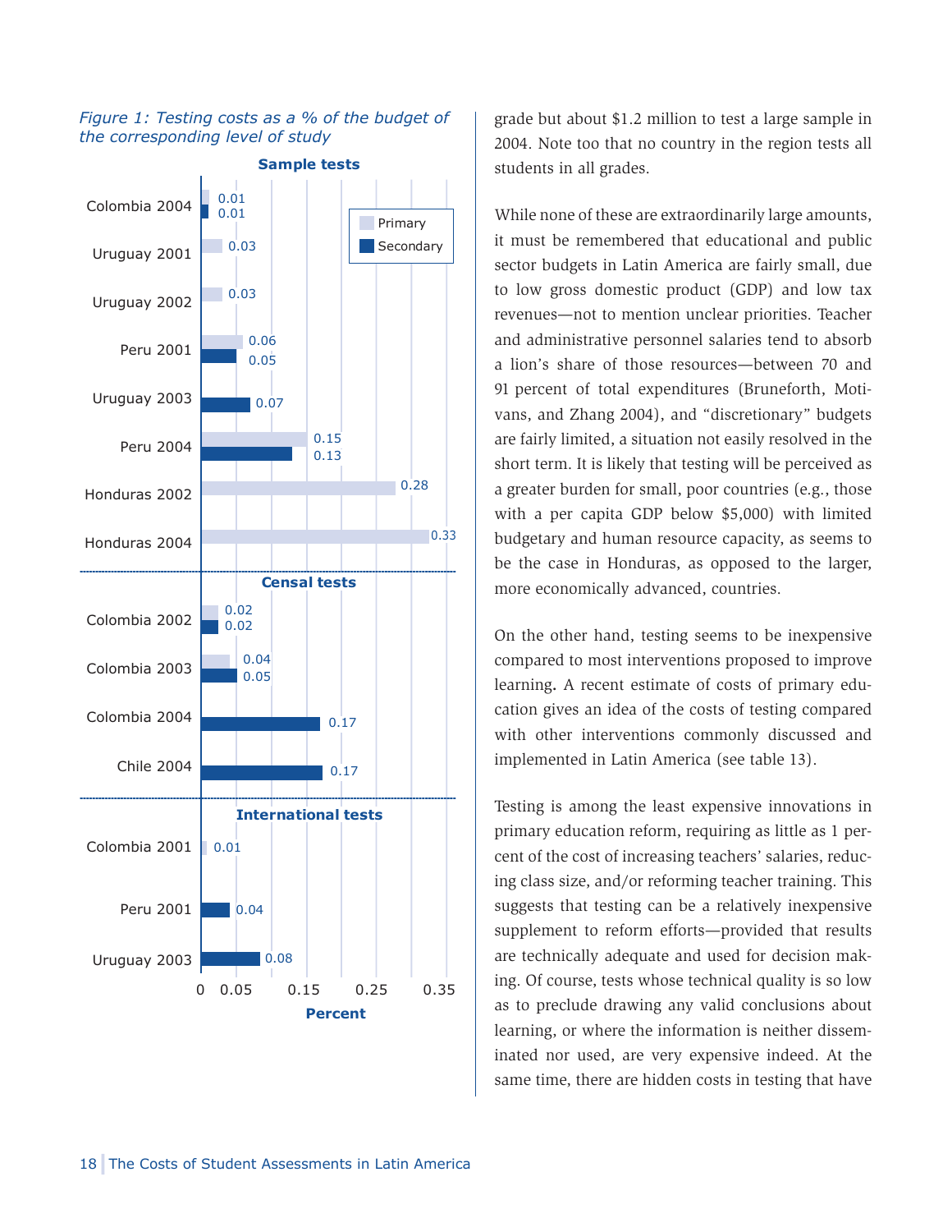*Figure 1: Testing costs as a % of the budget of the corresponding level of study*

| Test type | Country/Year | Primary | Secondary |
|---|---|---|---|
| Sample tests | Colombia 2004 | 0.01 | 0.01 |
| Sample tests | Uruguay 2001 | 0.03 | |
| Sample tests | Uruguay 2002 | 0.03 | |
| Sample tests | Peru 2001 | 0.06 | 0.05 |
| Sample tests | Uruguay 2003 | | 0.07 |
| Sample tests | Peru 2004 | 0.15 | 0.13 |
| Sample tests | Honduras 2002 | 0.28 | |
| Sample tests | Honduras 2004 | 0.33 | |
| Censal tests | Colombia 2002 | 0.02 | 0.02 |
| Censal tests | Colombia 2003 | 0.04 | 0.05 |
| Censal tests | Colombia 2004 | | 0.17 |
| Censal tests | Chile 2004 | | 0.17 |
| International tests | Colombia 2001 | 0.01 | |
| International tests | Peru 2001 | | 0.04 |
| International tests | Uruguay 2003 | | 0.08 |

Percent

grade but about $1.2 million to test a large sample in 2004. Note too that no country in the region tests all students in all grades.

While none of these are extraordinarily large amounts, it must be remembered that educational and public sector budgets in Latin America are fairly small, due to low gross domestic product (GDP) and low tax revenues—not to mention unclear priorities. Teacher and administrative personnel salaries tend to absorb a lion's share of those resources—between 70 and 91 percent of total expenditures (Bruneforth, Motivans, and Zhang 2004), and "discretionary" budgets are fairly limited, a situation not easily resolved in the short term. It is likely that testing will be perceived as a greater burden for small, poor countries (e.g., those with a per capita GDP below $5,000) with limited budgetary and human resource capacity, as seems to be the case in Honduras, as opposed to the larger, more economically advanced, countries.

On the other hand, testing seems to be inexpensive compared to most interventions proposed to improve learning**.** A recent estimate of costs of primary education gives an idea of the costs of testing compared with other interventions commonly discussed and implemented in Latin America (see table 13).

Testing is among the least expensive innovations in primary education reform, requiring as little as 1 percent of the cost of increasing teachers' salaries, reducing class size, and/or reforming teacher training. This suggests that testing can be a relatively inexpensive supplement to reform efforts—provided that results are technically adequate and used for decision making. Of course, tests whose technical quality is so low as to preclude drawing any valid conclusions about learning, or where the information is neither disseminated nor used, are very expensive indeed. At the same time, there are hidden costs in testing that have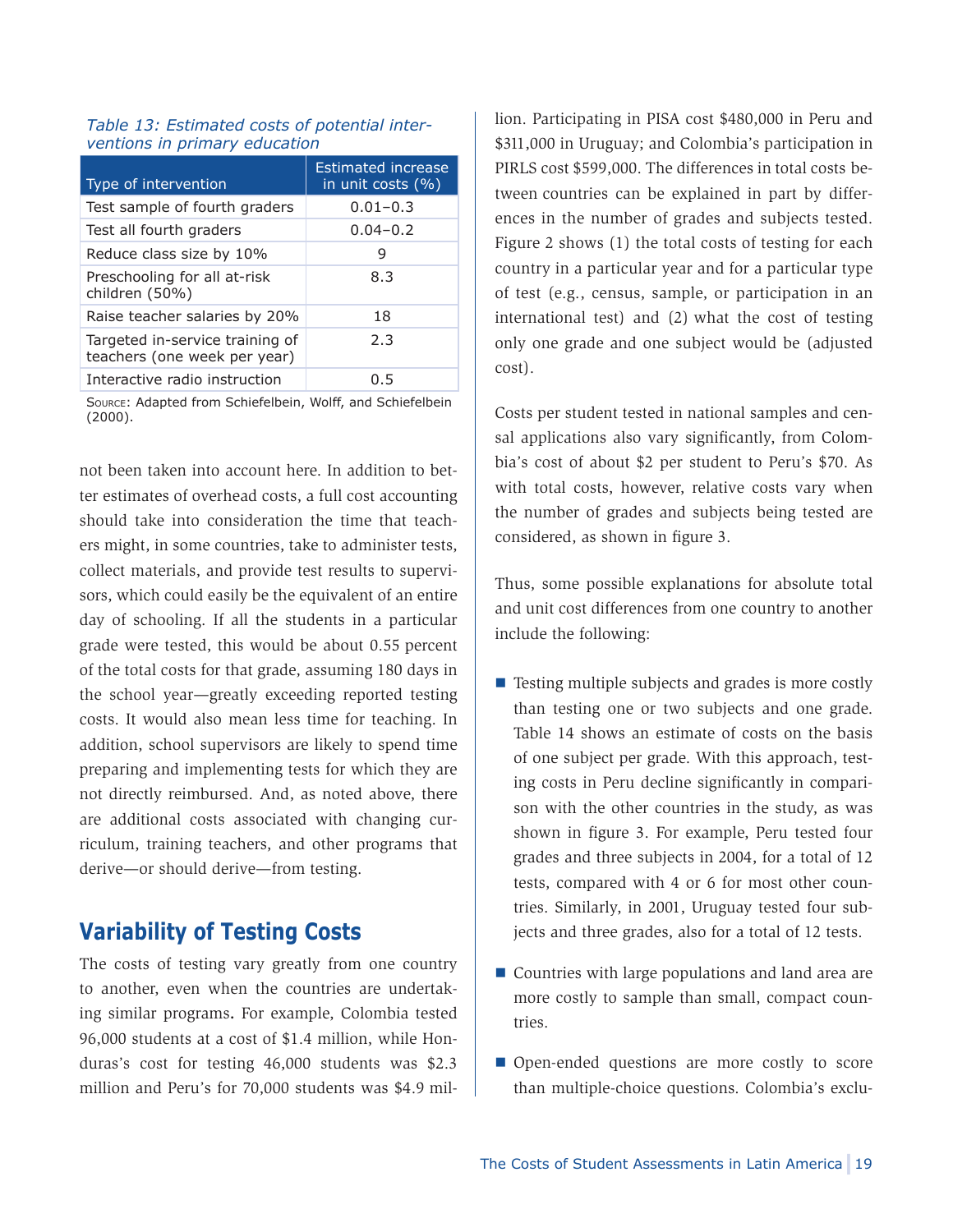*Table 13: Estimated costs of potential interventions in primary education*

| Type of intervention | Estimated increase in unit costs (%) |
| --- | --- |
| Test sample of fourth graders | 0.01–0.3 |
| Test all fourth graders | 0.04–0.2 |
| Reduce class size by 10% | 9 |
| Preschooling for all at-risk children (50%) | 8.3 |
| Raise teacher salaries by 20% | 18 |
| Targeted in-service training of teachers (one week per year) | 2.3 |
| Interactive radio instruction | 0.5 |

Source: Adapted from Schiefelbein, Wolff, and Schiefelbein (2000).

not been taken into account here. In addition to better estimates of overhead costs, a full cost accounting should take into consideration the time that teachers might, in some countries, take to administer tests, collect materials, and provide test results to supervisors, which could easily be the equivalent of an entire day of schooling. If all the students in a particular grade were tested, this would be about 0.55 percent of the total costs for that grade, assuming 180 days in the school year—greatly exceeding reported testing costs. It would also mean less time for teaching. In addition, school supervisors are likely to spend time preparing and implementing tests for which they are not directly reimbursed. And, as noted above, there are additional costs associated with changing curriculum, training teachers, and other programs that derive—or should derive—from testing.

## Variability of Testing Costs

The costs of testing vary greatly from one country to another, even when the countries are undertaking similar programs**.** For example, Colombia tested 96,000 students at a cost of $1.4 million, while Honduras's cost for testing 46,000 students was $2.3 million and Peru's for 70,000 students was $4.9 million. Participating in PISA cost $480,000 in Peru and $311,000 in Uruguay; and Colombia's participation in PIRLS cost $599,000. The differences in total costs between countries can be explained in part by differences in the number of grades and subjects tested. Figure 2 shows (1) the total costs of testing for each country in a particular year and for a particular type of test (e.g., census, sample, or participation in an international test) and (2) what the cost of testing only one grade and one subject would be (adjusted cost).

Costs per student tested in national samples and censal applications also vary significantly, from Colombia's cost of about $2 per student to Peru's $70. As with total costs, however, relative costs vary when the number of grades and subjects being tested are considered, as shown in figure 3.

Thus, some possible explanations for absolute total and unit cost differences from one country to another include the following:

- Testing multiple subjects and grades is more costly than testing one or two subjects and one grade. Table 14 shows an estimate of costs on the basis of one subject per grade. With this approach, testing costs in Peru decline significantly in comparison with the other countries in the study, as was shown in figure 3. For example, Peru tested four grades and three subjects in 2004, for a total of 12 tests, compared with 4 or 6 for most other countries. Similarly, in 2001, Uruguay tested four subjects and three grades, also for a total of 12 tests.
- Countries with large populations and land area are more costly to sample than small, compact countries.
- Open-ended questions are more costly to score than multiple-choice questions. Colombia's exclu-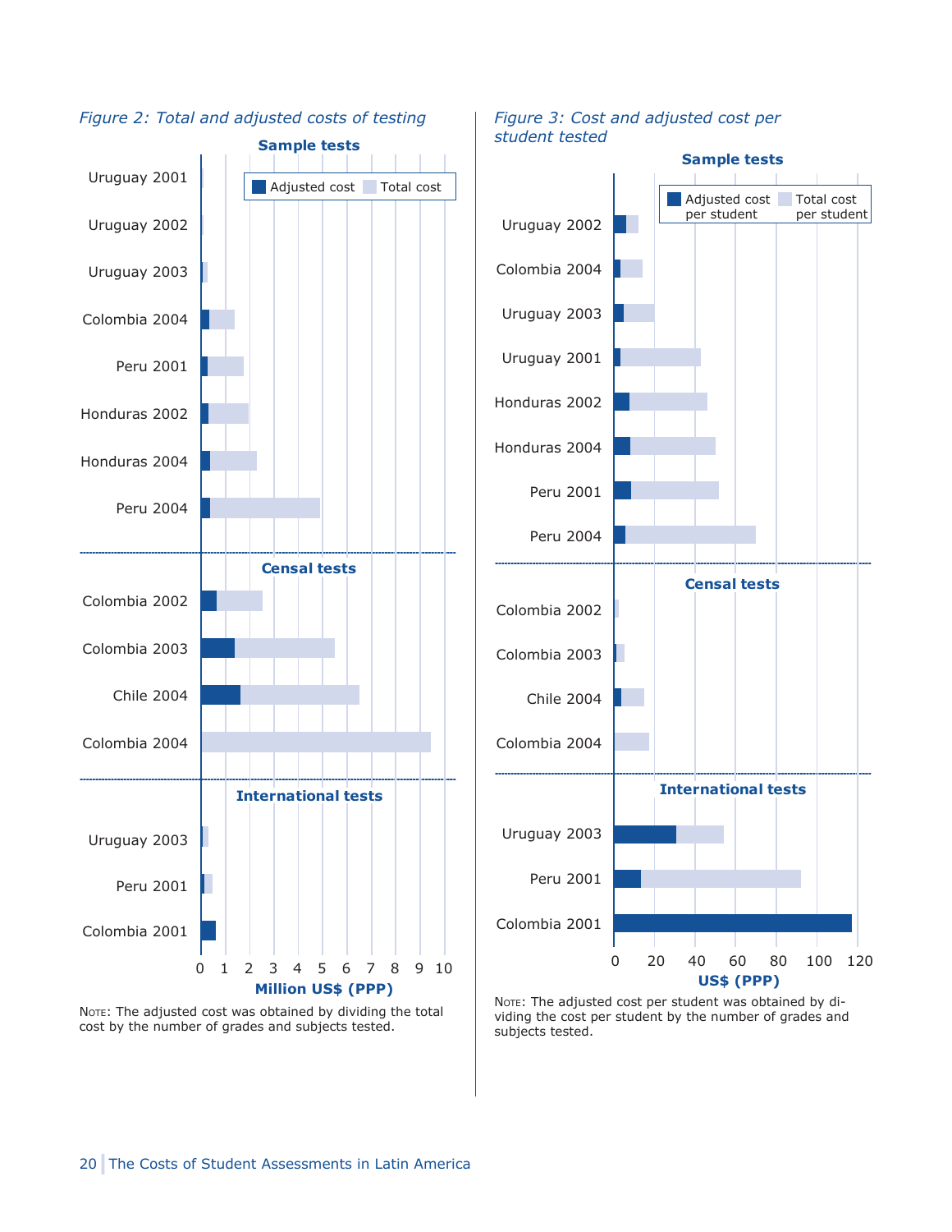*Figure 2: Total and adjusted costs of testing*

**Sample tests**

Adjusted cost | Total cost

Uruguay 2001

Uruguay 2002

Uruguay 2003

Colombia 2004

Peru 2001

Honduras 2002

Honduras 2004

Peru 2004

**Censal tests**

Colombia 2002

Colombia 2003

Chile 2004

Colombia 2004

**International tests**

Uruguay 2003

Peru 2001

Colombia 2001

0 1 2 3 4 5 6 7 8 9 10

**Million US$ (PPP)**

Note: The adjusted cost was obtained by dividing the total cost by the number of grades and subjects tested.

*Figure 3: Cost and adjusted cost per student tested*

**Sample tests**

Adjusted cost per student | Total cost per student

Uruguay 2002

Colombia 2004

Uruguay 2003

Uruguay 2001

Honduras 2002

Honduras 2004

Peru 2001

Peru 2004

**Censal tests**

Colombia 2002

Colombia 2003

Chile 2004

Colombia 2004

**International tests**

Uruguay 2003

Peru 2001

Colombia 2001

0 20 40 60 80 100 120

**US$ (PPP)**

Note: The adjusted cost per student was obtained by dividing the cost per student by the number of grades and subjects tested.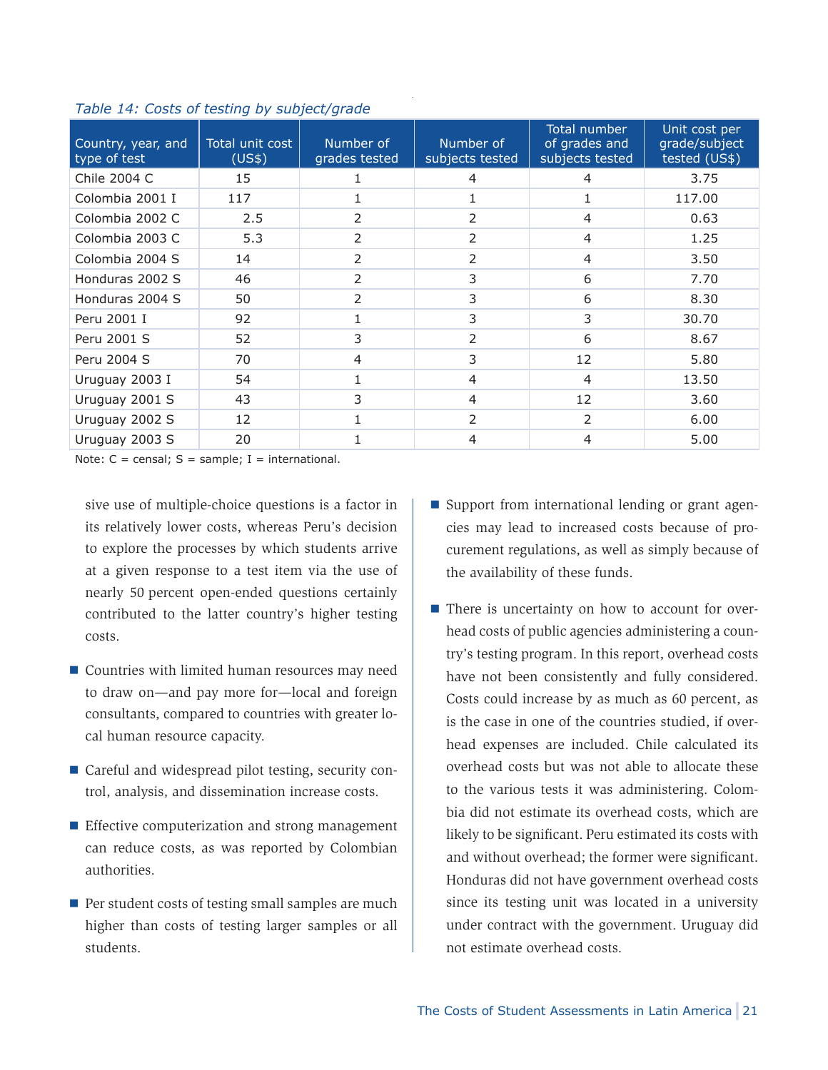*Table 14: Costs of testing by subject/grade*

| Country, year, and type of test | Total unit cost (US$) | Number of grades tested | Number of subjects tested | Total number of grades and subjects tested | Unit cost per grade/subject tested (US$) |
|---|---|---|---|---|---|
| Chile 2004 C | 15 | 1 | 4 | 4 | 3.75 |
| Colombia 2001 I | 117 | 1 | 1 | 1 | 117.00 |
| Colombia 2002 C | 2.5 | 2 | 2 | 4 | 0.63 |
| Colombia 2003 C | 5.3 | 2 | 2 | 4 | 1.25 |
| Colombia 2004 S | 14 | 2 | 2 | 4 | 3.50 |
| Honduras 2002 S | 46 | 2 | 3 | 6 | 7.70 |
| Honduras 2004 S | 50 | 2 | 3 | 6 | 8.30 |
| Peru 2001 I | 92 | 1 | 3 | 3 | 30.70 |
| Peru 2001 S | 52 | 3 | 2 | 6 | 8.67 |
| Peru 2004 S | 70 | 4 | 3 | 12 | 5.80 |
| Uruguay 2003 I | 54 | 1 | 4 | 4 | 13.50 |
| Uruguay 2001 S | 43 | 3 | 4 | 12 | 3.60 |
| Uruguay 2002 S | 12 | 1 | 2 | 2 | 6.00 |
| Uruguay 2003 S | 20 | 1 | 4 | 4 | 5.00 |

Note: C = censal; S = sample; I = international.

sive use of multiple-choice questions is a factor in its relatively lower costs, whereas Peru's decision to explore the processes by which students arrive at a given response to a test item via the use of nearly 50 percent open-ended questions certainly contributed to the latter country's higher testing costs.

- Countries with limited human resources may need to draw on—and pay more for—local and foreign consultants, compared to countries with greater local human resource capacity.
- Careful and widespread pilot testing, security control, analysis, and dissemination increase costs.
- Effective computerization and strong management can reduce costs, as was reported by Colombian authorities.
- Per student costs of testing small samples are much higher than costs of testing larger samples or all students.
- Support from international lending or grant agencies may lead to increased costs because of procurement regulations, as well as simply because of the availability of these funds.
- There is uncertainty on how to account for overhead costs of public agencies administering a country's testing program. In this report, overhead costs have not been consistently and fully considered. Costs could increase by as much as 60 percent, as is the case in one of the countries studied, if overhead expenses are included. Chile calculated its overhead costs but was not able to allocate these to the various tests it was administering. Colombia did not estimate its overhead costs, which are likely to be significant. Peru estimated its costs with and without overhead; the former were significant. Honduras did not have government overhead costs since its testing unit was located in a university under contract with the government. Uruguay did not estimate overhead costs.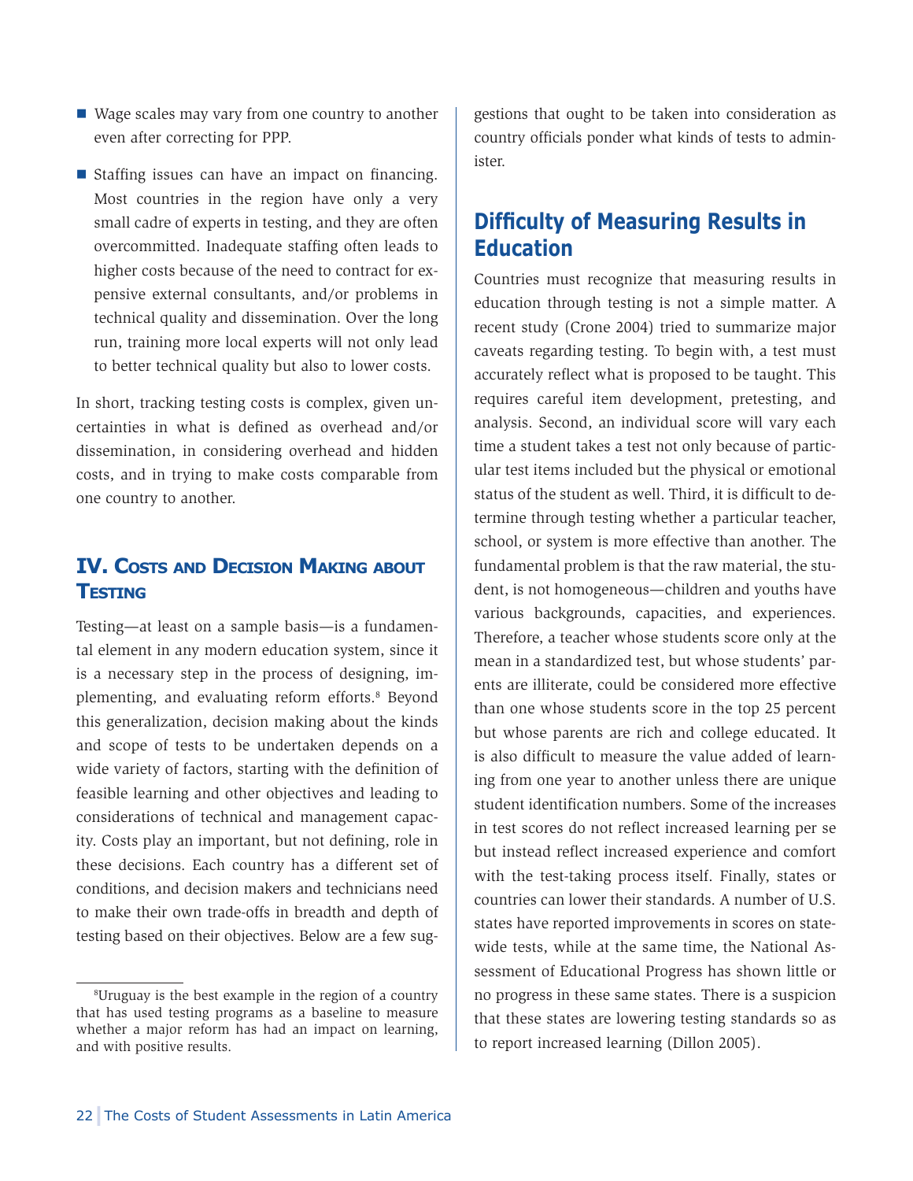- Wage scales may vary from one country to another even after correcting for PPP.
- Staffing issues can have an impact on financing. Most countries in the region have only a very small cadre of experts in testing, and they are often overcommitted. Inadequate staffing often leads to higher costs because of the need to contract for expensive external consultants, and/or problems in technical quality and dissemination. Over the long run, training more local experts will not only lead to better technical quality but also to lower costs.

In short, tracking testing costs is complex, given uncertainties in what is defined as overhead and/or dissemination, in considering overhead and hidden costs, and in trying to make costs comparable from one country to another.

## IV. Costs and Decision Making about Testing

Testing—at least on a sample basis—is a fundamental element in any modern education system, since it is a necessary step in the process of designing, implementing, and evaluating reform efforts.[8] Beyond this generalization, decision making about the kinds and scope of tests to be undertaken depends on a wide variety of factors, starting with the definition of feasible learning and other objectives and leading to considerations of technical and management capacity. Costs play an important, but not defining, role in these decisions. Each country has a different set of conditions, and decision makers and technicians need to make their own trade-offs in breadth and depth of testing based on their objectives. Below are a few suggestions that ought to be taken into consideration as country officials ponder what kinds of tests to administer.

[8] Uruguay is the best example in the region of a country that has used testing programs as a baseline to measure whether a major reform has had an impact on learning, and with positive results.

### Difficulty of Measuring Results in Education

Countries must recognize that measuring results in education through testing is not a simple matter. A recent study (Crone 2004) tried to summarize major caveats regarding testing. To begin with, a test must accurately reflect what is proposed to be taught. This requires careful item development, pretesting, and analysis. Second, an individual score will vary each time a student takes a test not only because of particular test items included but the physical or emotional status of the student as well. Third, it is difficult to determine through testing whether a particular teacher, school, or system is more effective than another. The fundamental problem is that the raw material, the student, is not homogeneous—children and youths have various backgrounds, capacities, and experiences. Therefore, a teacher whose students score only at the mean in a standardized test, but whose students' parents are illiterate, could be considered more effective than one whose students score in the top 25 percent but whose parents are rich and college educated. It is also difficult to measure the value added of learning from one year to another unless there are unique student identification numbers. Some of the increases in test scores do not reflect increased learning per se but instead reflect increased experience and comfort with the test-taking process itself. Finally, states or countries can lower their standards. A number of U.S. states have reported improvements in scores on statewide tests, while at the same time, the National Assessment of Educational Progress has shown little or no progress in these same states. There is a suspicion that these states are lowering testing standards so as to report increased learning (Dillon 2005).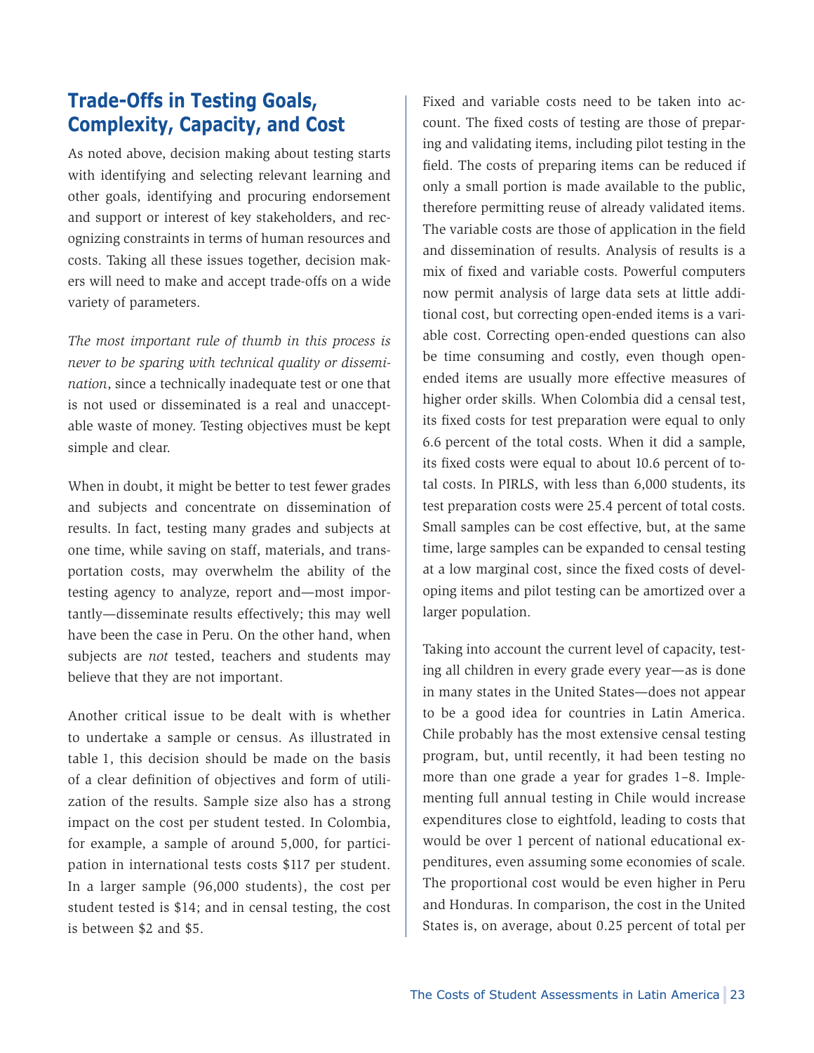## Trade-Offs in Testing Goals, Complexity, Capacity, and Cost

As noted above, decision making about testing starts with identifying and selecting relevant learning and other goals, identifying and procuring endorsement and support or interest of key stakeholders, and recognizing constraints in terms of human resources and costs. Taking all these issues together, decision makers will need to make and accept trade-offs on a wide variety of parameters.

*The most important rule of thumb in this process is never to be sparing with technical quality or dissemination*, since a technically inadequate test or one that is not used or disseminated is a real and unacceptable waste of money. Testing objectives must be kept simple and clear.

When in doubt, it might be better to test fewer grades and subjects and concentrate on dissemination of results. In fact, testing many grades and subjects at one time, while saving on staff, materials, and transportation costs, may overwhelm the ability of the testing agency to analyze, report and—most importantly—disseminate results effectively; this may well have been the case in Peru. On the other hand, when subjects are *not* tested, teachers and students may believe that they are not important.

Another critical issue to be dealt with is whether to undertake a sample or census. As illustrated in table 1, this decision should be made on the basis of a clear definition of objectives and form of utilization of the results. Sample size also has a strong impact on the cost per student tested. In Colombia, for example, a sample of around 5,000, for participation in international tests costs $117 per student. In a larger sample (96,000 students), the cost per student tested is $14; and in censal testing, the cost is between $2 and $5.

Fixed and variable costs need to be taken into account. The fixed costs of testing are those of preparing and validating items, including pilot testing in the field. The costs of preparing items can be reduced if only a small portion is made available to the public, therefore permitting reuse of already validated items. The variable costs are those of application in the field and dissemination of results. Analysis of results is a mix of fixed and variable costs. Powerful computers now permit analysis of large data sets at little additional cost, but correcting open-ended items is a variable cost. Correcting open-ended questions can also be time consuming and costly, even though open-ended items are usually more effective measures of higher order skills. When Colombia did a censal test, its fixed costs for test preparation were equal to only 6.6 percent of the total costs. When it did a sample, its fixed costs were equal to about 10.6 percent of total costs. In PIRLS, with less than 6,000 students, its test preparation costs were 25.4 percent of total costs. Small samples can be cost effective, but, at the same time, large samples can be expanded to censal testing at a low marginal cost, since the fixed costs of developing items and pilot testing can be amortized over a larger population.

Taking into account the current level of capacity, testing all children in every grade every year—as is done in many states in the United States—does not appear to be a good idea for countries in Latin America. Chile probably has the most extensive censal testing program, but, until recently, it had been testing no more than one grade a year for grades 1–8. Implementing full annual testing in Chile would increase expenditures close to eightfold, leading to costs that would be over 1 percent of national educational expenditures, even assuming some economies of scale. The proportional cost would be even higher in Peru and Honduras. In comparison, the cost in the United States is, on average, about 0.25 percent of total per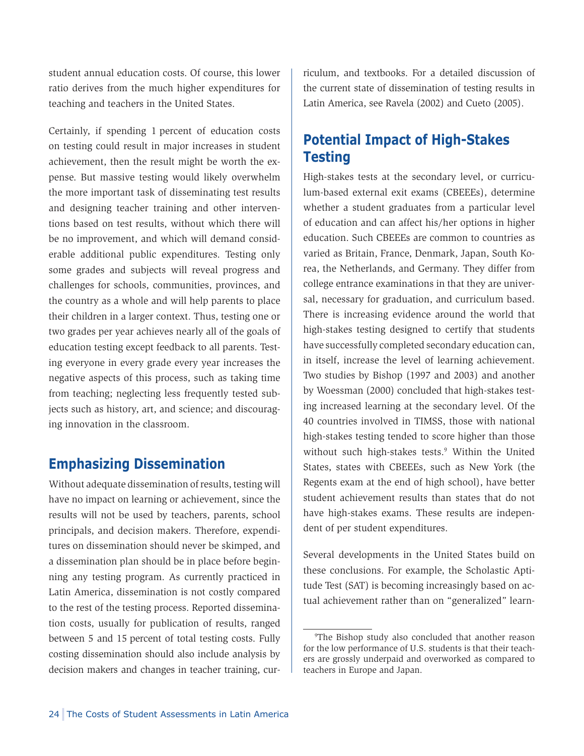student annual education costs. Of course, this lower ratio derives from the much higher expenditures for teaching and teachers in the United States.

Certainly, if spending 1 percent of education costs on testing could result in major increases in student achievement, then the result might be worth the expense. But massive testing would likely overwhelm the more important task of disseminating test results and designing teacher training and other interventions based on test results, without which there will be no improvement, and which will demand considerable additional public expenditures. Testing only some grades and subjects will reveal progress and challenges for schools, communities, provinces, and the country as a whole and will help parents to place their children in a larger context. Thus, testing one or two grades per year achieves nearly all of the goals of education testing except feedback to all parents. Testing everyone in every grade every year increases the negative aspects of this process, such as taking time from teaching; neglecting less frequently tested subjects such as history, art, and science; and discouraging innovation in the classroom.

## Emphasizing Dissemination

Without adequate dissemination of results, testing will have no impact on learning or achievement, since the results will not be used by teachers, parents, school principals, and decision makers. Therefore, expenditures on dissemination should never be skimped, and a dissemination plan should be in place before beginning any testing program. As currently practiced in Latin America, dissemination is not costly compared to the rest of the testing process. Reported dissemination costs, usually for publication of results, ranged between 5 and 15 percent of total testing costs. Fully costing dissemination should also include analysis by decision makers and changes in teacher training, curriculum, and textbooks. For a detailed discussion of the current state of dissemination of testing results in Latin America, see Ravela (2002) and Cueto (2005).

## Potential Impact of High-Stakes Testing

High-stakes tests at the secondary level, or curriculum-based external exit exams (CBEEEs), determine whether a student graduates from a particular level of education and can affect his/her options in higher education. Such CBEEEs are common to countries as varied as Britain, France, Denmark, Japan, South Korea, the Netherlands, and Germany. They differ from college entrance examinations in that they are universal, necessary for graduation, and curriculum based. There is increasing evidence around the world that high-stakes testing designed to certify that students have successfully completed secondary education can, in itself, increase the level of learning achievement. Two studies by Bishop (1997 and 2003) and another by Woessman (2000) concluded that high-stakes testing increased learning at the secondary level. Of the 40 countries involved in TIMSS, those with national high-stakes testing tended to score higher than those without such high-stakes tests.[9] Within the United States, states with CBEEEs, such as New York (the Regents exam at the end of high school), have better student achievement results than states that do not have high-stakes exams. These results are independent of per student expenditures.

Several developments in the United States build on these conclusions. For example, the Scholastic Aptitude Test (SAT) is becoming increasingly based on actual achievement rather than on "generalized" learn-

[9] The Bishop study also concluded that another reason for the low performance of U.S. students is that their teachers are grossly underpaid and overworked as compared to teachers in Europe and Japan.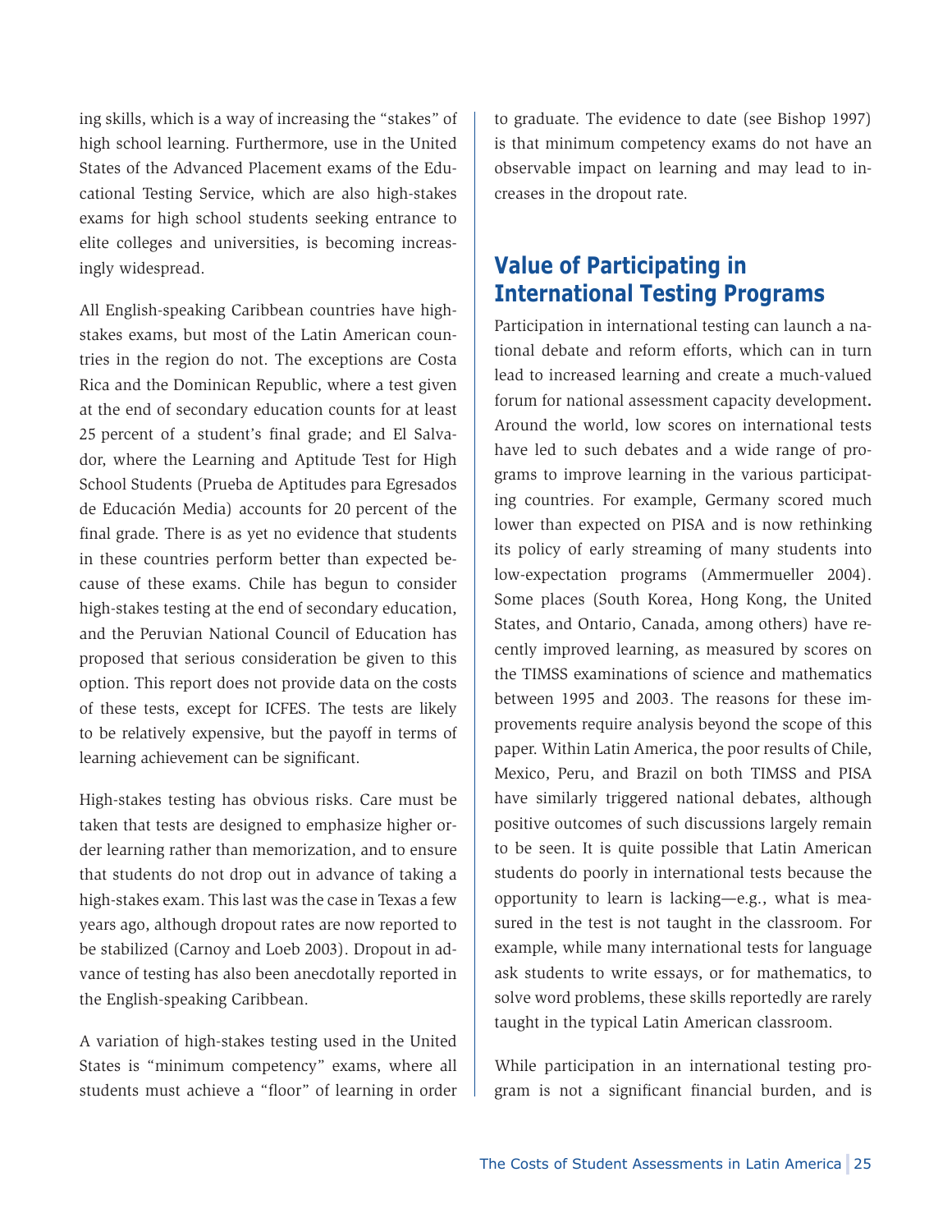ing skills, which is a way of increasing the "stakes" of high school learning. Furthermore, use in the United States of the Advanced Placement exams of the Educational Testing Service, which are also high-stakes exams for high school students seeking entrance to elite colleges and universities, is becoming increasingly widespread.

All English-speaking Caribbean countries have high-stakes exams, but most of the Latin American countries in the region do not. The exceptions are Costa Rica and the Dominican Republic, where a test given at the end of secondary education counts for at least 25 percent of a student's final grade; and El Salvador, where the Learning and Aptitude Test for High School Students (Prueba de Aptitudes para Egresados de Educación Media) accounts for 20 percent of the final grade. There is as yet no evidence that students in these countries perform better than expected because of these exams. Chile has begun to consider high-stakes testing at the end of secondary education, and the Peruvian National Council of Education has proposed that serious consideration be given to this option. This report does not provide data on the costs of these tests, except for ICFES. The tests are likely to be relatively expensive, but the payoff in terms of learning achievement can be significant.

High-stakes testing has obvious risks. Care must be taken that tests are designed to emphasize higher order learning rather than memorization, and to ensure that students do not drop out in advance of taking a high-stakes exam. This last was the case in Texas a few years ago, although dropout rates are now reported to be stabilized (Carnoy and Loeb 2003). Dropout in advance of testing has also been anecdotally reported in the English-speaking Caribbean.

A variation of high-stakes testing used in the United States is "minimum competency" exams, where all students must achieve a "floor" of learning in order to graduate. The evidence to date (see Bishop 1997) is that minimum competency exams do not have an observable impact on learning and may lead to increases in the dropout rate.

## Value of Participating in International Testing Programs

Participation in international testing can launch a national debate and reform efforts, which can in turn lead to increased learning and create a much-valued forum for national assessment capacity development. Around the world, low scores on international tests have led to such debates and a wide range of programs to improve learning in the various participating countries. For example, Germany scored much lower than expected on PISA and is now rethinking its policy of early streaming of many students into low-expectation programs (Ammermueller 2004). Some places (South Korea, Hong Kong, the United States, and Ontario, Canada, among others) have recently improved learning, as measured by scores on the TIMSS examinations of science and mathematics between 1995 and 2003. The reasons for these improvements require analysis beyond the scope of this paper. Within Latin America, the poor results of Chile, Mexico, Peru, and Brazil on both TIMSS and PISA have similarly triggered national debates, although positive outcomes of such discussions largely remain to be seen. It is quite possible that Latin American students do poorly in international tests because the opportunity to learn is lacking—e.g., what is measured in the test is not taught in the classroom. For example, while many international tests for language ask students to write essays, or for mathematics, to solve word problems, these skills reportedly are rarely taught in the typical Latin American classroom.

While participation in an international testing program is not a significant financial burden, and is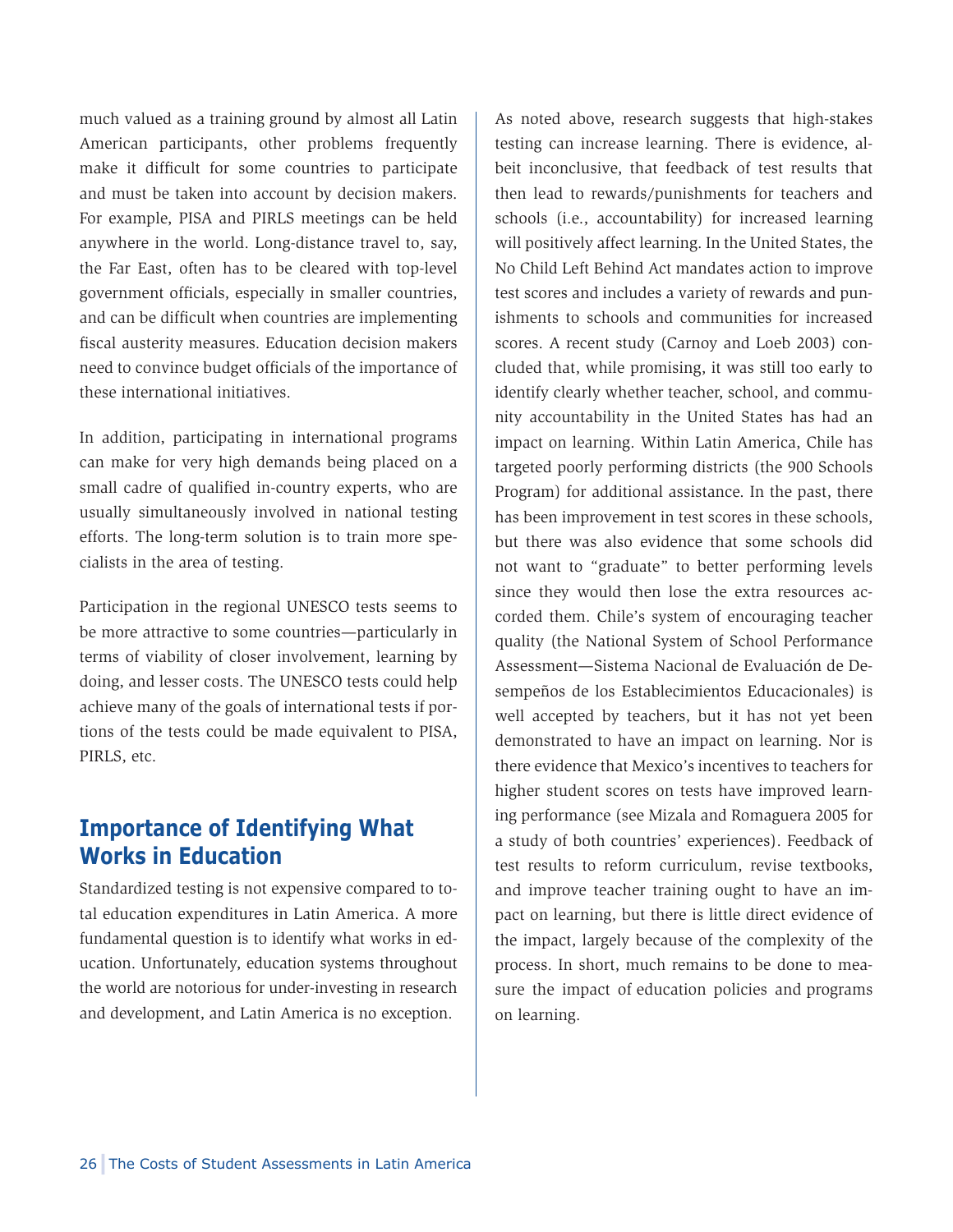much valued as a training ground by almost all Latin American participants, other problems frequently make it difficult for some countries to participate and must be taken into account by decision makers. For example, PISA and PIRLS meetings can be held anywhere in the world. Long-distance travel to, say, the Far East, often has to be cleared with top-level government officials, especially in smaller countries, and can be difficult when countries are implementing fiscal austerity measures. Education decision makers need to convince budget officials of the importance of these international initiatives.

In addition, participating in international programs can make for very high demands being placed on a small cadre of qualified in-country experts, who are usually simultaneously involved in national testing efforts. The long-term solution is to train more specialists in the area of testing.

Participation in the regional UNESCO tests seems to be more attractive to some countries—particularly in terms of viability of closer involvement, learning by doing, and lesser costs. The UNESCO tests could help achieve many of the goals of international tests if portions of the tests could be made equivalent to PISA, PIRLS, etc.

## Importance of Identifying What Works in Education

Standardized testing is not expensive compared to total education expenditures in Latin America. A more fundamental question is to identify what works in education. Unfortunately, education systems throughout the world are notorious for under-investing in research and development, and Latin America is no exception.

As noted above, research suggests that high-stakes testing can increase learning. There is evidence, albeit inconclusive, that feedback of test results that then lead to rewards/punishments for teachers and schools (i.e., accountability) for increased learning will positively affect learning. In the United States, the No Child Left Behind Act mandates action to improve test scores and includes a variety of rewards and punishments to schools and communities for increased scores. A recent study (Carnoy and Loeb 2003) concluded that, while promising, it was still too early to identify clearly whether teacher, school, and community accountability in the United States has had an impact on learning. Within Latin America, Chile has targeted poorly performing districts (the 900 Schools Program) for additional assistance. In the past, there has been improvement in test scores in these schools, but there was also evidence that some schools did not want to "graduate" to better performing levels since they would then lose the extra resources accorded them. Chile's system of encouraging teacher quality (the National System of School Performance Assessment—Sistema Nacional de Evaluación de Desempeños de los Establecimientos Educacionales) is well accepted by teachers, but it has not yet been demonstrated to have an impact on learning. Nor is there evidence that Mexico's incentives to teachers for higher student scores on tests have improved learning performance (see Mizala and Romaguera 2005 for a study of both countries' experiences). Feedback of test results to reform curriculum, revise textbooks, and improve teacher training ought to have an impact on learning, but there is little direct evidence of the impact, largely because of the complexity of the process. In short, much remains to be done to measure the impact of education policies and programs on learning.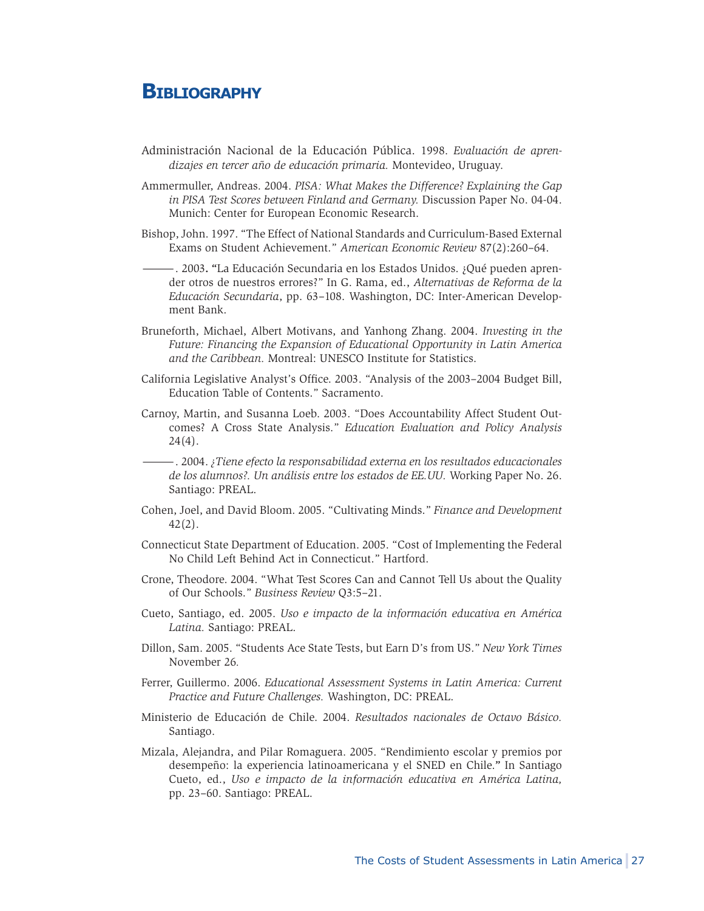# Bibliography

Administración Nacional de la Educación Pública. 1998. *Evaluación de aprendizajes en tercer año de educación primaria.* Montevideo, Uruguay.

Ammermuller, Andreas. 2004. *PISA: What Makes the Difference? Explaining the Gap in PISA Test Scores between Finland and Germany.* Discussion Paper No. 04-04. Munich: Center for European Economic Research.

Bishop, John. 1997. "The Effect of National Standards and Curriculum-Based External Exams on Student Achievement." *American Economic Review* 87(2):260–64.

———. 2003. "La Educación Secundaria en los Estados Unidos. ¿Qué pueden aprender otros de nuestros errores?" In G. Rama, ed., *Alternativas de Reforma de la Educación Secundaria*, pp. 63–108. Washington, DC: Inter-American Development Bank.

Bruneforth, Michael, Albert Motivans, and Yanhong Zhang. 2004. *Investing in the Future: Financing the Expansion of Educational Opportunity in Latin America and the Caribbean.* Montreal: UNESCO Institute for Statistics.

California Legislative Analyst's Office. 2003. "Analysis of the 2003–2004 Budget Bill, Education Table of Contents." Sacramento.

Carnoy, Martin, and Susanna Loeb. 2003. "Does Accountability Affect Student Outcomes? A Cross State Analysis." *Education Evaluation and Policy Analysis* 24(4).

———. 2004. *¿Tiene efecto la responsabilidad externa en los resultados educacionales de los alumnos?. Un análisis entre los estados de EE.UU.* Working Paper No. 26. Santiago: PREAL.

Cohen, Joel, and David Bloom. 2005. "Cultivating Minds." *Finance and Development* 42(2).

Connecticut State Department of Education. 2005. "Cost of Implementing the Federal No Child Left Behind Act in Connecticut." Hartford.

Crone, Theodore. 2004. "What Test Scores Can and Cannot Tell Us about the Quality of Our Schools." *Business Review* Q3:5–21.

Cueto, Santiago, ed. 2005. *Uso e impacto de la información educativa en América Latina.* Santiago: PREAL.

Dillon, Sam. 2005. "Students Ace State Tests, but Earn D's from US." *New York Times* November 26.

Ferrer, Guillermo. 2006. *Educational Assessment Systems in Latin America: Current Practice and Future Challenges.* Washington, DC: PREAL.

Ministerio de Educación de Chile. 2004. *Resultados nacionales de Octavo Básico.* Santiago.

Mizala, Alejandra, and Pilar Romaguera. 2005. "Rendimiento escolar y premios por desempeño: la experiencia latinoamericana y el SNED en Chile." In Santiago Cueto, ed., *Uso e impacto de la información educativa en América Latina*, pp. 23–60. Santiago: PREAL.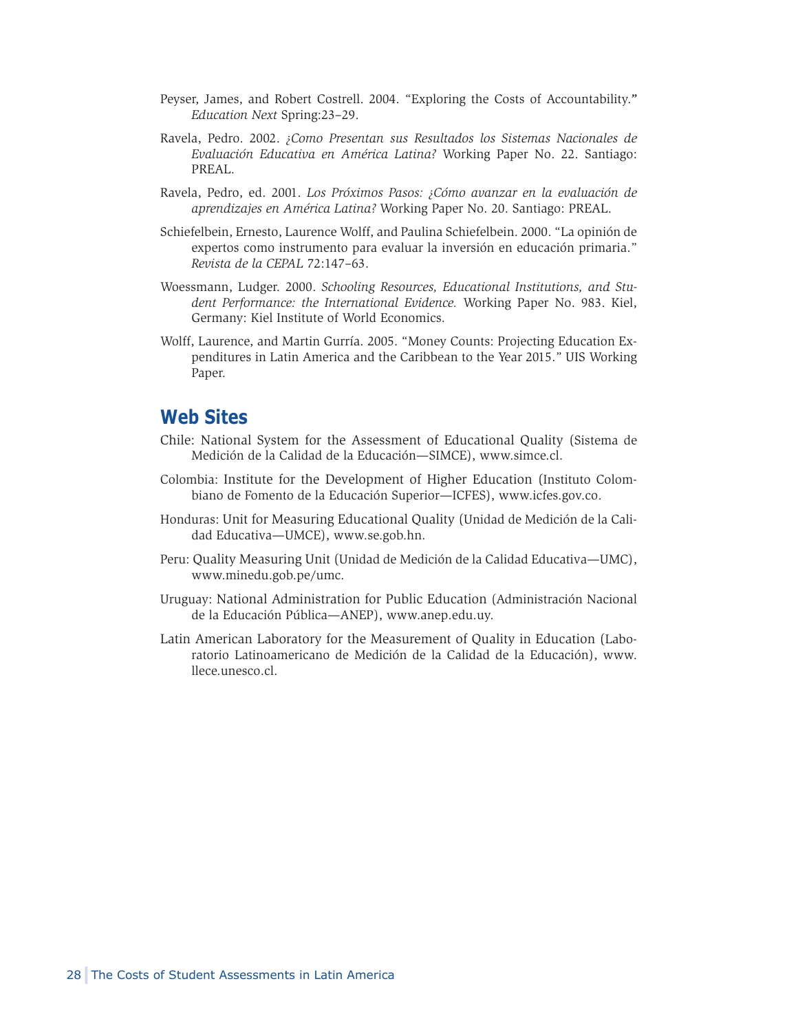Peyser, James, and Robert Costrell. 2004. "Exploring the Costs of Accountability." *Education Next* Spring:23–29.

Ravela, Pedro. 2002. *¿Como Presentan sus Resultados los Sistemas Nacionales de Evaluación Educativa en América Latina?* Working Paper No. 22. Santiago: PREAL.

Ravela, Pedro, ed. 2001. *Los Próximos Pasos: ¿Cómo avanzar en la evaluación de aprendizajes en América Latina?* Working Paper No. 20. Santiago: PREAL.

Schiefelbein, Ernesto, Laurence Wolff, and Paulina Schiefelbein. 2000. "La opinión de expertos como instrumento para evaluar la inversión en educación primaria." *Revista de la CEPAL* 72:147–63.

Woessmann, Ludger. 2000. *Schooling Resources, Educational Institutions, and Student Performance: the International Evidence.* Working Paper No. 983. Kiel, Germany: Kiel Institute of World Economics.

Wolff, Laurence, and Martin Gurría. 2005. "Money Counts: Projecting Education Expenditures in Latin America and the Caribbean to the Year 2015." UIS Working Paper.

## Web Sites

Chile: National System for the Assessment of Educational Quality (Sistema de Medición de la Calidad de la Educación—SIMCE), www.simce.cl.

Colombia: Institute for the Development of Higher Education (Instituto Colombiano de Fomento de la Educación Superior—ICFES), www.icfes.gov.co.

Honduras: Unit for Measuring Educational Quality (Unidad de Medición de la Calidad Educativa—UMCE), www.se.gob.hn.

Peru: Quality Measuring Unit (Unidad de Medición de la Calidad Educativa—UMC), www.minedu.gob.pe/umc.

Uruguay: National Administration for Public Education (Administración Nacional de la Educación Pública—ANEP), www.anep.edu.uy.

Latin American Laboratory for the Measurement of Quality in Education (Laboratorio Latinoamericano de Medición de la Calidad de la Educación), www.llece.unesco.cl.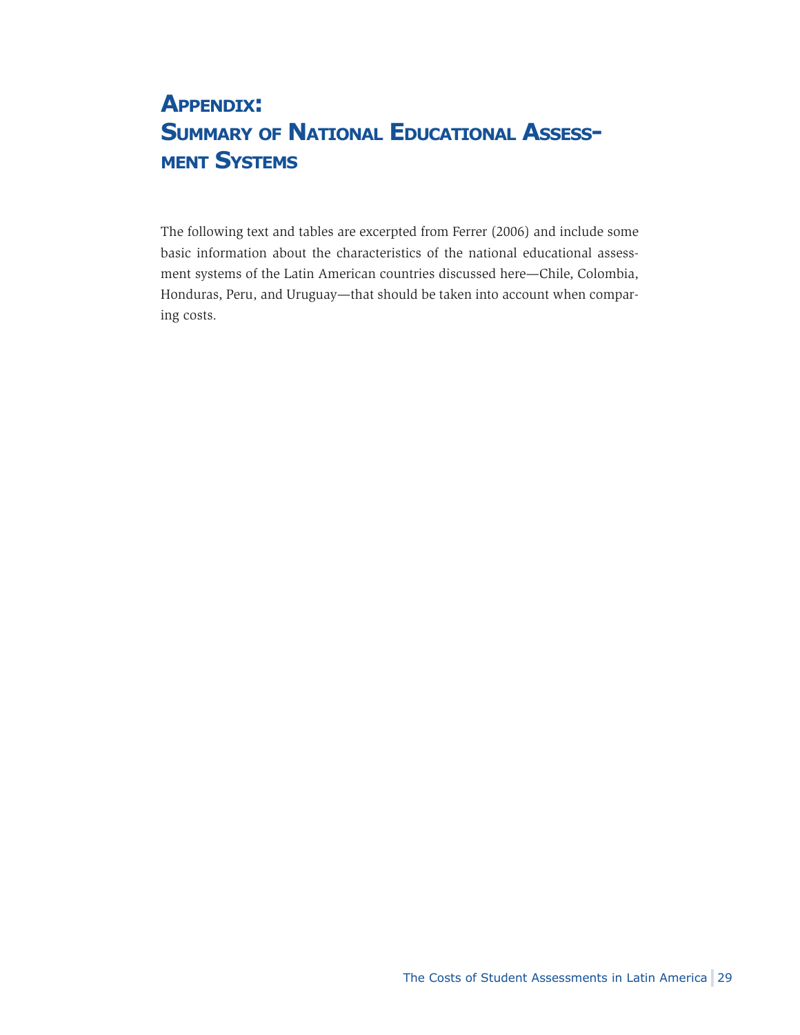# Appendix: Summary of National Educational Assessment Systems

The following text and tables are excerpted from Ferrer (2006) and include some basic information about the characteristics of the national educational assessment systems of the Latin American countries discussed here—Chile, Colombia, Honduras, Peru, and Uruguay—that should be taken into account when comparing costs.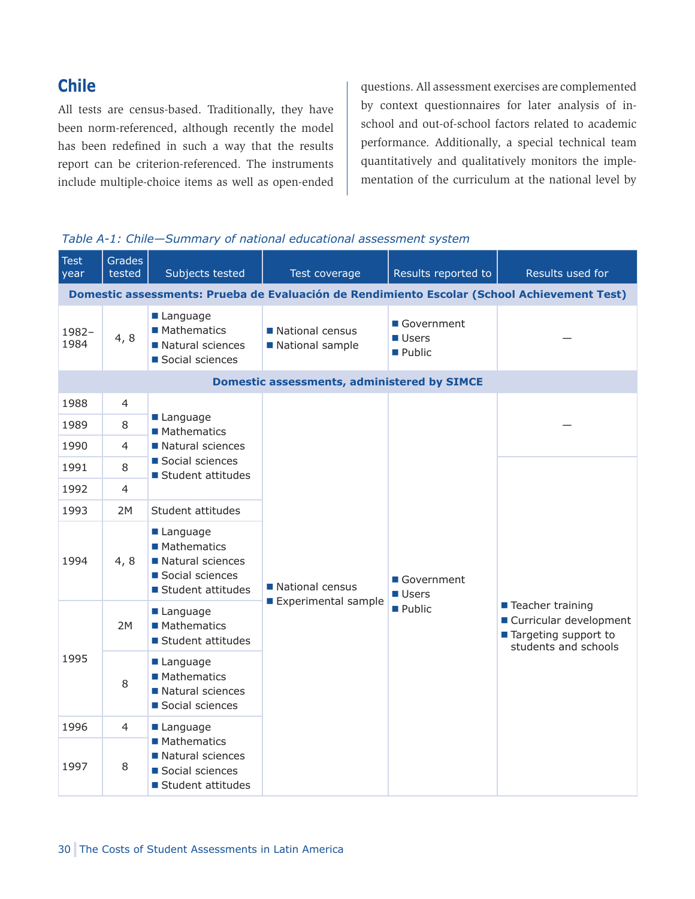## Chile

All tests are census-based. Traditionally, they have been norm-referenced, although recently the model has been redefined in such a way that the results report can be criterion-referenced. The instruments include multiple-choice items as well as open-ended questions. All assessment exercises are complemented by context questionnaires for later analysis of in-school and out-of-school factors related to academic performance. Additionally, a special technical team quantitatively and qualitatively monitors the implementation of the curriculum at the national level by

*Table A-1: Chile—Summary of national educational assessment system*

| Test year | Grades tested | Subjects tested | Test coverage | Results reported to | Results used for |
|---|---|---|---|---|---|
| **Domestic assessments: Prueba de Evaluación de Rendimiento Escolar (School Achievement Test)** | | | | | |
| 1982–1984 | 4, 8 | ■ Language ■ Mathematics ■ Natural sciences ■ Social sciences | ■ National census ■ National sample | ■ Government ■ Users ■ Public | — |
| **Domestic assessments, administered by SIMCE** | | | | | |
| 1988 | 4 | ■ Language ■ Mathematics ■ Natural sciences ■ Social sciences ■ Student attitudes | ■ National census ■ Experimental sample | ■ Government ■ Users ■ Public | — |
| 1989 | 8 | | | | |
| 1990 | 4 | | | | |
| 1991 | 8 | | | | ■ Teacher training ■ Curricular development ■ Targeting support to students and schools |
| 1992 | 4 | | | | |
| 1993 | 2M | Student attitudes | | | |
| 1994 | 4, 8 | ■ Language ■ Mathematics ■ Natural sciences ■ Social sciences ■ Student attitudes | | | |
| 1995 | 2M | ■ Language ■ Mathematics ■ Student attitudes | | | |
| | 8 | ■ Language ■ Mathematics ■ Natural sciences ■ Social sciences | | | |
| 1996 | 4 | ■ Language ■ Mathematics ■ Natural sciences ■ Social sciences ■ Student attitudes | | | |
| 1997 | 8 | | | | |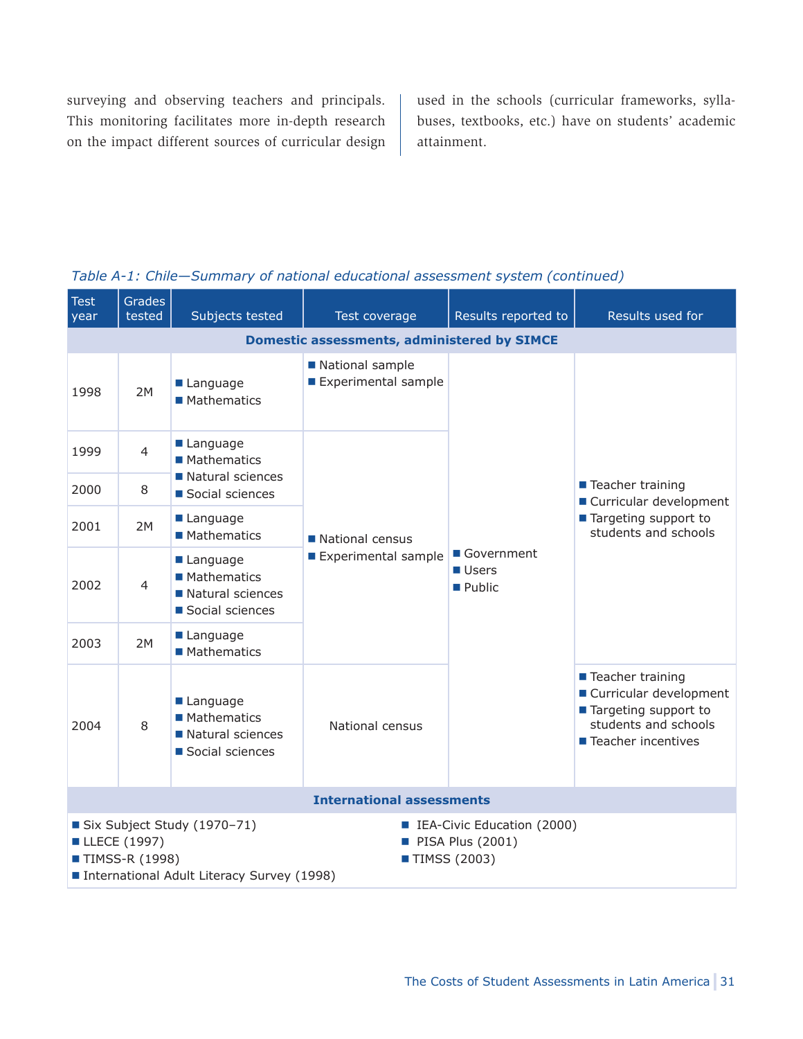surveying and observing teachers and principals. This monitoring facilitates more in-depth research on the impact different sources of curricular design used in the schools (curricular frameworks, syllabuses, textbooks, etc.) have on students' academic attainment.

*Table A-1: Chile—Summary of national educational assessment system (continued)*

| Test year | Grades tested | Subjects tested | Test coverage | Results reported to | Results used for |
|---|---|---|---|---|---|
| **Domestic assessments, administered by SIMCE** | | | | | |
| 1998 | 2M | ■ Language ■ Mathematics | ■ National sample ■ Experimental sample | ■ Government ■ Users ■ Public | ■ Teacher training ■ Curricular development ■ Targeting support to students and schools |
| 1999 | 4 | ■ Language ■ Mathematics ■ Natural sciences ■ Social sciences | ■ National census ■ Experimental sample | | |
| 2000 | 8 | | | | |
| 2001 | 2M | ■ Language ■ Mathematics | | | |
| 2002 | 4 | ■ Language ■ Mathematics ■ Natural sciences ■ Social sciences | | | |
| 2003 | 2M | ■ Language ■ Mathematics | | | |
| 2004 | 8 | ■ Language ■ Mathematics ■ Natural sciences ■ Social sciences | National census | | ■ Teacher training ■ Curricular development ■ Targeting support to students and schools ■ Teacher incentives |
| **International assessments** | | | | | |
| ■ Six Subject Study (1970–71) ■ LLECE (1997) ■ TIMSS-R (1998) ■ International Adult Literacy Survey (1998) | | | ■ IEA-Civic Education (2000) ■ PISA Plus (2001) ■ TIMSS (2003) | | |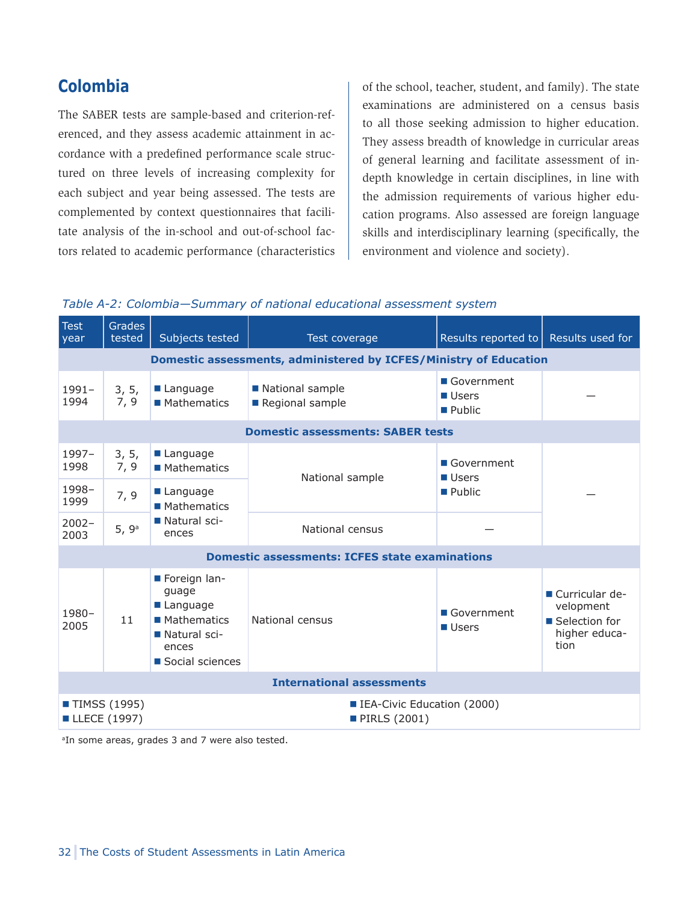## Colombia

The SABER tests are sample-based and criterion-referenced, and they assess academic attainment in accordance with a predefined performance scale structured on three levels of increasing complexity for each subject and year being assessed. The tests are complemented by context questionnaires that facilitate analysis of the in-school and out-of-school factors related to academic performance (characteristics of the school, teacher, student, and family). The state examinations are administered on a census basis to all those seeking admission to higher education. They assess breadth of knowledge in curricular areas of general learning and facilitate assessment of in-depth knowledge in certain disciplines, in line with the admission requirements of various higher education programs. Also assessed are foreign language skills and interdisciplinary learning (specifically, the environment and violence and society).

*Table A-2: Colombia—Summary of national educational assessment system*

| Test year | Grades tested | Subjects tested | Test coverage | Results reported to | Results used for |
|---|---|---|---|---|---|
| **Domestic assessments, administered by ICFES/Ministry of Education** | | | | | |
| 1991–1994 | 3, 5, 7, 9 | ■ Language<br>■ Mathematics | ■ National sample<br>■ Regional sample | ■ Government<br>■ Users<br>■ Public | — |
| **Domestic assessments: SABER tests** | | | | | |
| 1997–1998 | 3, 5, 7, 9 | ■ Language<br>■ Mathematics | National sample | ■ Government<br>■ Users<br>■ Public | — |
| 1998–1999 | 7, 9 | ■ Language<br>■ Mathematics<br>■ Natural sciences | National sample | ■ Government<br>■ Users<br>■ Public | — |
| 2002–2003 | 5, 9[a] | ■ Language<br>■ Mathematics<br>■ Natural sciences | National census | — | — |
| **Domestic assessments: ICFES state examinations** | | | | | |
| 1980–2005 | 11 | ■ Foreign language<br>■ Language<br>■ Mathematics<br>■ Natural sciences<br>■ Social sciences | National census | ■ Government<br>■ Users | ■ Curricular development<br>■ Selection for higher education |
| **International assessments** | | | | | |
| ■ TIMSS (1995)<br>■ LLECE (1997) | | | ■ IEA-Civic Education (2000)<br>■ PIRLS (2001) | | |

[a]In some areas, grades 3 and 7 were also tested.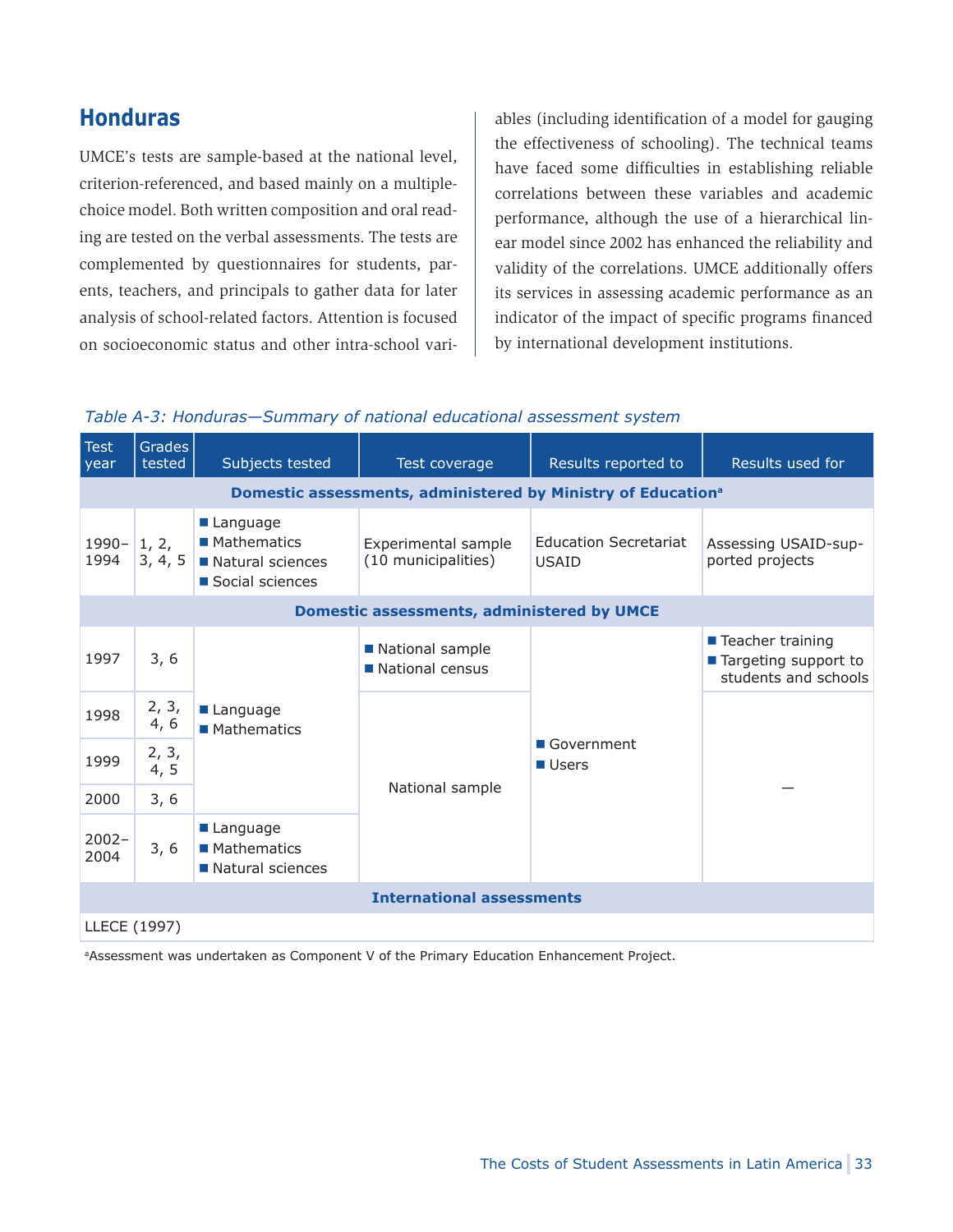## Honduras

UMCE's tests are sample-based at the national level, criterion-referenced, and based mainly on a multiple-choice model. Both written composition and oral reading are tested on the verbal assessments. The tests are complemented by questionnaires for students, parents, teachers, and principals to gather data for later analysis of school-related factors. Attention is focused on socioeconomic status and other intra-school variables (including identification of a model for gauging the effectiveness of schooling). The technical teams have faced some difficulties in establishing reliable correlations between these variables and academic performance, although the use of a hierarchical linear model since 2002 has enhanced the reliability and validity of the correlations. UMCE additionally offers its services in assessing academic performance as an indicator of the impact of specific programs financed by international development institutions.

*Table A-3: Honduras—Summary of national educational assessment system*

| Test year | Grades tested | Subjects tested | Test coverage | Results reported to | Results used for |
|---|---|---|---|---|---|
| **Domestic assessments, administered by Ministry of Education[a]** | | | | | |
| 1990–1994 | 1, 2, 3, 4, 5 | ■ Language ■ Mathematics ■ Natural sciences ■ Social sciences | Experimental sample (10 municipalities) | Education Secretariat USAID | Assessing USAID-supported projects |
| **Domestic assessments, administered by UMCE** | | | | | |
| 1997 | 3, 6 | ■ Language ■ Mathematics | ■ National sample ■ National census | ■ Government ■ Users | ■ Teacher training ■ Targeting support to students and schools |
| 1998 | 2, 3, 4, 6 | ■ Language ■ Mathematics | National sample | ■ Government ■ Users | — |
| 1999 | 2, 3, 4, 5 | ■ Language ■ Mathematics | National sample | ■ Government ■ Users | — |
| 2000 | 3, 6 | ■ Language ■ Mathematics | National sample | ■ Government ■ Users | — |
| 2002–2004 | 3, 6 | ■ Language ■ Mathematics ■ Natural sciences | National sample | ■ Government ■ Users | — |
| **International assessments** | | | | | |
| LLECE (1997) | | | | | |

[a]Assessment was undertaken as Component V of the Primary Education Enhancement Project.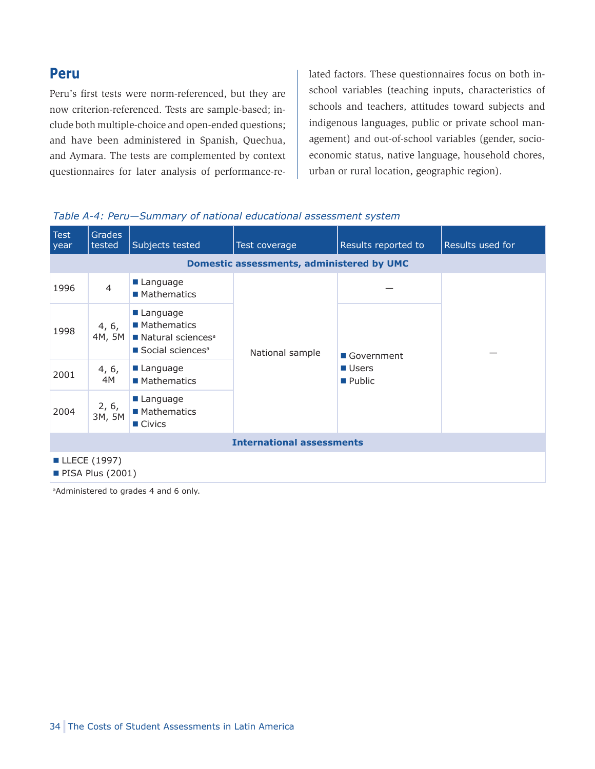## Peru

Peru's first tests were norm-referenced, but they are now criterion-referenced. Tests are sample-based; include both multiple-choice and open-ended questions; and have been administered in Spanish, Quechua, and Aymara. The tests are complemented by context questionnaires for later analysis of performance-related factors. These questionnaires focus on both in-school variables (teaching inputs, characteristics of schools and teachers, attitudes toward subjects and indigenous languages, public or private school management) and out-of-school variables (gender, socioeconomic status, native language, household chores, urban or rural location, geographic region).

*Table A-4: Peru—Summary of national educational assessment system*

| Test year | Grades tested | Subjects tested | Test coverage | Results reported to | Results used for |
|---|---|---|---|---|---|
| **Domestic assessments, administered by UMC** | | | | | |
| 1996 | 4 | ■ Language<br>■ Mathematics | National sample | — | — |
| 1998 | 4, 6, 4M, 5M | ■ Language<br>■ Mathematics<br>■ Natural sciences[a]<br>■ Social sciences[a] | | ■ Government<br>■ Users<br>■ Public | |
| 2001 | 4, 6, 4M | ■ Language<br>■ Mathematics | | | |
| 2004 | 2, 6, 3M, 5M | ■ Language<br>■ Mathematics<br>■ Civics | | | |
| **International assessments** | | | | | |
| ■ LLECE (1997)<br>■ PISA Plus (2001) | | | | | |

[a]Administered to grades 4 and 6 only.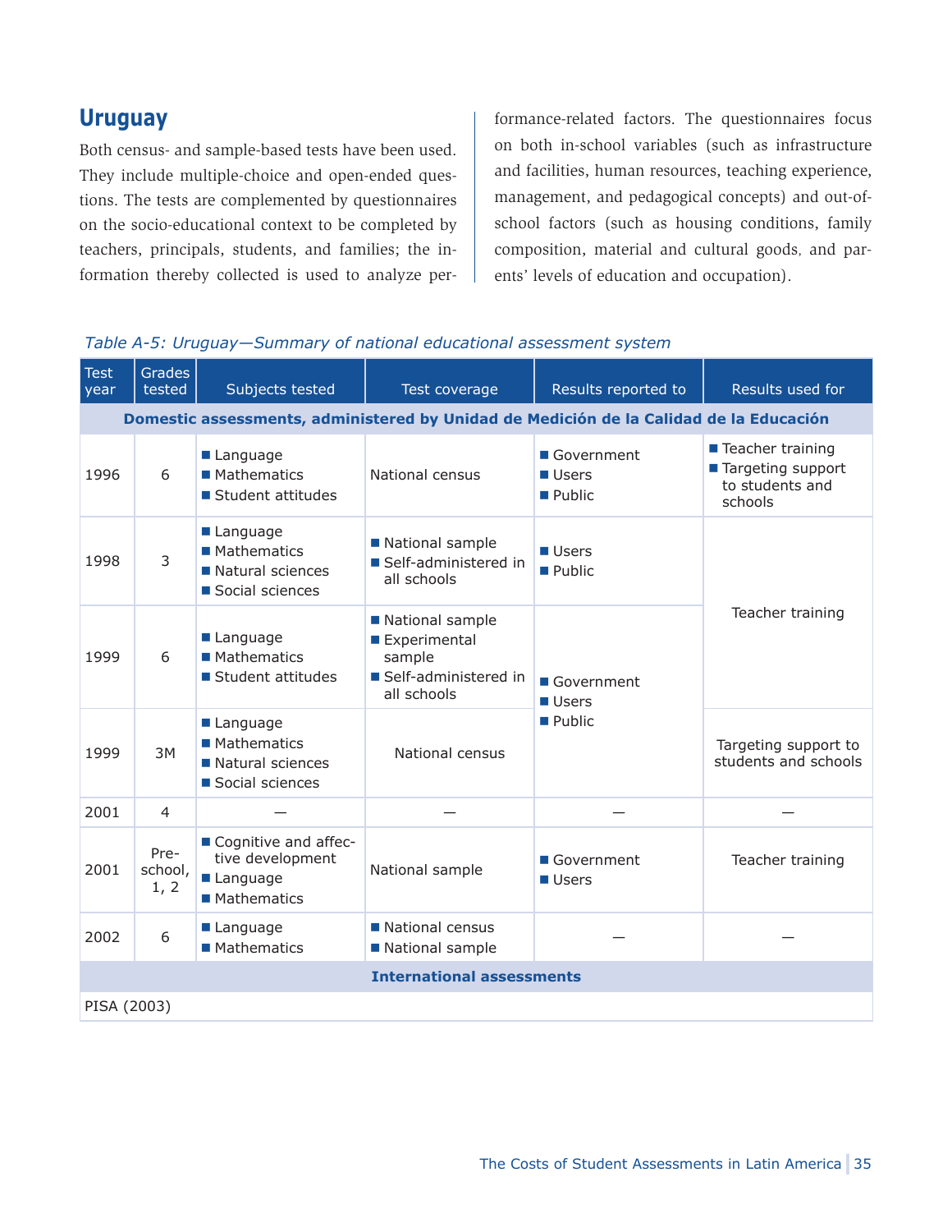## Uruguay

Both census- and sample-based tests have been used. They include multiple-choice and open-ended questions. The tests are complemented by questionnaires on the socio-educational context to be completed by teachers, principals, students, and families; the information thereby collected is used to analyze performance-related factors. The questionnaires focus on both in-school variables (such as infrastructure and facilities, human resources, teaching experience, management, and pedagogical concepts) and out-of-school factors (such as housing conditions, family composition, material and cultural goods, and parents' levels of education and occupation).

*Table A-5: Uruguay—Summary of national educational assessment system*

| Test year | Grades tested | Subjects tested | Test coverage | Results reported to | Results used for |
|---|---|---|---|---|---|
| **Domestic assessments, administered by Unidad de Medición de la Calidad de la Educación** | | | | | |
| 1996 | 6 | ■ Language<br>■ Mathematics<br>■ Student attitudes | National census | ■ Government<br>■ Users<br>■ Public | ■ Teacher training<br>■ Targeting support to students and schools |
| 1998 | 3 | ■ Language<br>■ Mathematics<br>■ Natural sciences<br>■ Social sciences | ■ National sample<br>■ Self-administered in all schools | ■ Users<br>■ Public | Teacher training |
| 1999 | 6 | ■ Language<br>■ Mathematics<br>■ Student attitudes | ■ National sample<br>■ Experimental sample<br>■ Self-administered in all schools | ■ Government<br>■ Users<br>■ Public | Teacher training |
| 1999 | 3M | ■ Language<br>■ Mathematics<br>■ Natural sciences<br>■ Social sciences | National census | ■ Government<br>■ Users<br>■ Public | Targeting support to students and schools |
| 2001 | 4 | — | — | — | — |
| 2001 | Pre-school, 1, 2 | ■ Cognitive and affective development<br>■ Language<br>■ Mathematics | National sample | ■ Government<br>■ Users | Teacher training |
| 2002 | 6 | ■ Language<br>■ Mathematics | ■ National census<br>■ National sample | — | — |
| **International assessments** | | | | | |
| PISA (2003) | | | | | |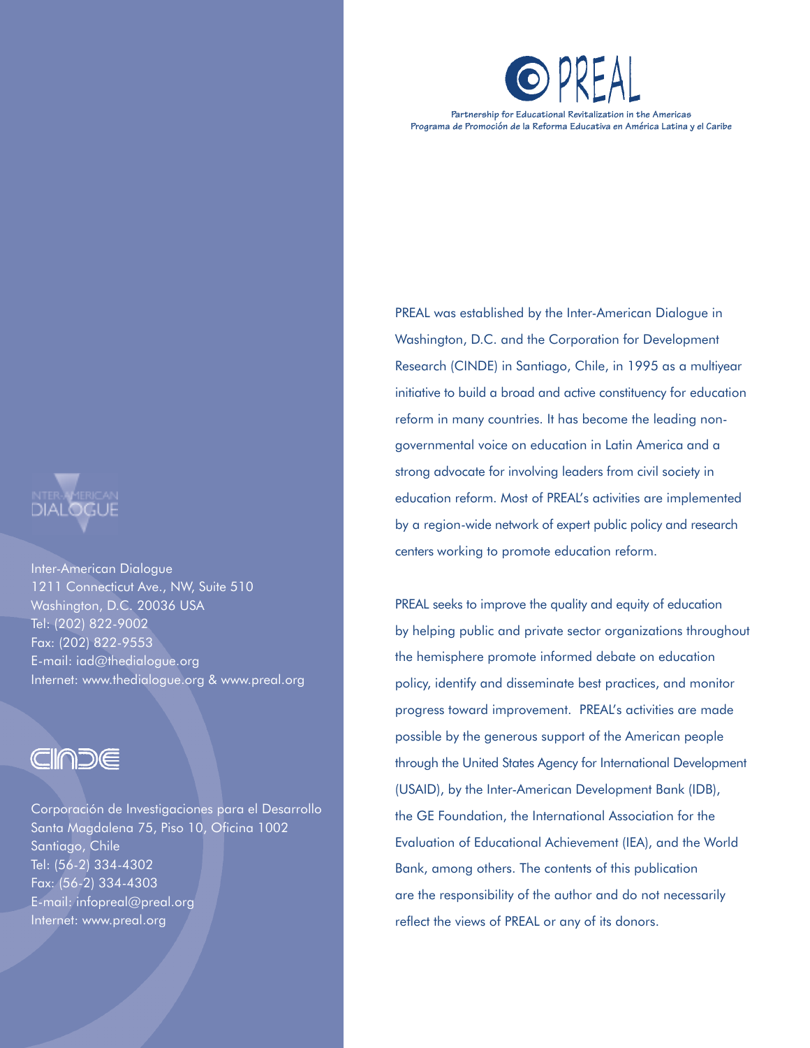PREAL

Partnership for Educational Revitalization in the Americas
Programa de Promoción de la Reforma Educativa en América Latina y el Caribe

PREAL was established by the Inter-American Dialogue in Washington, D.C. and the Corporation for Development Research (CINDE) in Santiago, Chile, in 1995 as a multiyear initiative to build a broad and active constituency for education reform in many countries. It has become the leading non-governmental voice on education in Latin America and a strong advocate for involving leaders from civil society in education reform. Most of PREAL's activities are implemented by a region-wide network of expert public policy and research centers working to promote education reform.

PREAL seeks to improve the quality and equity of education by helping public and private sector organizations throughout the hemisphere promote informed debate on education policy, identify and disseminate best practices, and monitor progress toward improvement. PREAL's activities are made possible by the generous support of the American people through the United States Agency for International Development (USAID), by the Inter-American Development Bank (IDB), the GE Foundation, the International Association for the Evaluation of Educational Achievement (IEA), and the World Bank, among others. The contents of this publication are the responsibility of the author and do not necessarily reflect the views of PREAL or any of its donors.

Inter-American Dialogue

Inter-American Dialogue
1211 Connecticut Ave., NW, Suite 510
Washington, D.C. 20036 USA
Tel: (202) 822-9002
Fax: (202) 822-9553
E-mail: iad@thedialogue.org
Internet: www.thedialogue.org & www.preal.org

CINDE

Corporación de Investigaciones para el Desarrollo
Santa Magdalena 75, Piso 10, Oficina 1002
Santiago, Chile
Tel: (56-2) 334-4302
Fax: (56-2) 334-4303
E-mail: infopreal@preal.org
Internet: www.preal.org